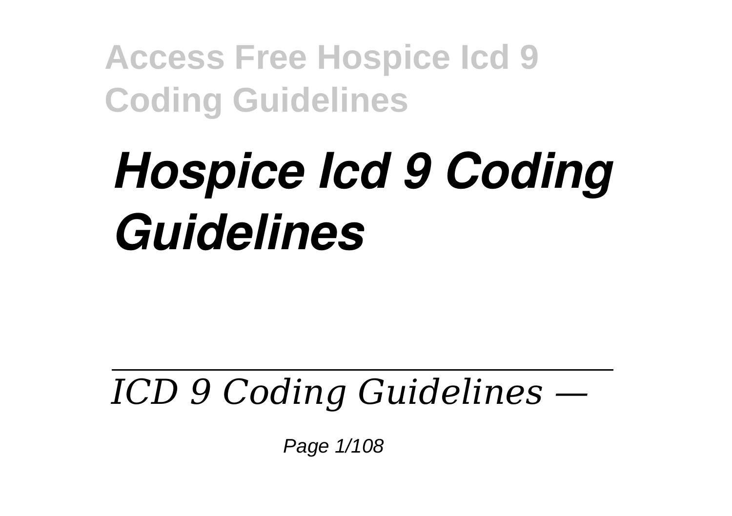# *Hospice Icd 9 Coding Guidelines*

---

*ICD 9 Coding Guidelines —*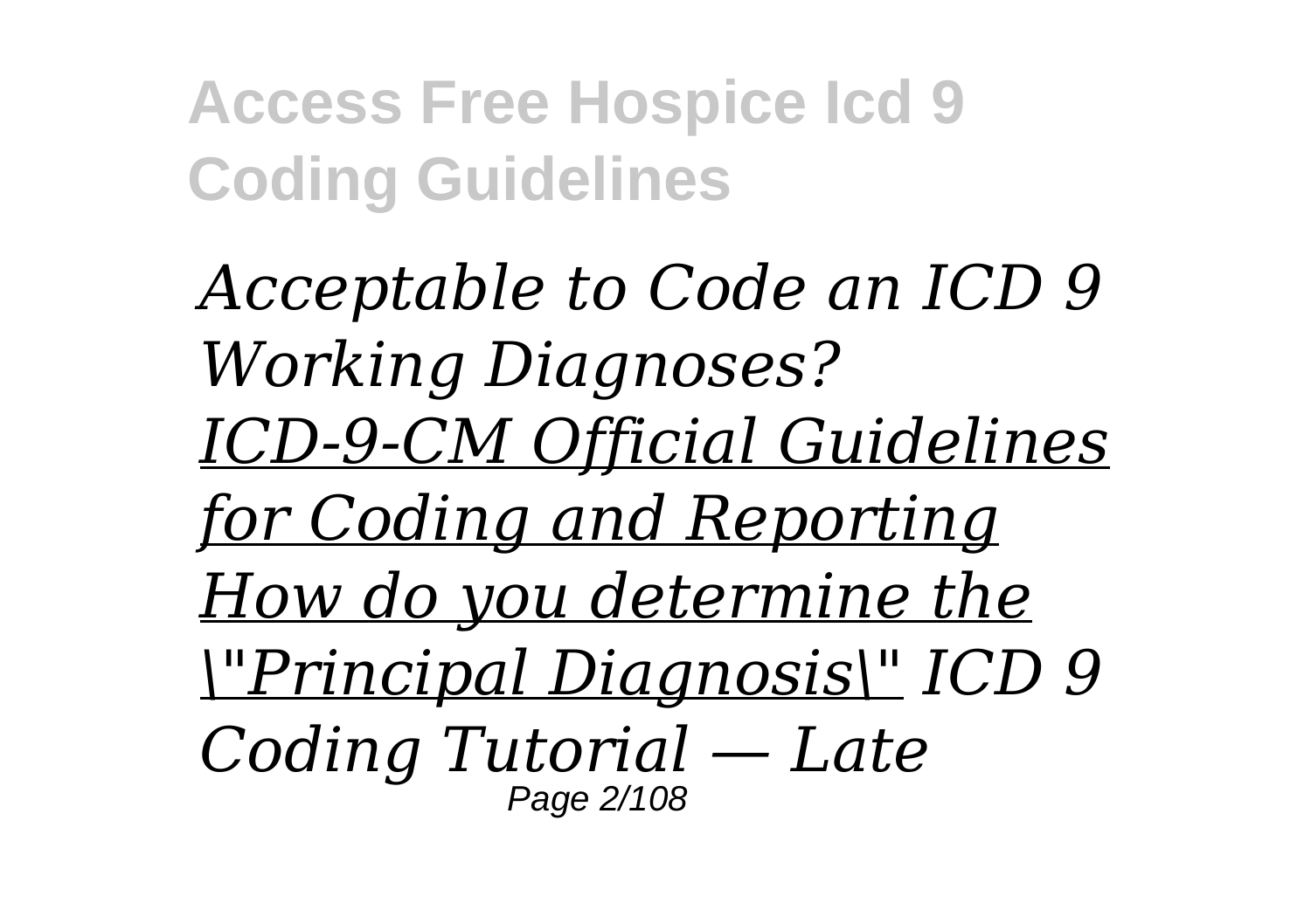*Acceptable to Code an ICD 9 Working Diagnoses?* *ICD-9-CM Official Guidelines for Coding and Reporting* *How do you determine the \"Principal Diagnosis\"* *ICD 9 Coding Tutorial — Late*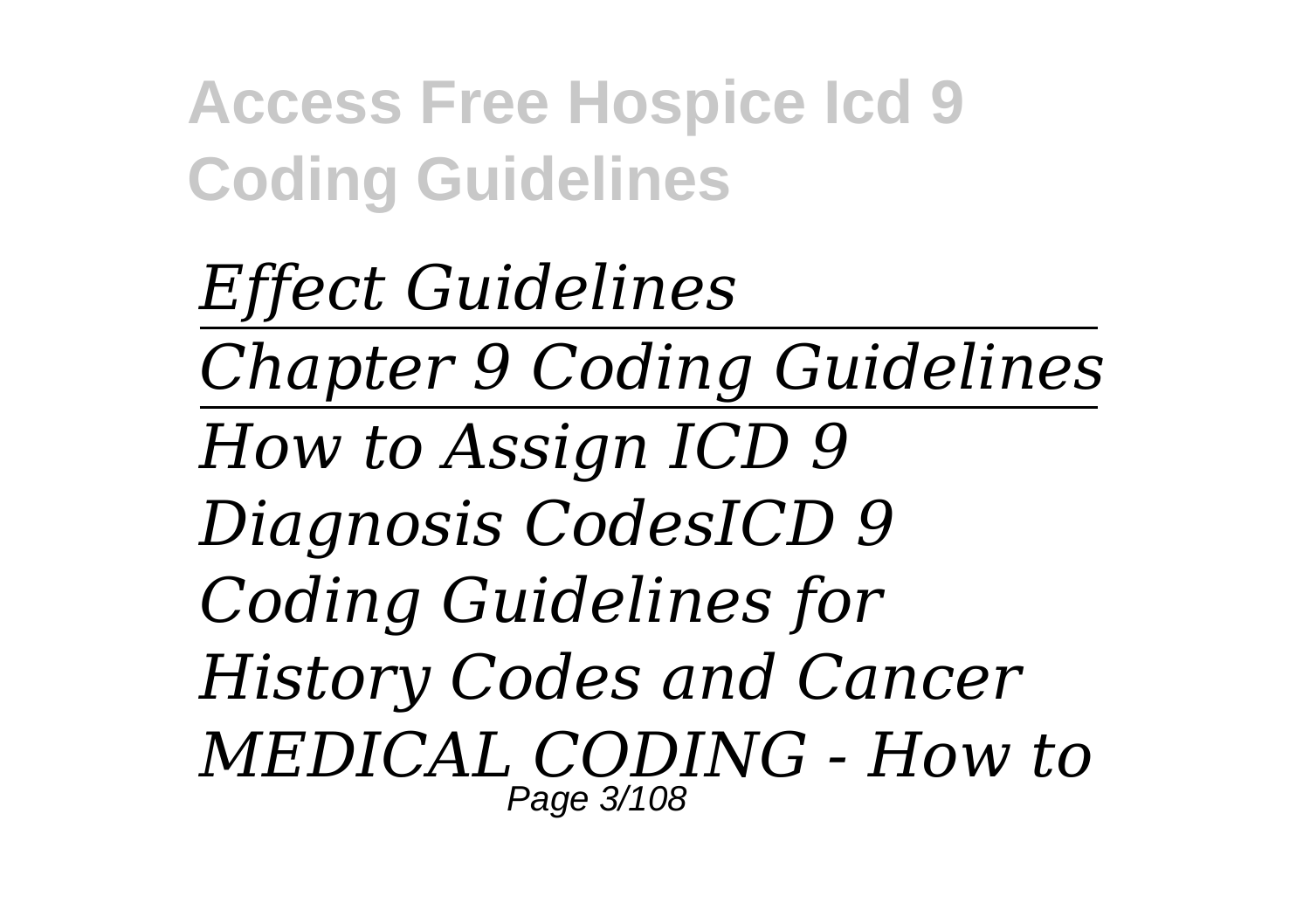*Effect Guidelines*

---

*Chapter 9 Coding Guidelines*

---

*How to Assign ICD 9 Diagnosis CodesICD 9 Coding Guidelines for History Codes and Cancer MEDICAL CODING - How to*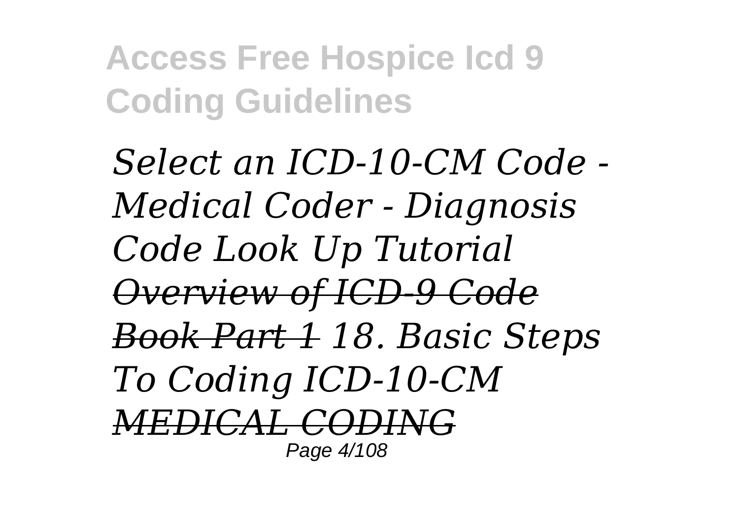*Select an ICD-10-CM Code - Medical Coder - Diagnosis Code Look Up Tutorial* ~~*Overview of ICD-9 Code Book Part 1*~~ *18. Basic Steps To Coding ICD-10-CM* ~~*MEDICAL CODING*~~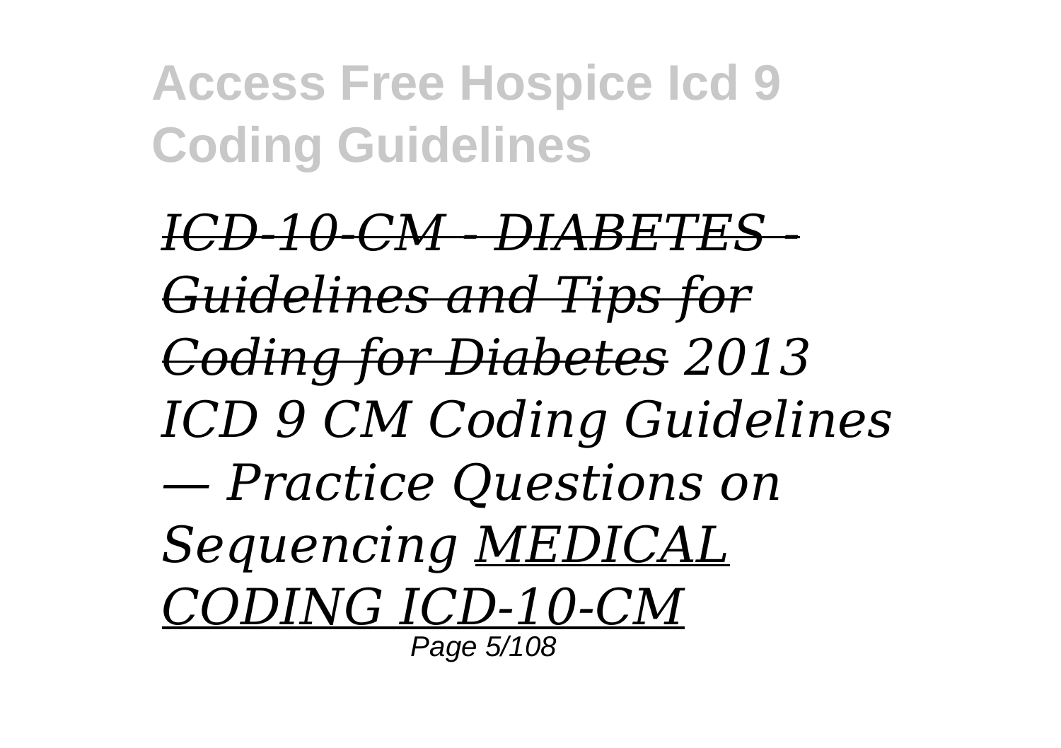*ICD-10-CM - DIABETES - Guidelines and Tips for Coding for Diabetes 2013 ICD 9 CM Coding Guidelines — Practice Questions on Sequencing MEDICAL CODING ICD-10-CM*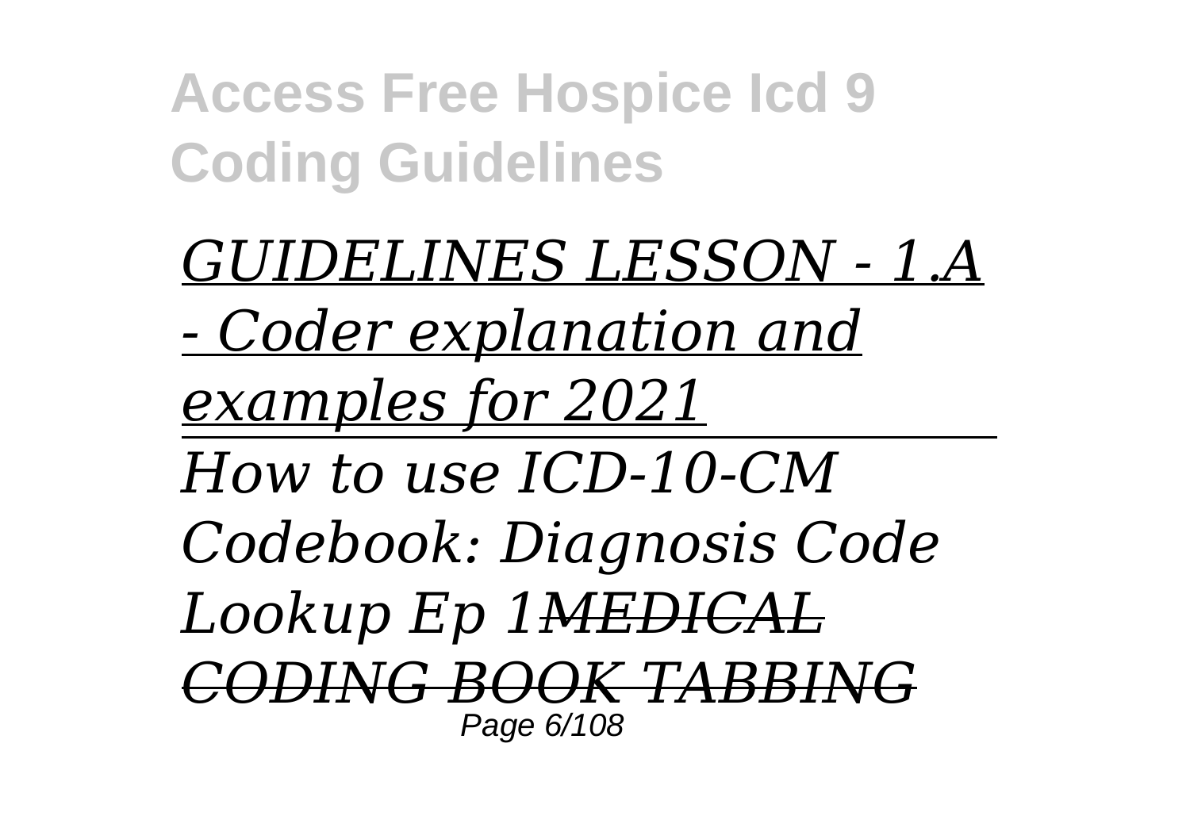*GUIDELINES LESSON - 1.A - Coder explanation and examples for 2021*

*How to use ICD-10-CM Codebook: Diagnosis Code Lookup Ep 1~~MEDICAL CODING BOOK TABBING~~*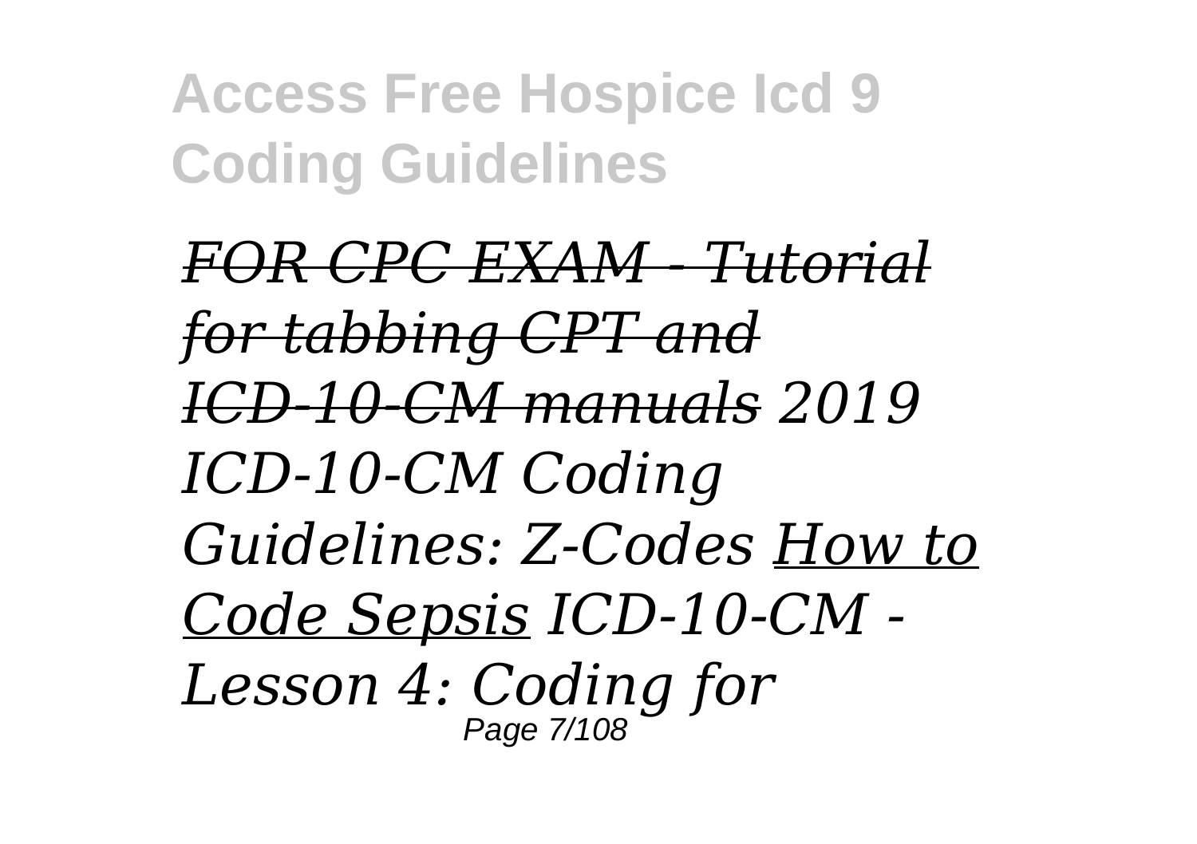*FOR CPC EXAM - Tutorial for tabbing CPT and ICD-10-CM manuals 2019 ICD-10-CM Coding Guidelines: Z-Codes How to Code Sepsis ICD-10-CM - Lesson 4: Coding for*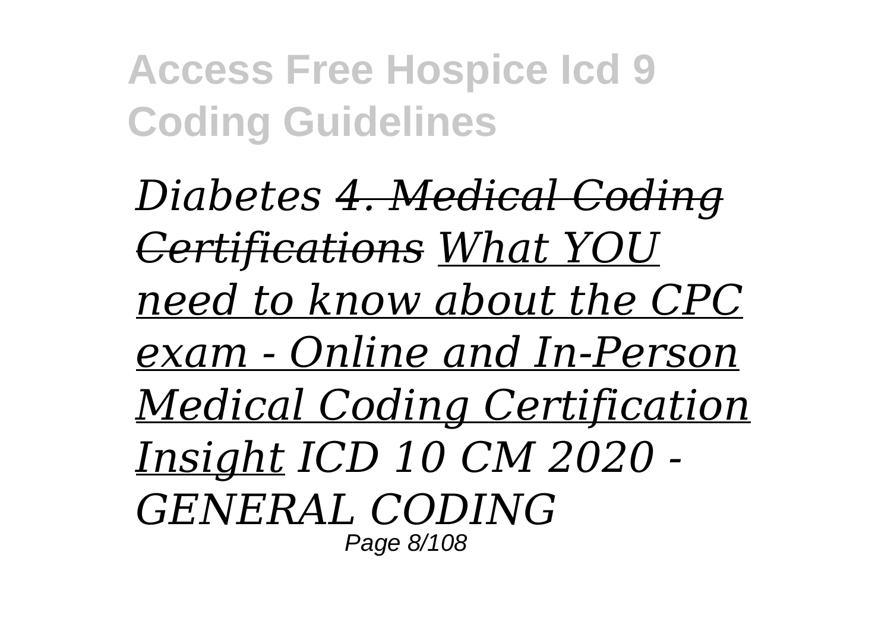*Diabetes* ~~*4. Medical Coding Certifications*~~ *What YOU need to know about the CPC exam - Online and In-Person Medical Coding Certification Insight* *ICD 10 CM 2020 - GENERAL CODING*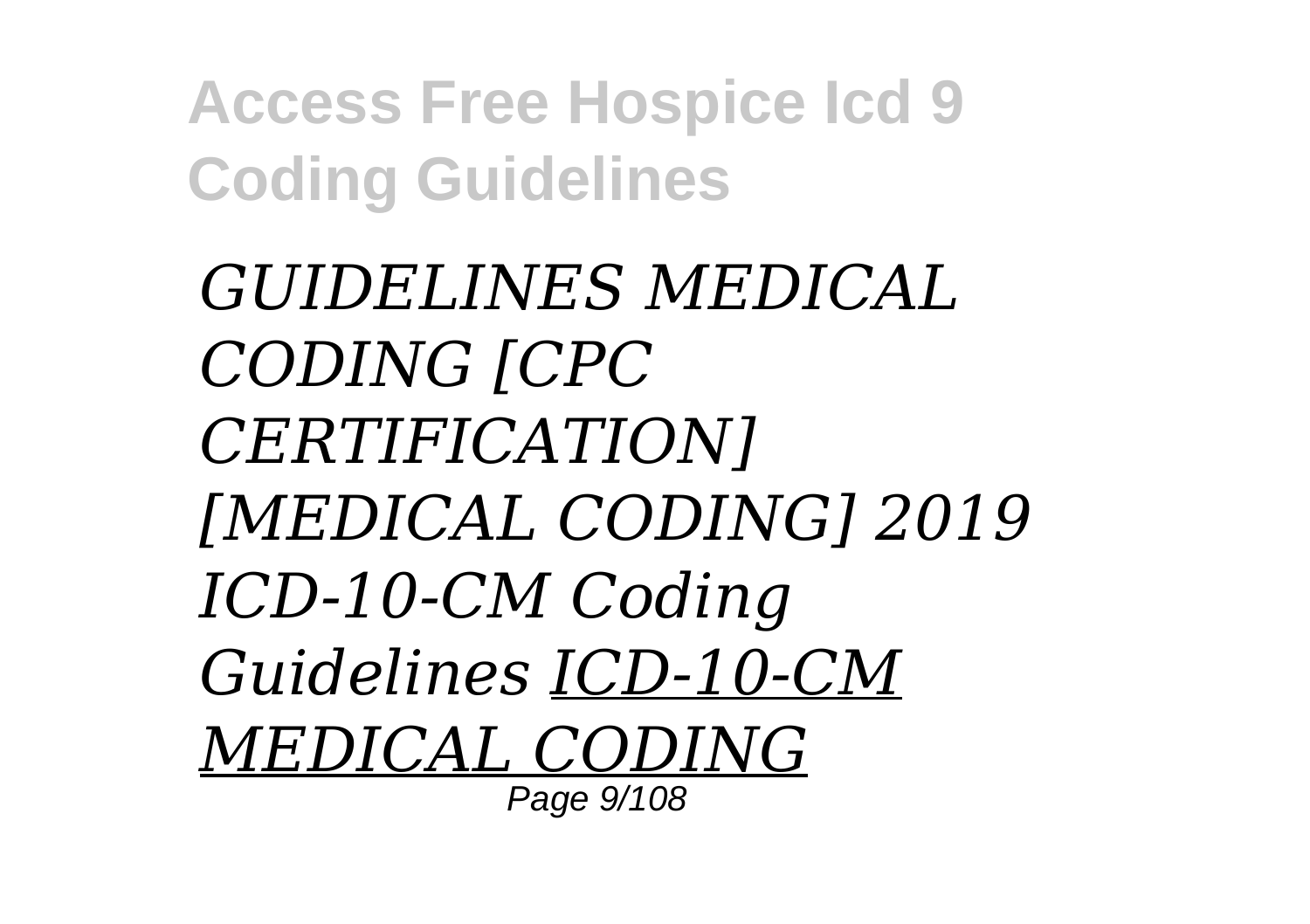*GUIDELINES MEDICAL CODING [CPC CERTIFICATION] [MEDICAL CODING] 2019 ICD-10-CM Coding Guidelines* *ICD-10-CM MEDICAL CODING*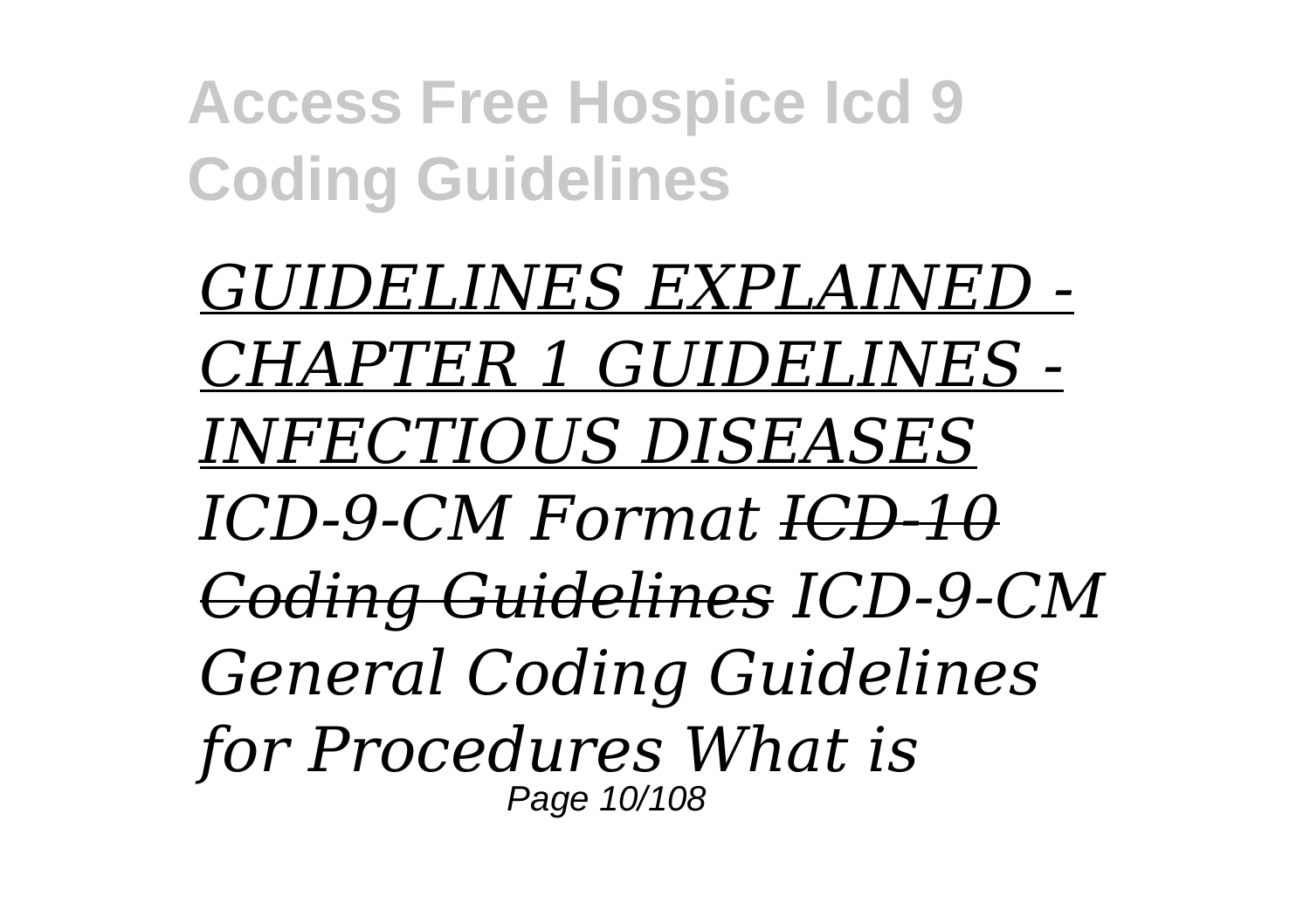*GUIDELINES EXPLAINED - CHAPTER 1 GUIDELINES - INFECTIOUS DISEASES* *ICD-9-CM Format* ~~*ICD-10 Coding Guidelines*~~ *ICD-9-CM General Coding Guidelines for Procedures What is*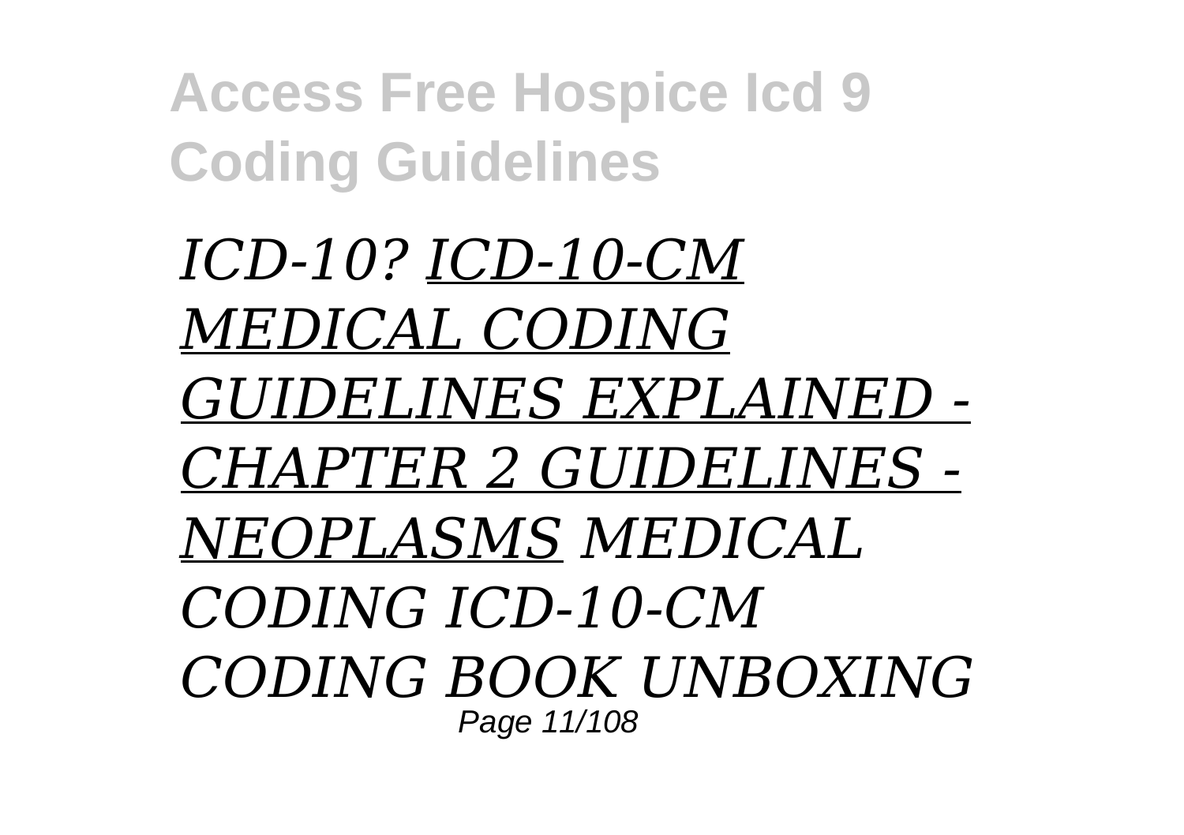*ICD-10? ICD-10-CM MEDICAL CODING GUIDELINES EXPLAINED - CHAPTER 2 GUIDELINES - NEOPLASMS MEDICAL CODING ICD-10-CM CODING BOOK UNBOXING*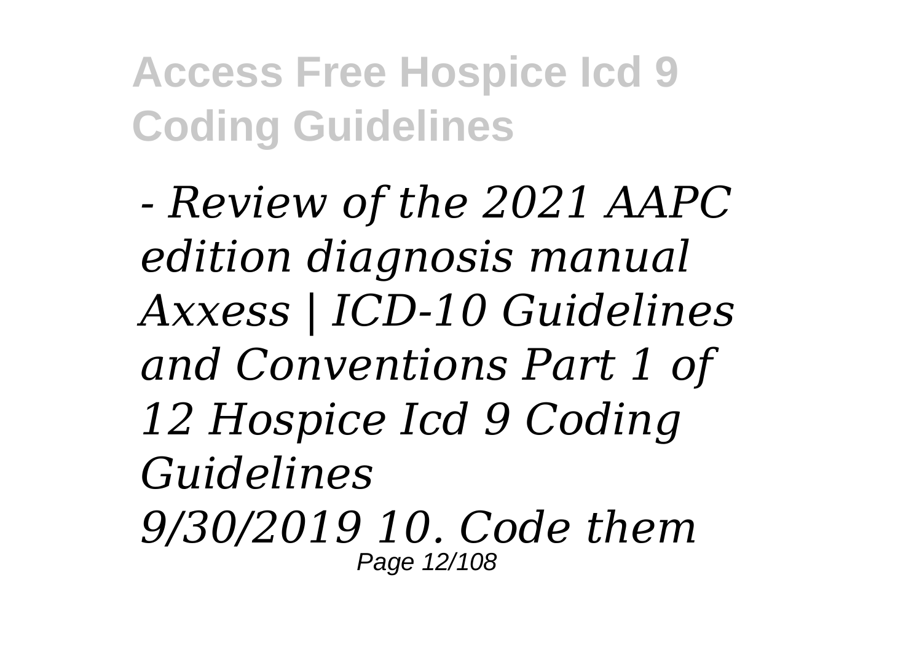*- Review of the 2021 AAPC edition diagnosis manual Axxess | ICD-10 Guidelines and Conventions Part 1 of 12 Hospice Icd 9 Coding Guidelines 9/30/2019 10. Code them*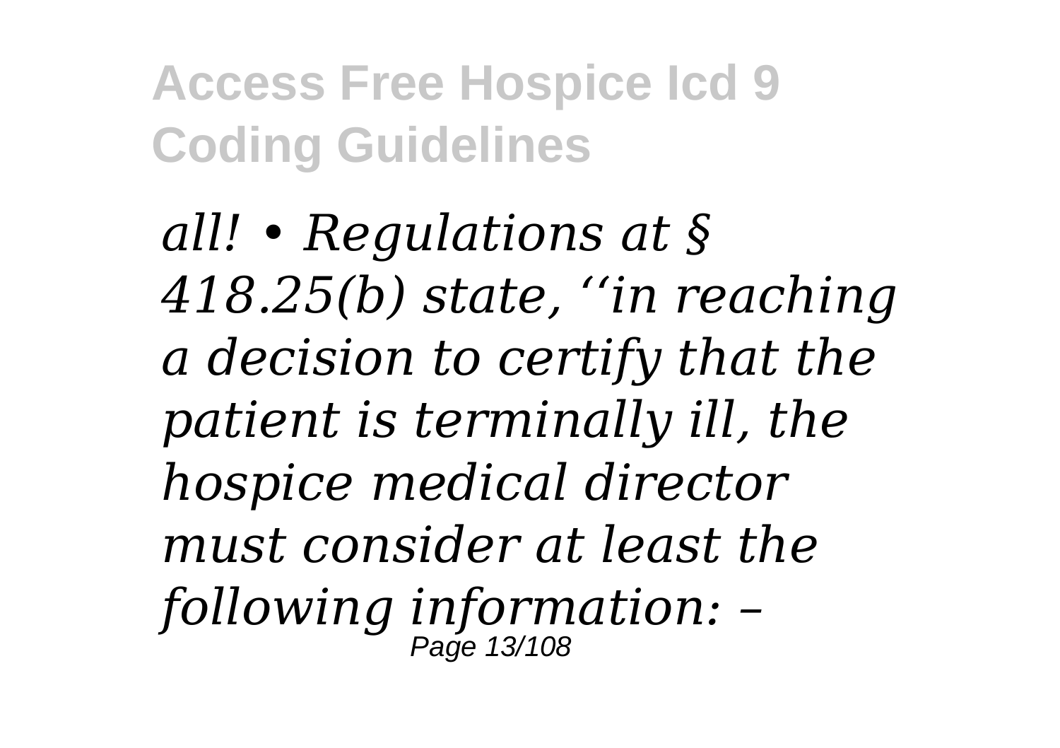*all! • Regulations at § 418.25(b) state, ‘‘in reaching a decision to certify that the patient is terminally ill, the hospice medical director must consider at least the following information: –*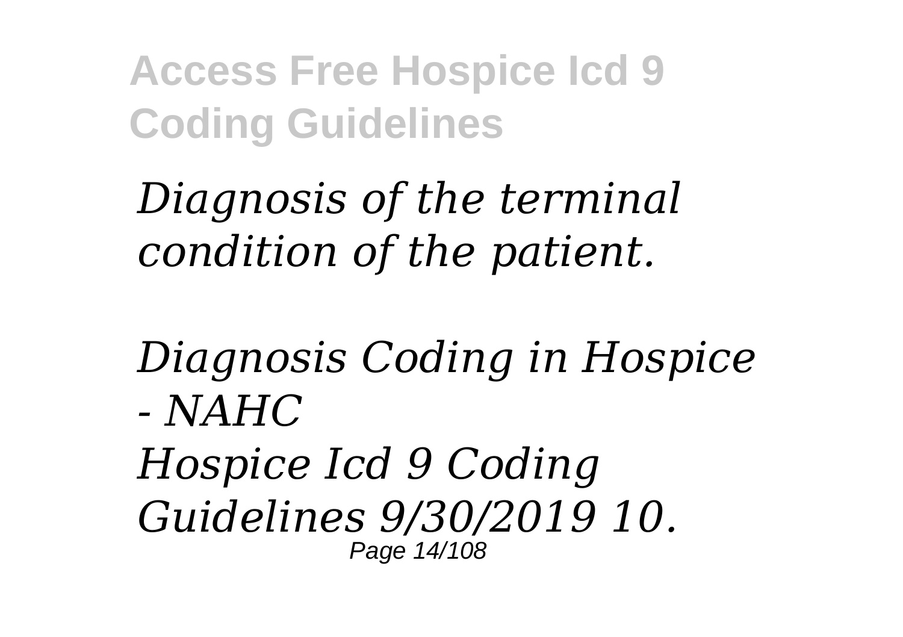*Diagnosis of the terminal condition of the patient.*

*Diagnosis Coding in Hospice - NAHC*

*Hospice Icd 9 Coding Guidelines 9/30/2019 10.*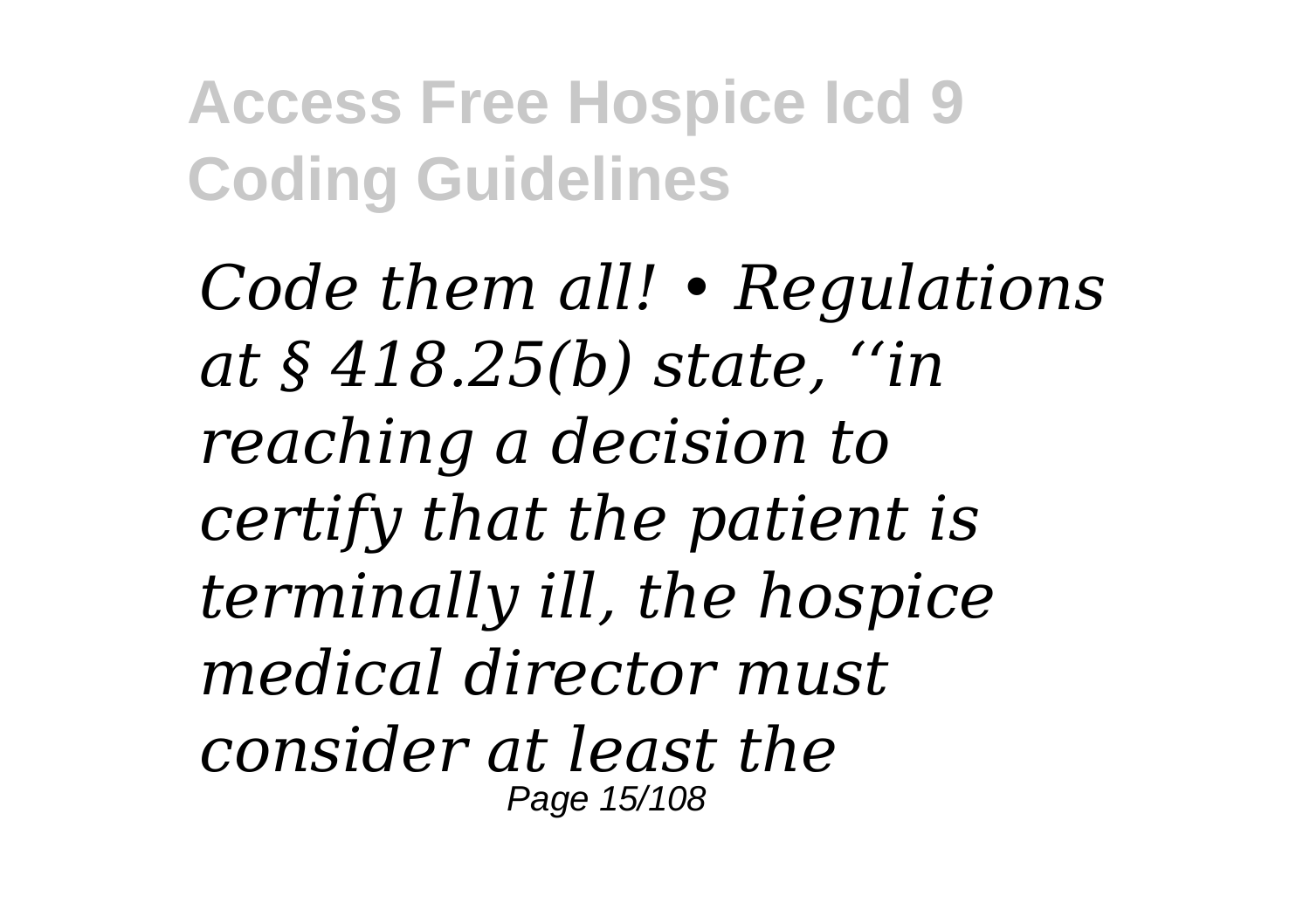*Code them all! • Regulations at § 418.25(b) state, ‘‘in reaching a decision to certify that the patient is terminally ill, the hospice medical director must consider at least the*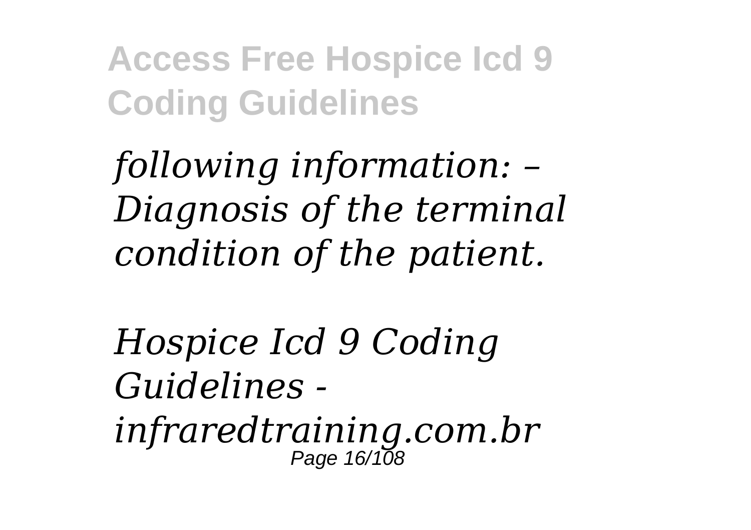*following information: – Diagnosis of the terminal condition of the patient.*

*Hospice Icd 9 Coding Guidelines - infraredtraining.com.br*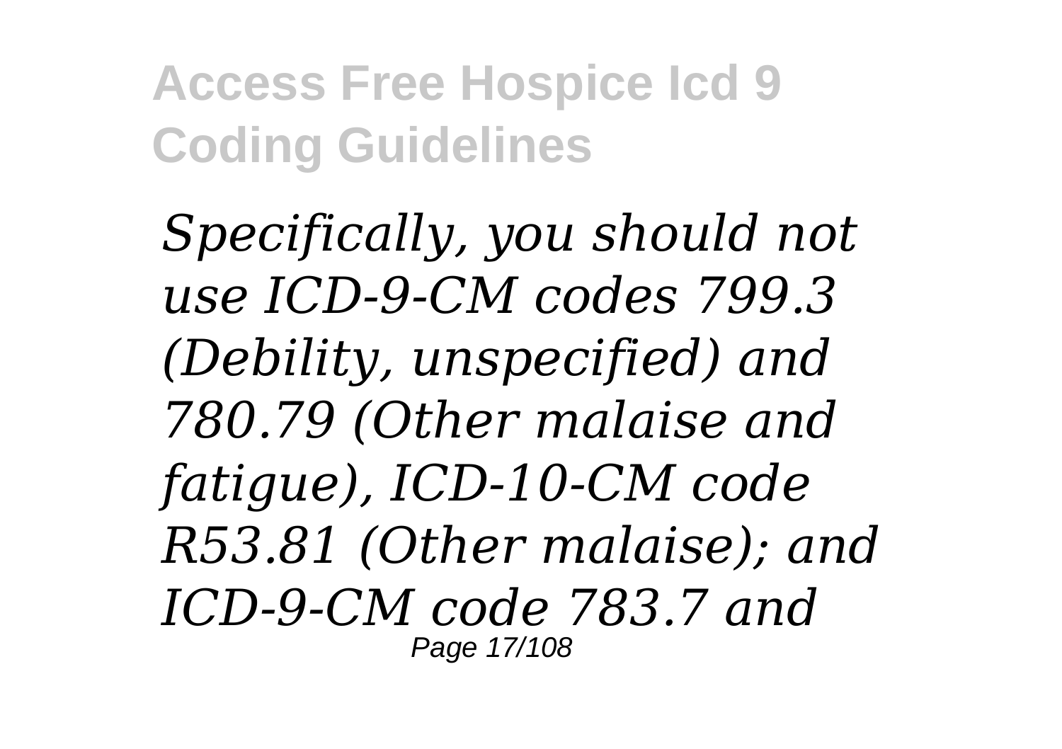*Specifically, you should not use ICD-9-CM codes 799.3 (Debility, unspecified) and 780.79 (Other malaise and fatigue), ICD-10-CM code R53.81 (Other malaise); and ICD-9-CM code 783.7 and*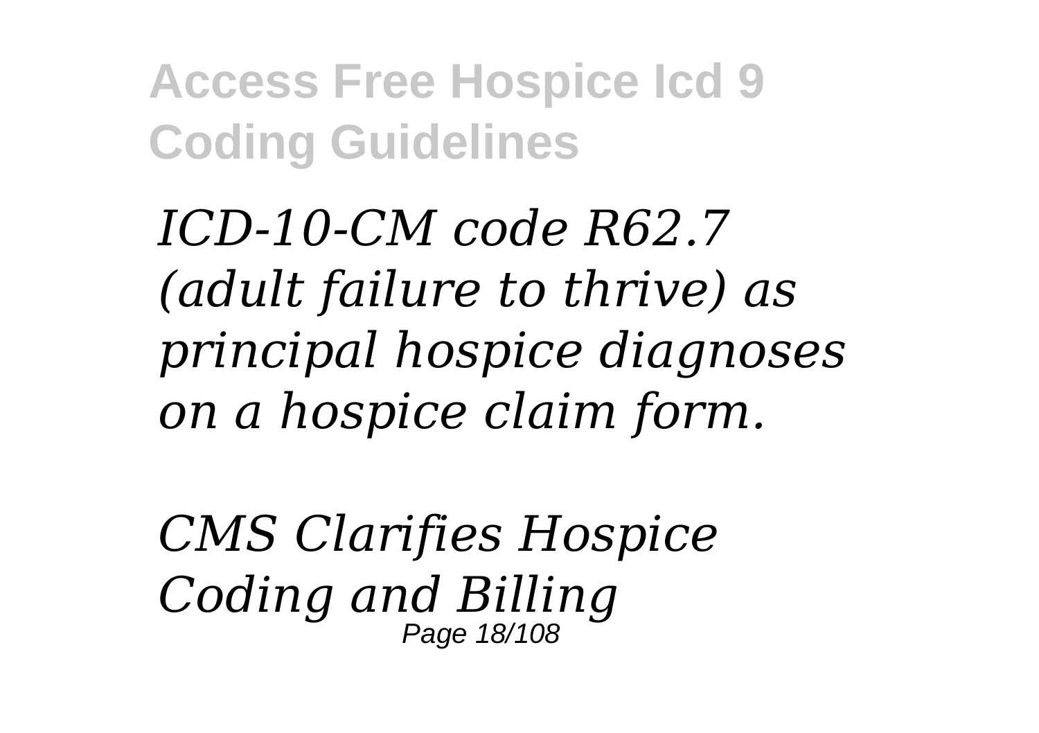*ICD-10-CM code R62.7 (adult failure to thrive) as principal hospice diagnoses on a hospice claim form.*

*CMS Clarifies Hospice Coding and Billing*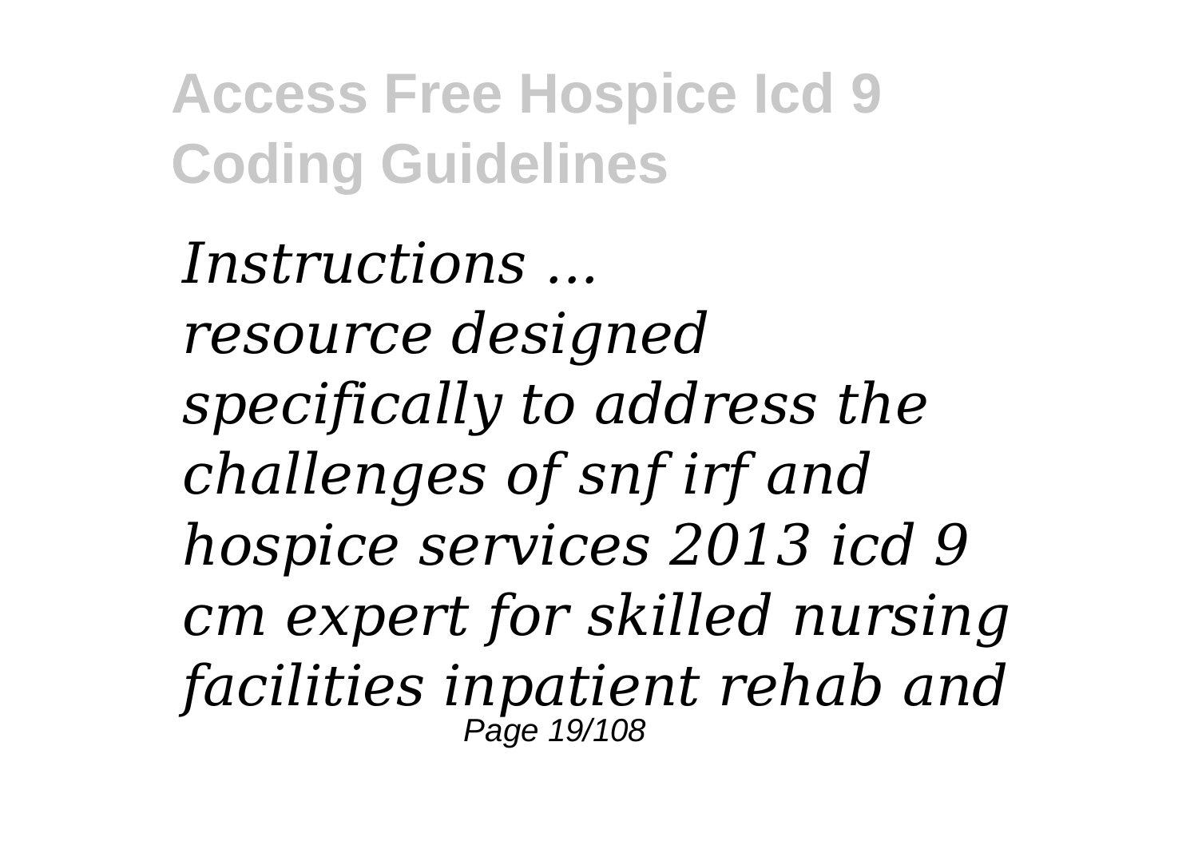*Instructions ... resource designed specifically to address the challenges of snf irf and hospice services 2013 icd 9 cm expert for skilled nursing facilities inpatient rehab and*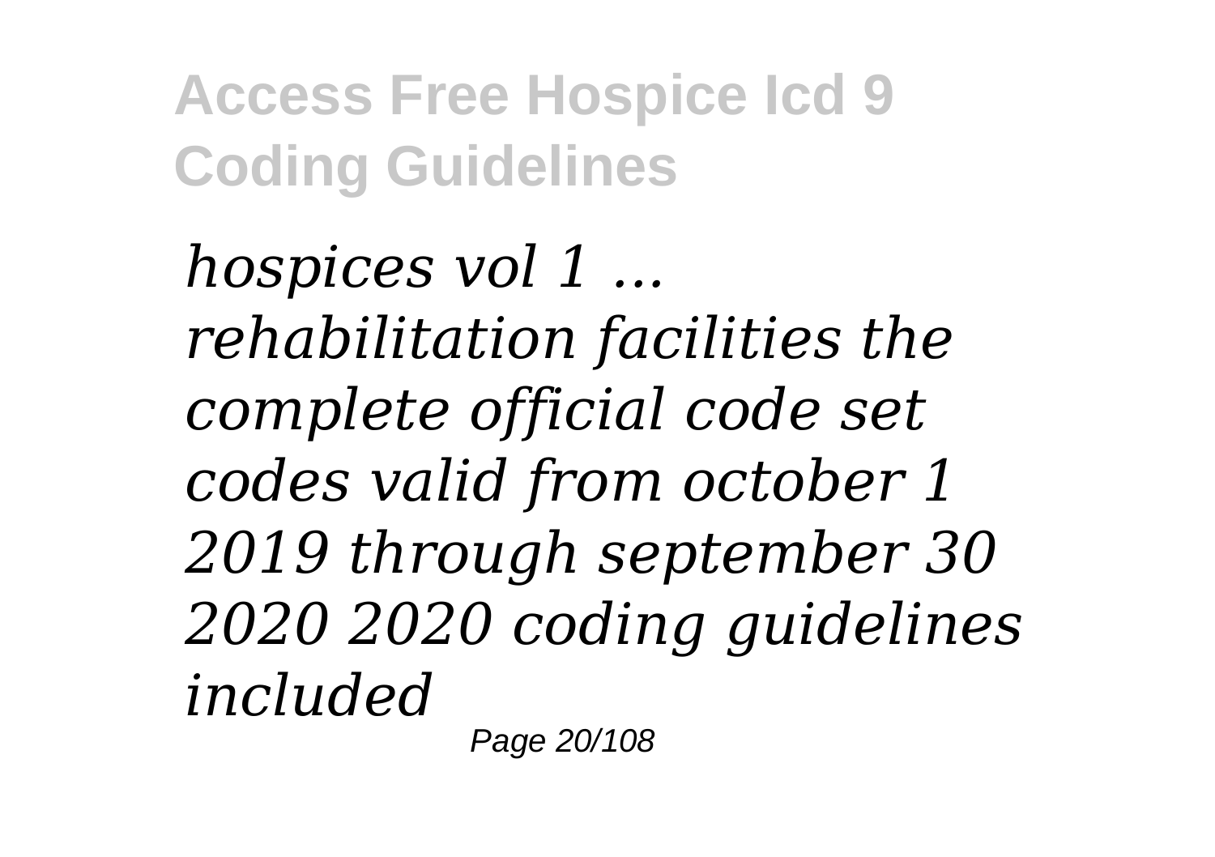*hospices vol 1 ... rehabilitation facilities the complete official code set codes valid from october 1 2019 through september 30 2020 2020 coding guidelines included*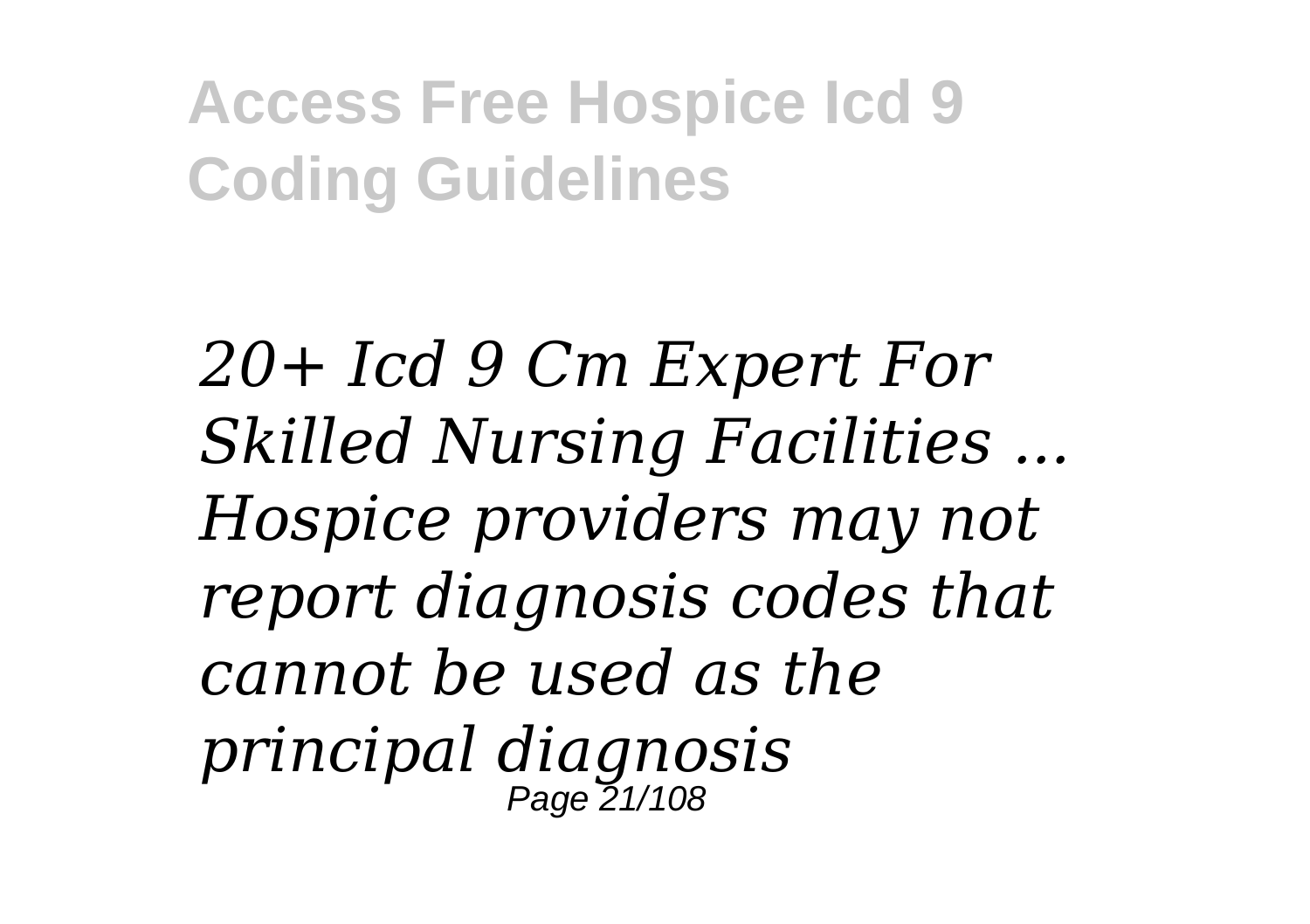*20+ Icd 9 Cm Expert For Skilled Nursing Facilities ...*
*Hospice providers may not report diagnosis codes that cannot be used as the principal diagnosis*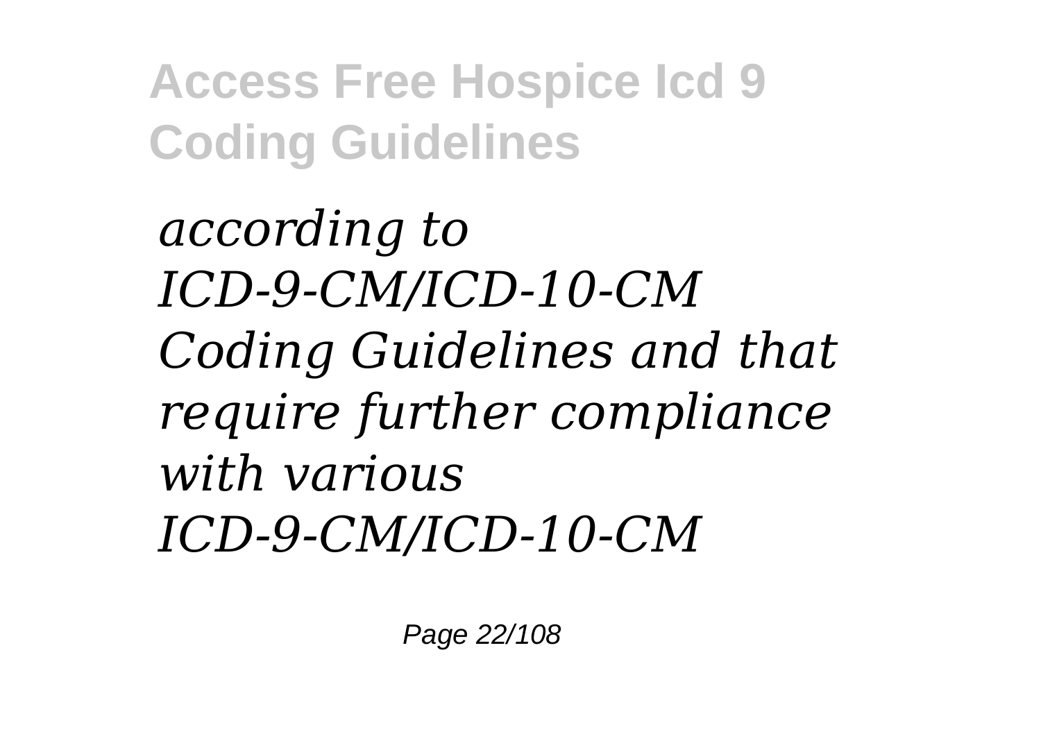*according to ICD-9-CM/ICD-10-CM Coding Guidelines and that require further compliance with various ICD-9-CM/ICD-10-CM*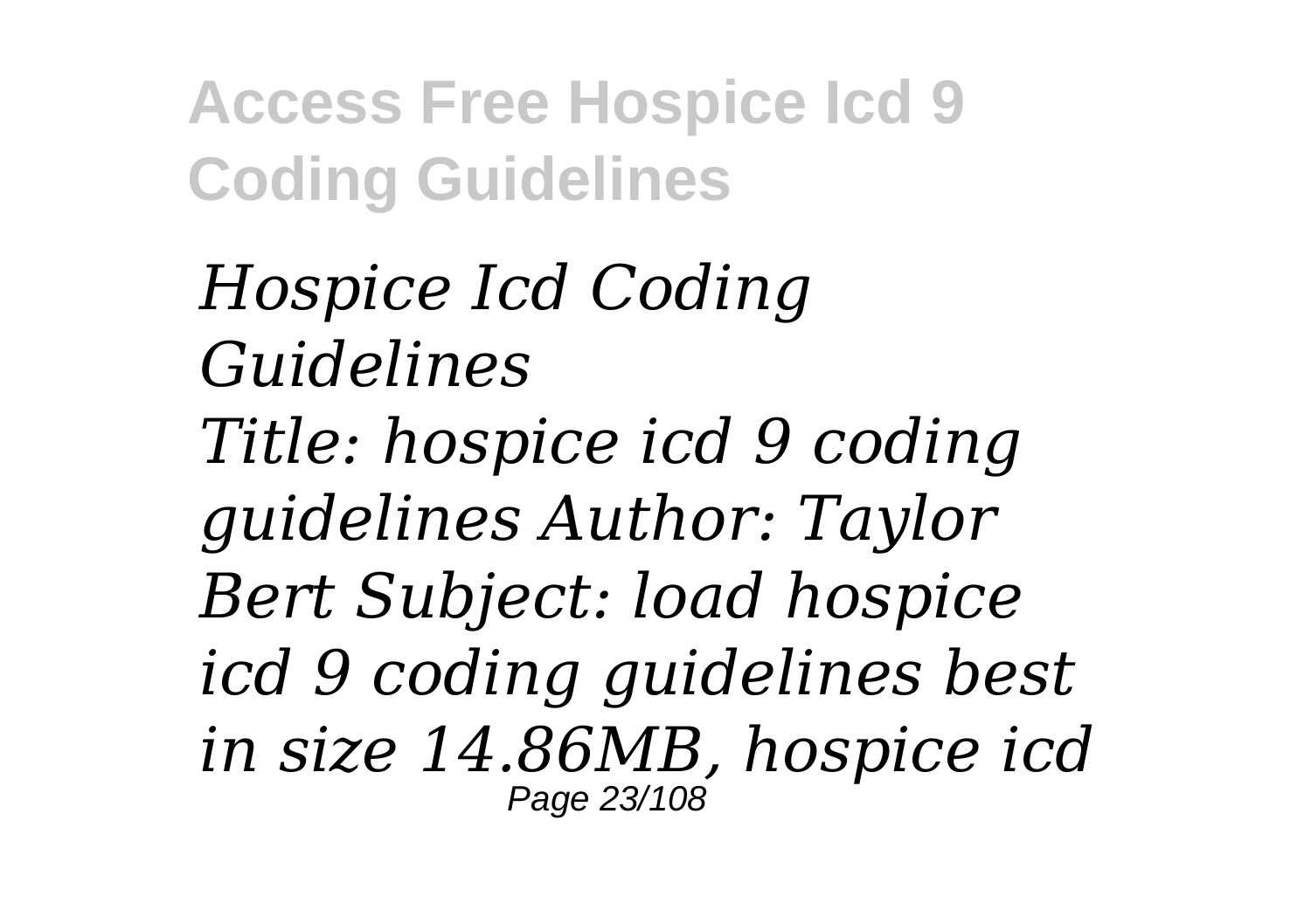*Hospice Icd Coding Guidelines*

*Title: hospice icd 9 coding guidelines Author: Taylor Bert Subject: load hospice icd 9 coding guidelines best in size 14.86MB, hospice icd*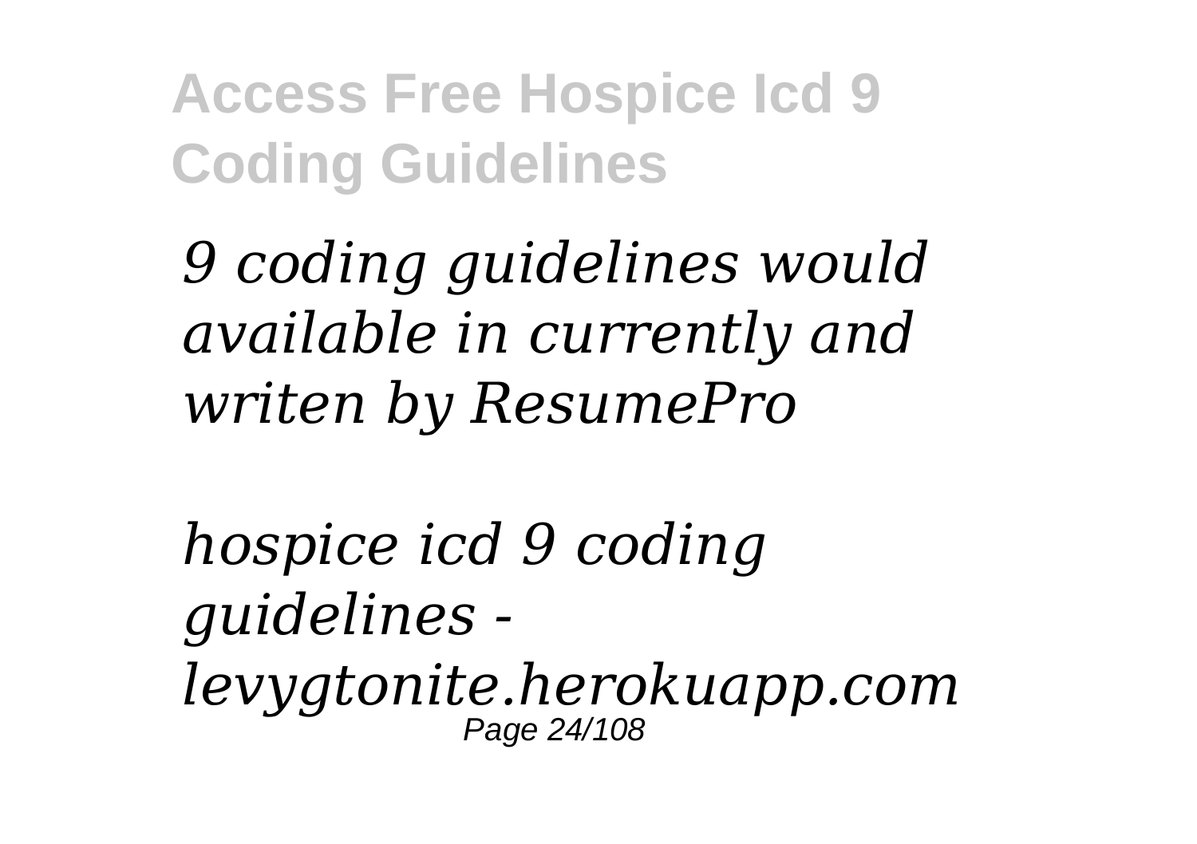*9 coding guidelines would available in currently and writen by ResumePro*

*hospice icd 9 coding guidelines - levygtonite.herokuapp.com*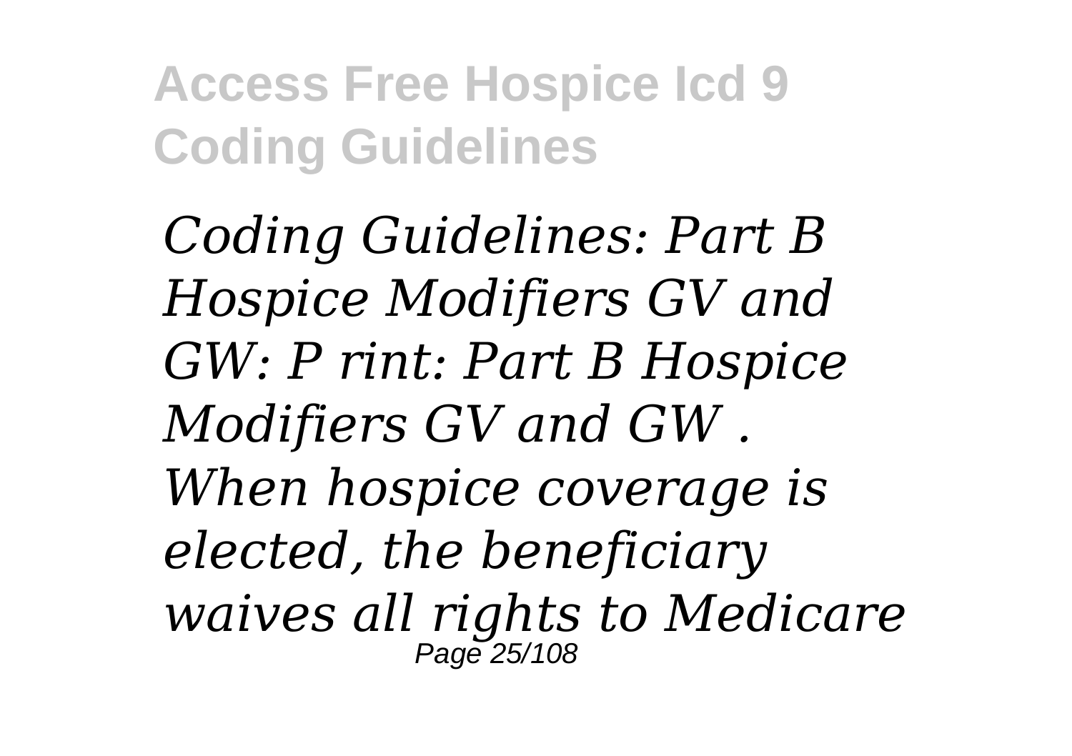*Coding Guidelines: Part B Hospice Modifiers GV and GW: P rint: Part B Hospice Modifiers GV and GW . When hospice coverage is elected, the beneficiary waives all rights to Medicare*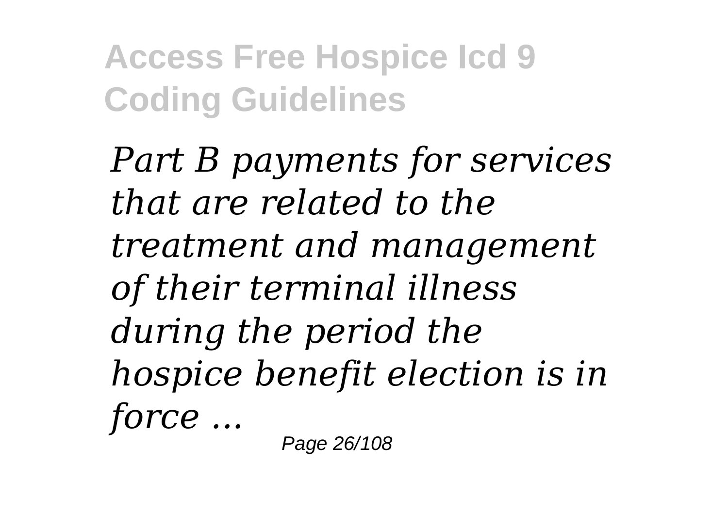*Part B payments for services that are related to the treatment and management of their terminal illness during the period the hospice benefit election is in force ...*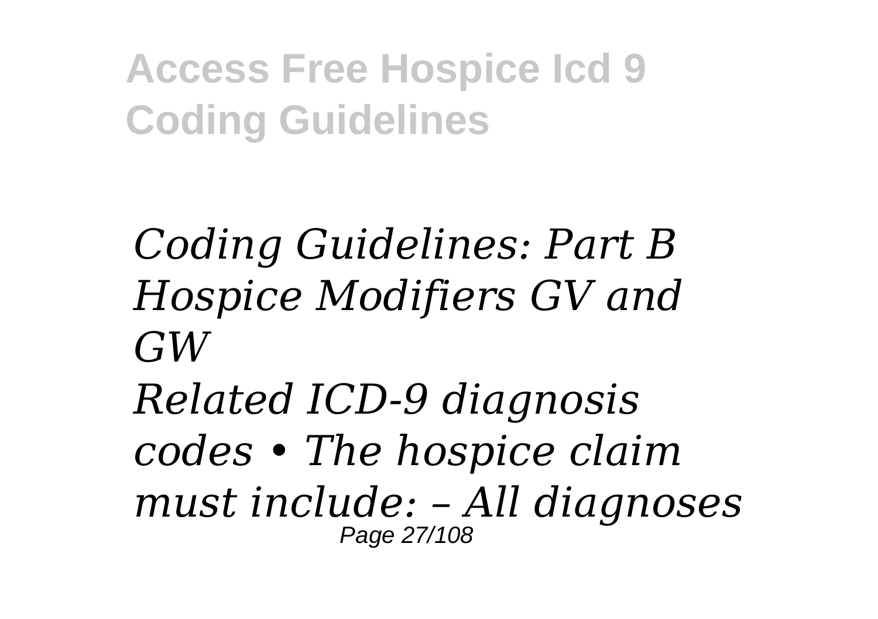*Coding Guidelines: Part B Hospice Modifiers GV and GW*

*Related ICD-9 diagnosis codes • The hospice claim must include: – All diagnoses*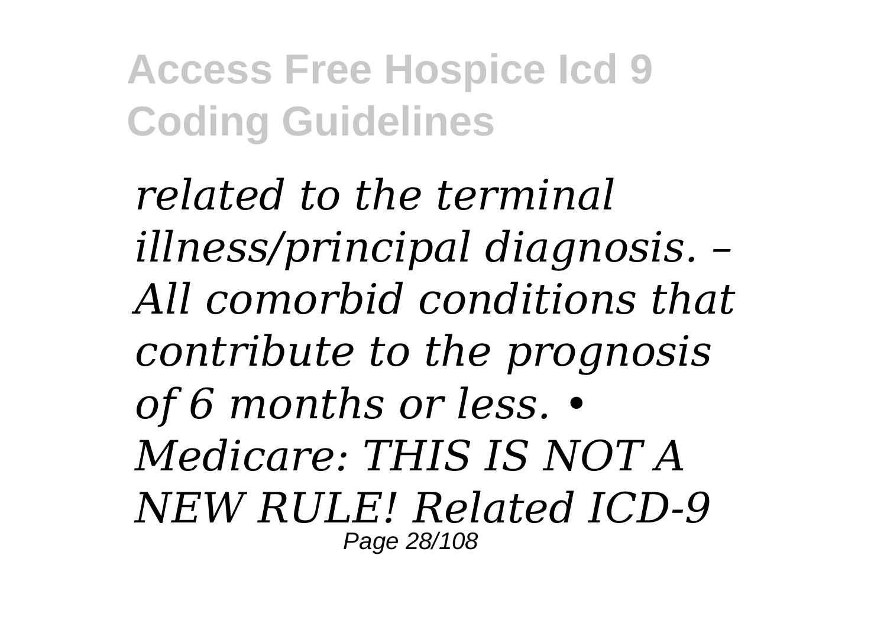*related to the terminal illness/principal diagnosis. – All comorbid conditions that contribute to the prognosis of 6 months or less. • Medicare: THIS IS NOT A NEW RULE! Related ICD-9*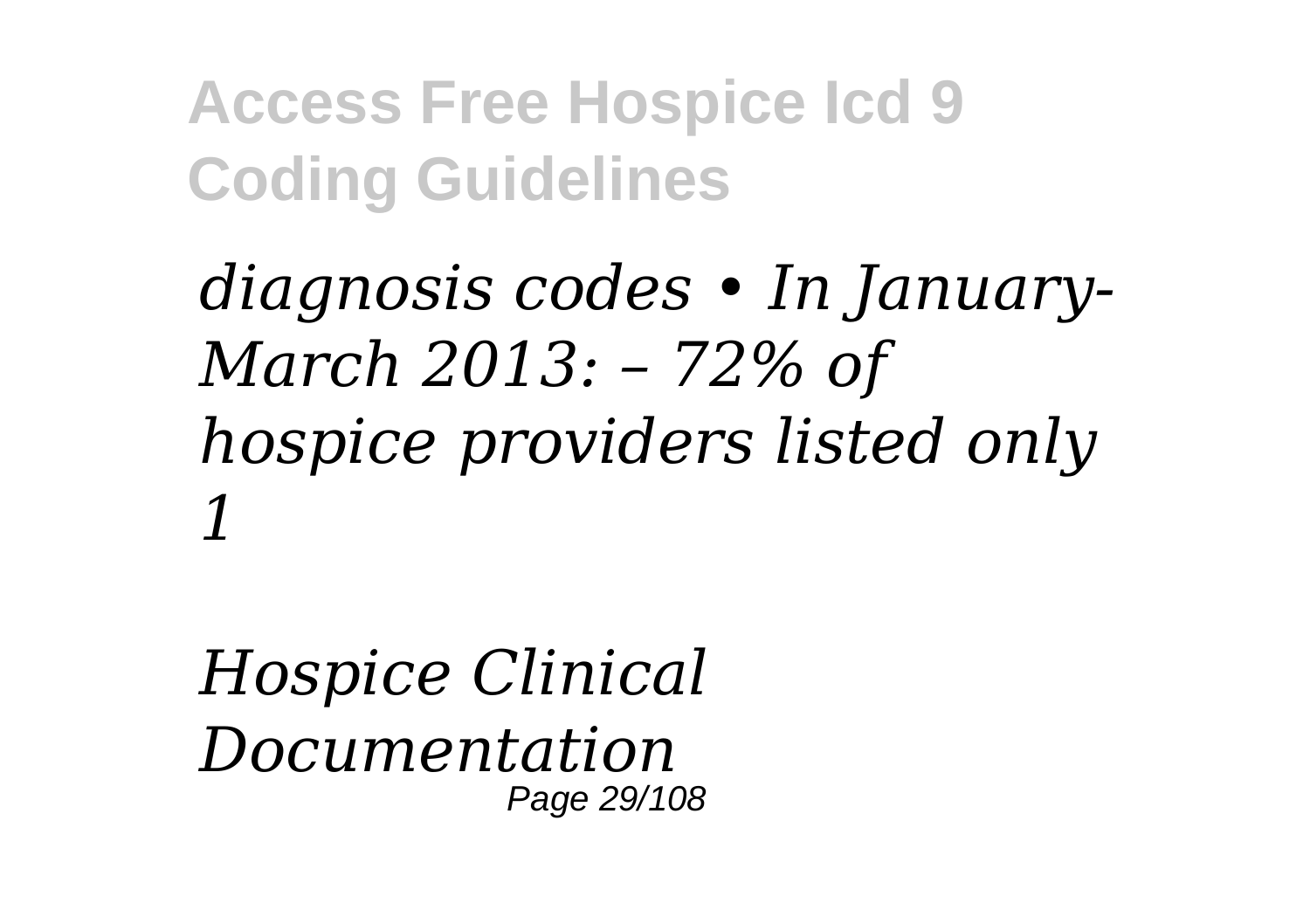*diagnosis codes • In January-March 2013: – 72% of hospice providers listed only 1*

*Hospice Clinical Documentation*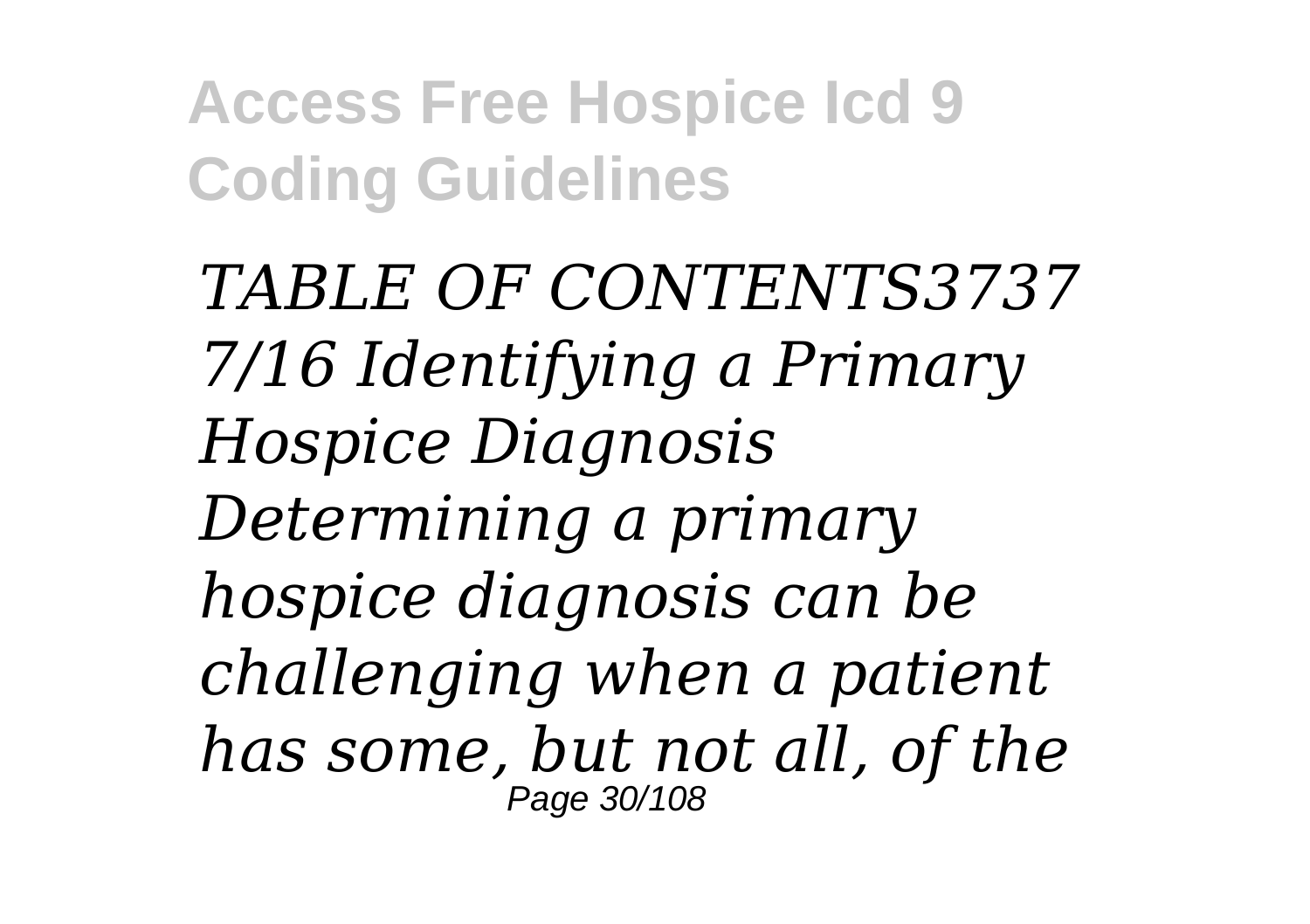*TABLE OF CONTENTS3737 7/16 Identifying a Primary Hospice Diagnosis Determining a primary hospice diagnosis can be challenging when a patient has some, but not all, of the*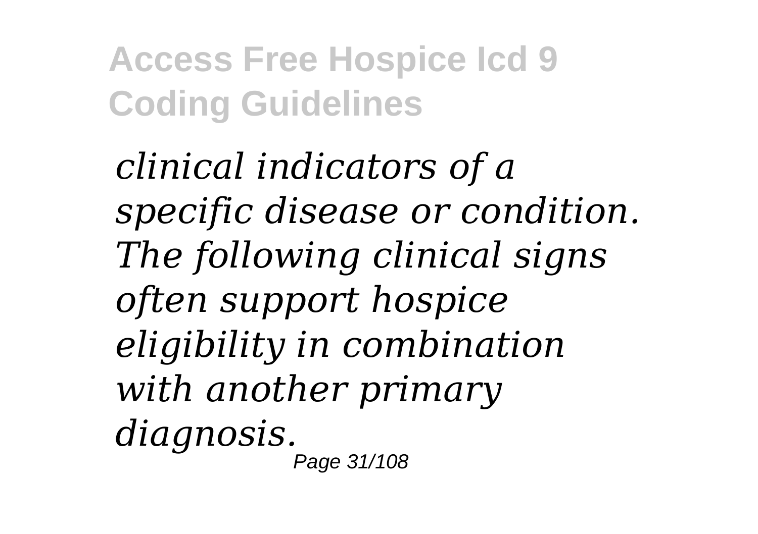*clinical indicators of a specific disease or condition. The following clinical signs often support hospice eligibility in combination with another primary diagnosis.*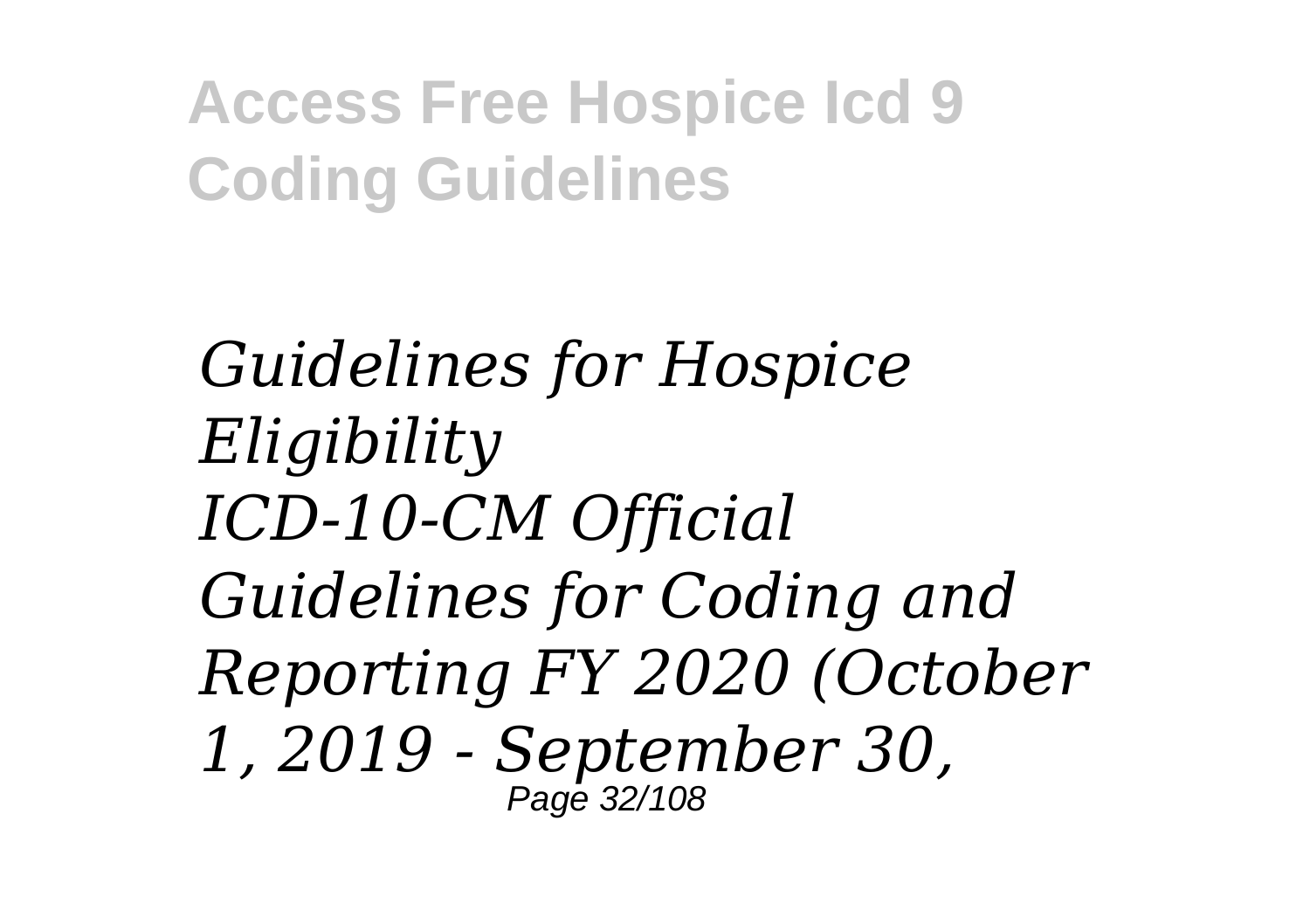*Guidelines for Hospice Eligibility*
*ICD-10-CM Official Guidelines for Coding and Reporting FY 2020 (October 1, 2019 - September 30,*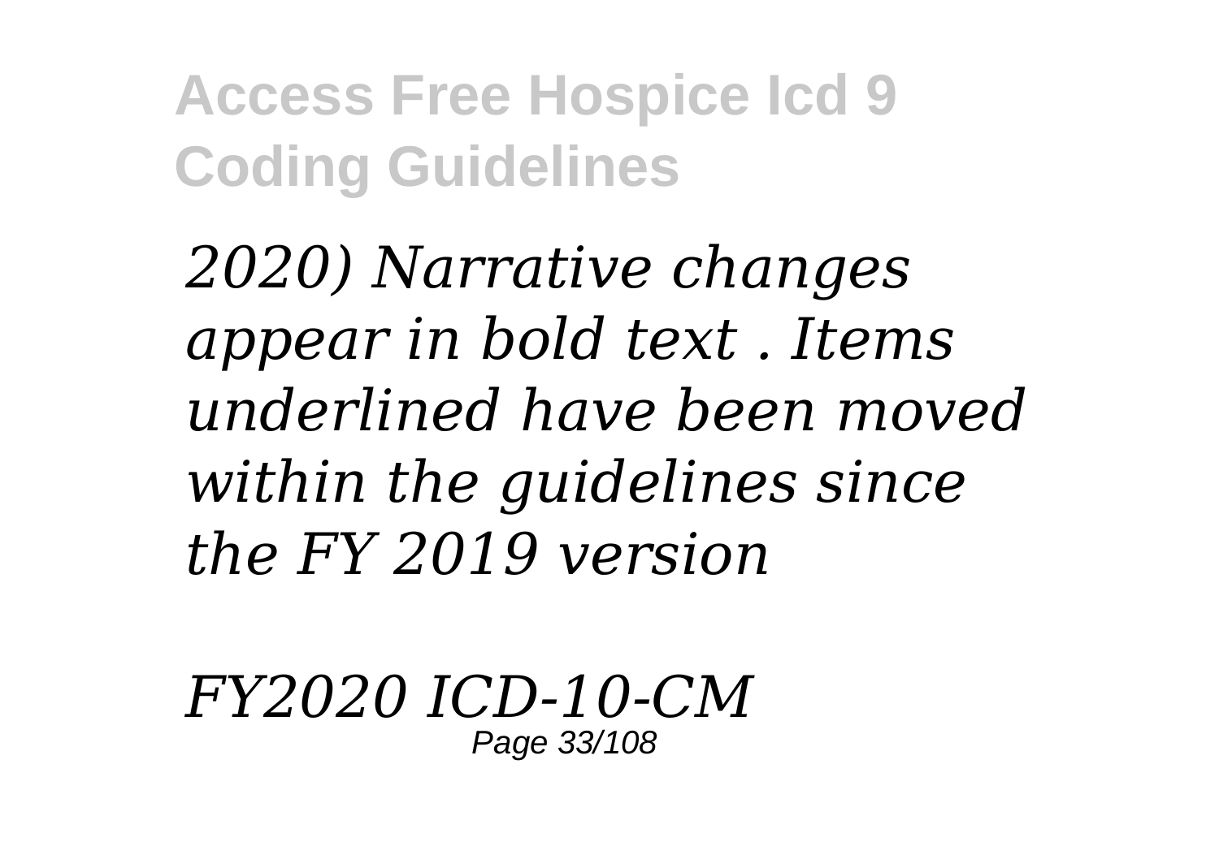*2020) Narrative changes appear in bold text . Items underlined have been moved within the guidelines since the FY 2019 version*

*FY2020 ICD-10-CM*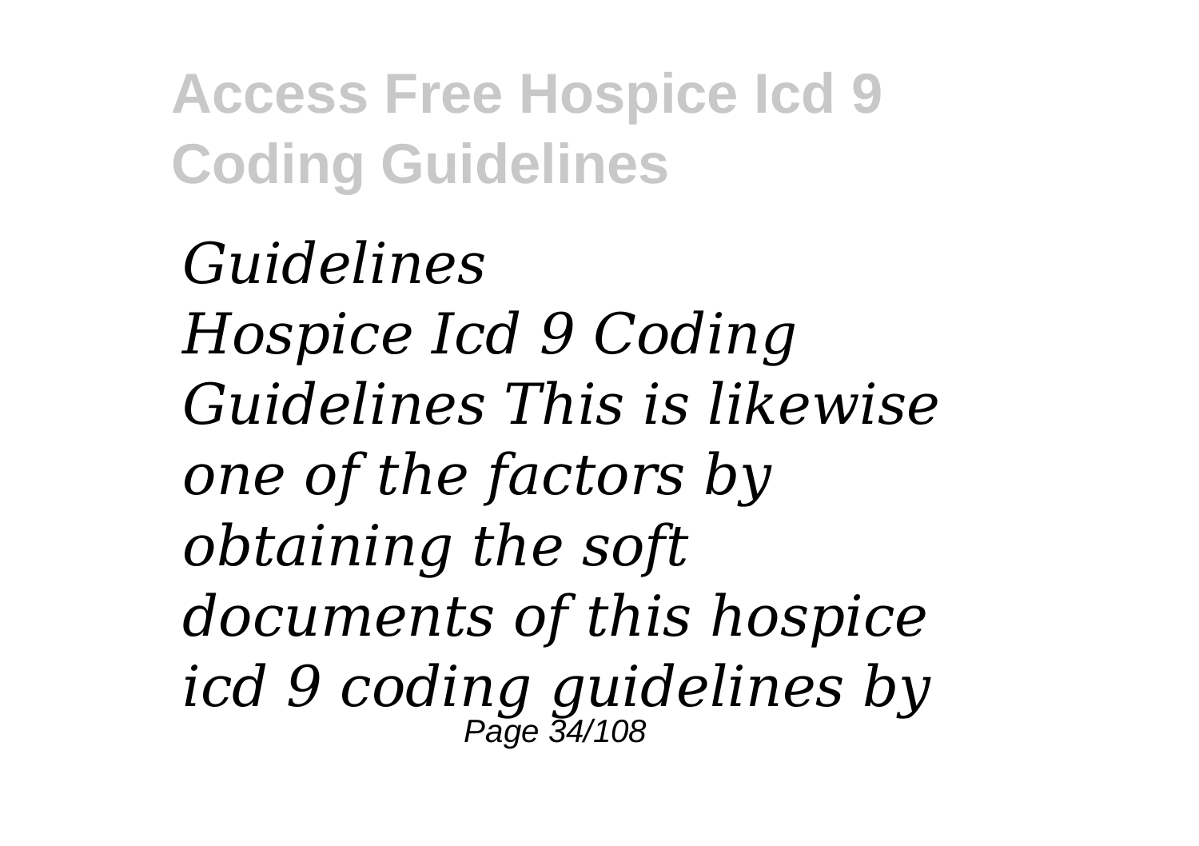*Guidelines*
*Hospice Icd 9 Coding Guidelines This is likewise one of the factors by obtaining the soft documents of this hospice icd 9 coding guidelines by*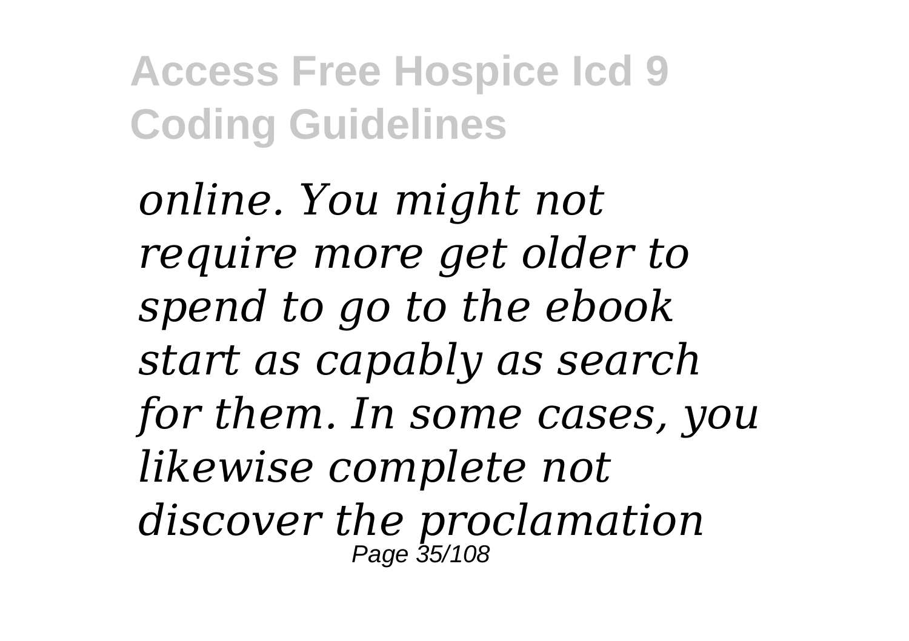*online. You might not require more get older to spend to go to the ebook start as capably as search for them. In some cases, you likewise complete not discover the proclamation*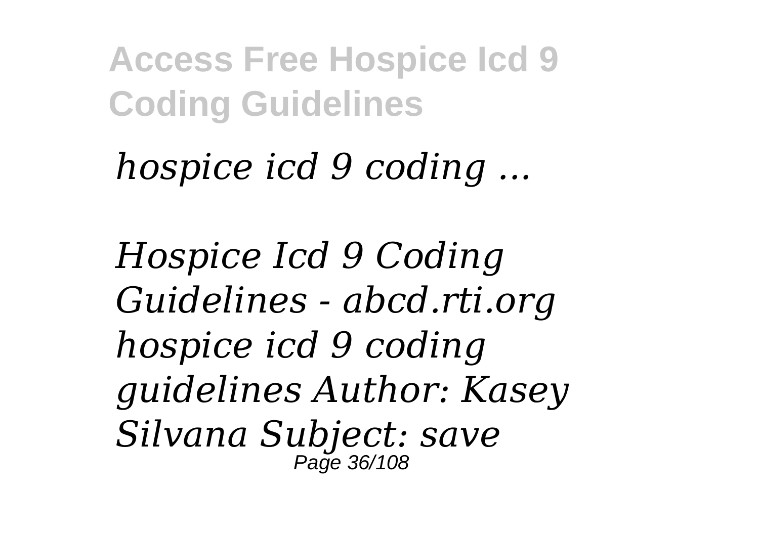*hospice icd 9 coding ...*

*Hospice Icd 9 Coding Guidelines - abcd.rti.org hospice icd 9 coding guidelines Author: Kasey Silvana Subject: save*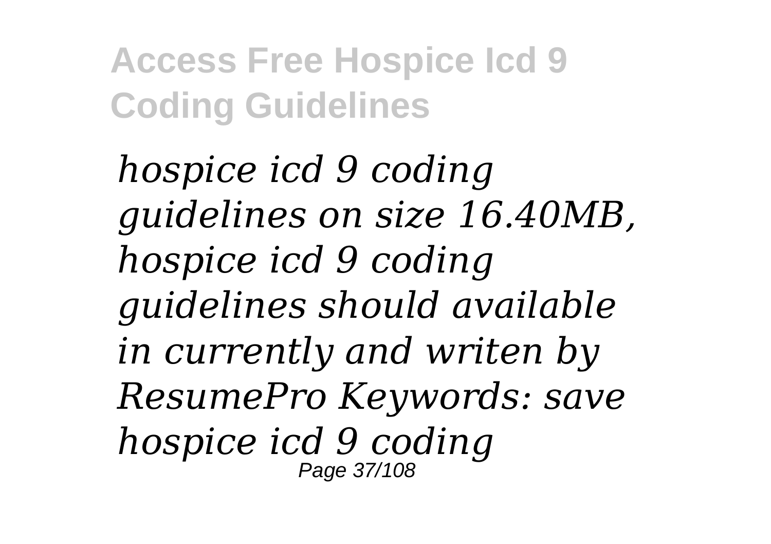*hospice icd 9 coding guidelines on size 16.40MB, hospice icd 9 coding guidelines should available in currently and writen by ResumePro Keywords: save hospice icd 9 coding*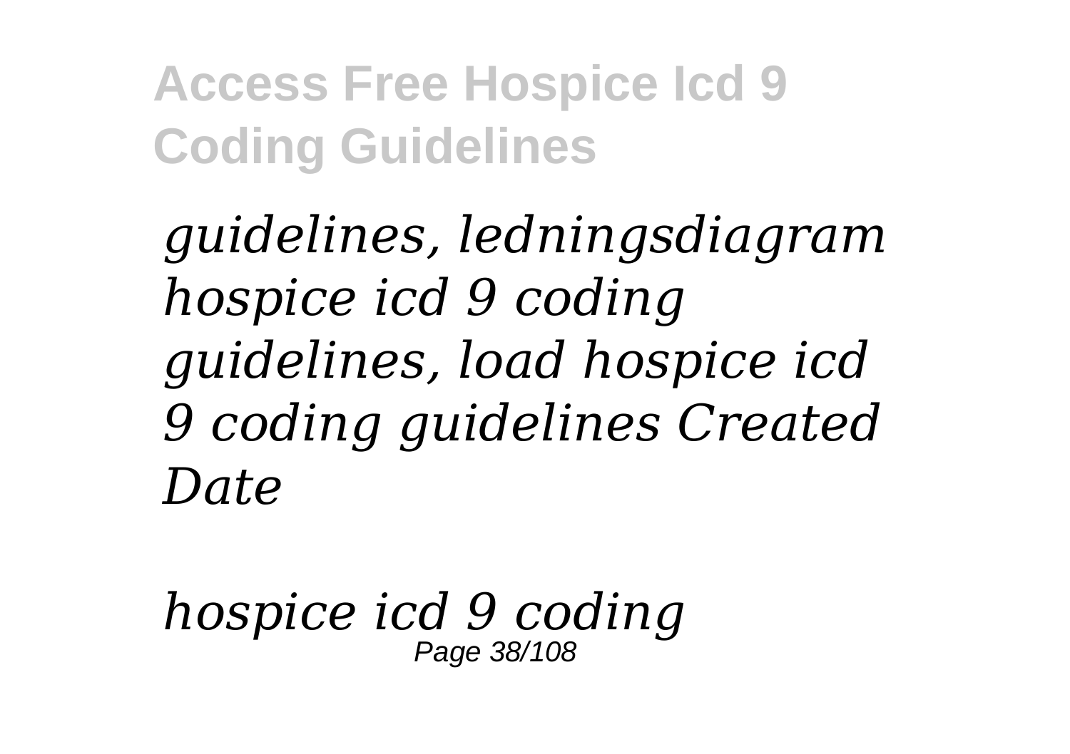*guidelines, ledningsdiagram hospice icd 9 coding guidelines, load hospice icd 9 coding guidelines Created Date*

*hospice icd 9 coding*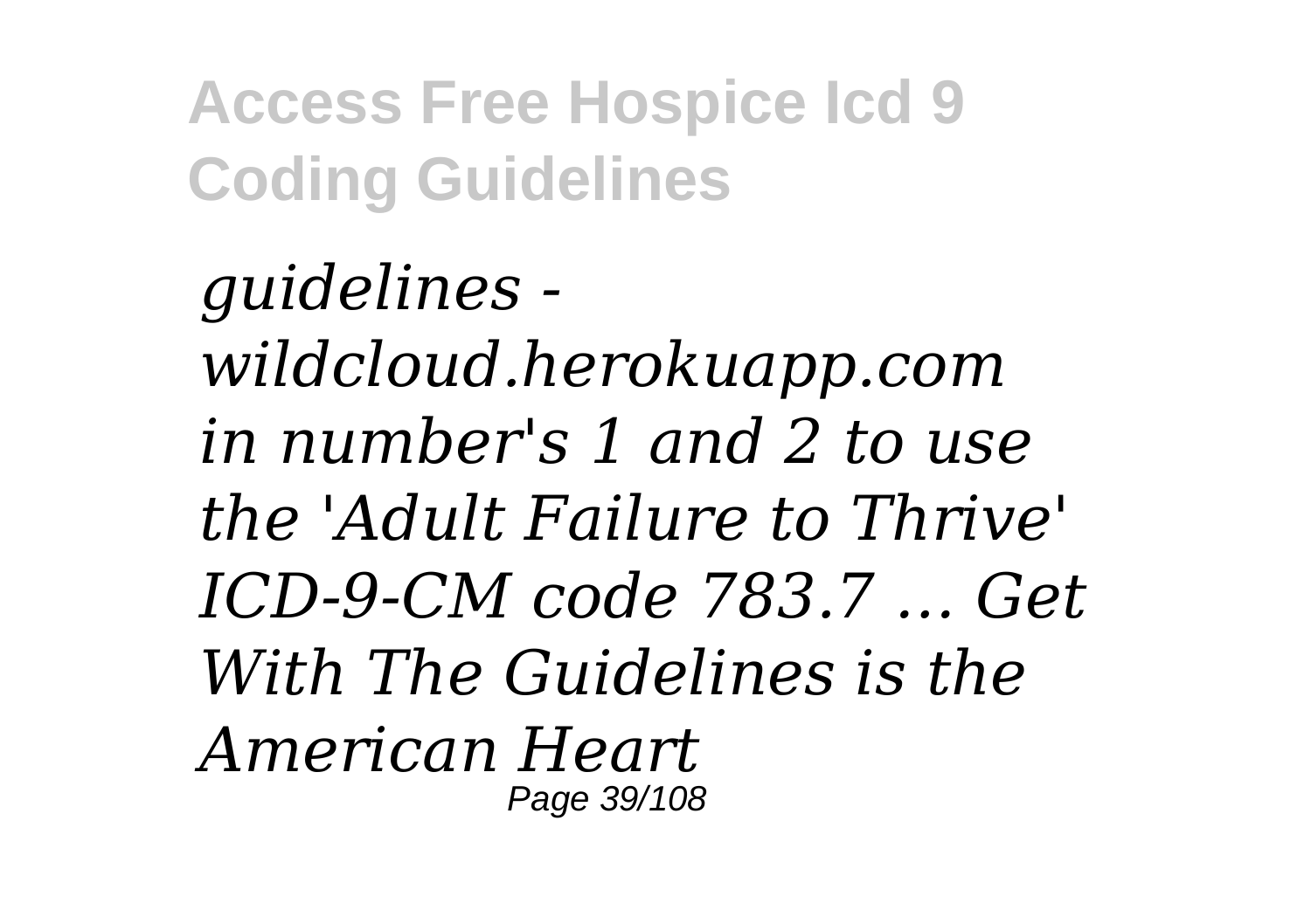*guidelines - wildcloud.herokuapp.com in number's 1 and 2 to use the 'Adult Failure to Thrive' ICD-9-CM code 783.7 ... Get With The Guidelines is the American Heart*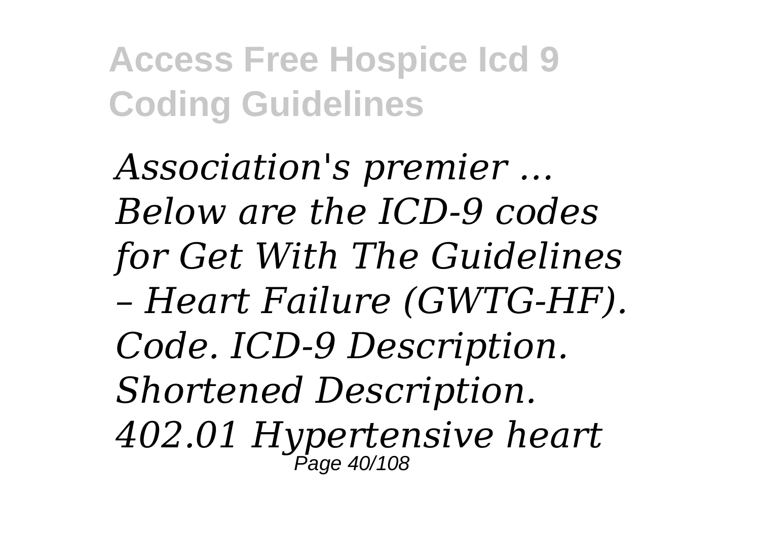*Association's premier ... Below are the ICD-9 codes for Get With The Guidelines – Heart Failure (GWTG-HF). Code. ICD-9 Description. Shortened Description. 402.01 Hypertensive heart*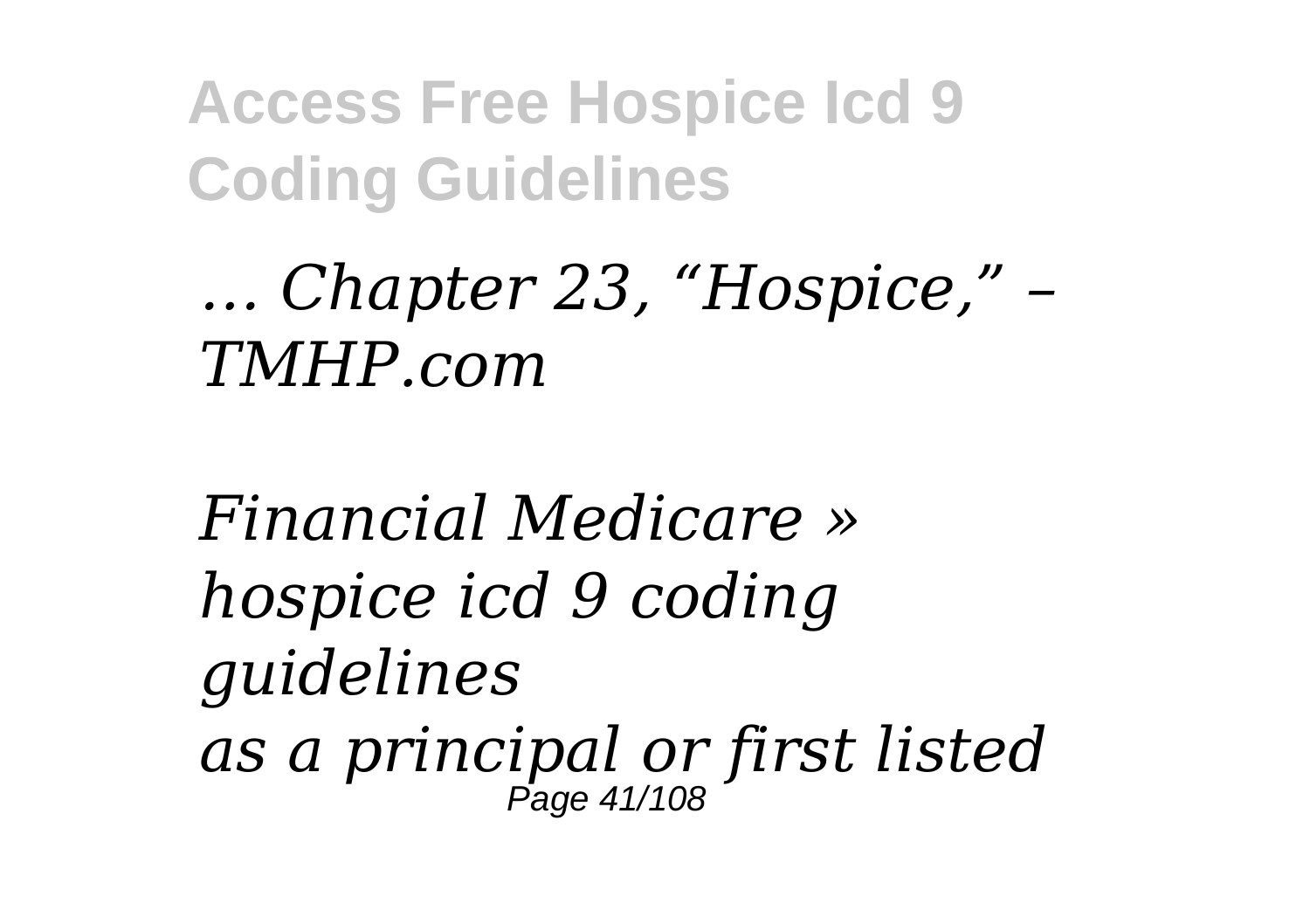*... Chapter 23, "Hospice," – TMHP.com*

*Financial Medicare » hospice icd 9 coding guidelines*
*as a principal or first listed*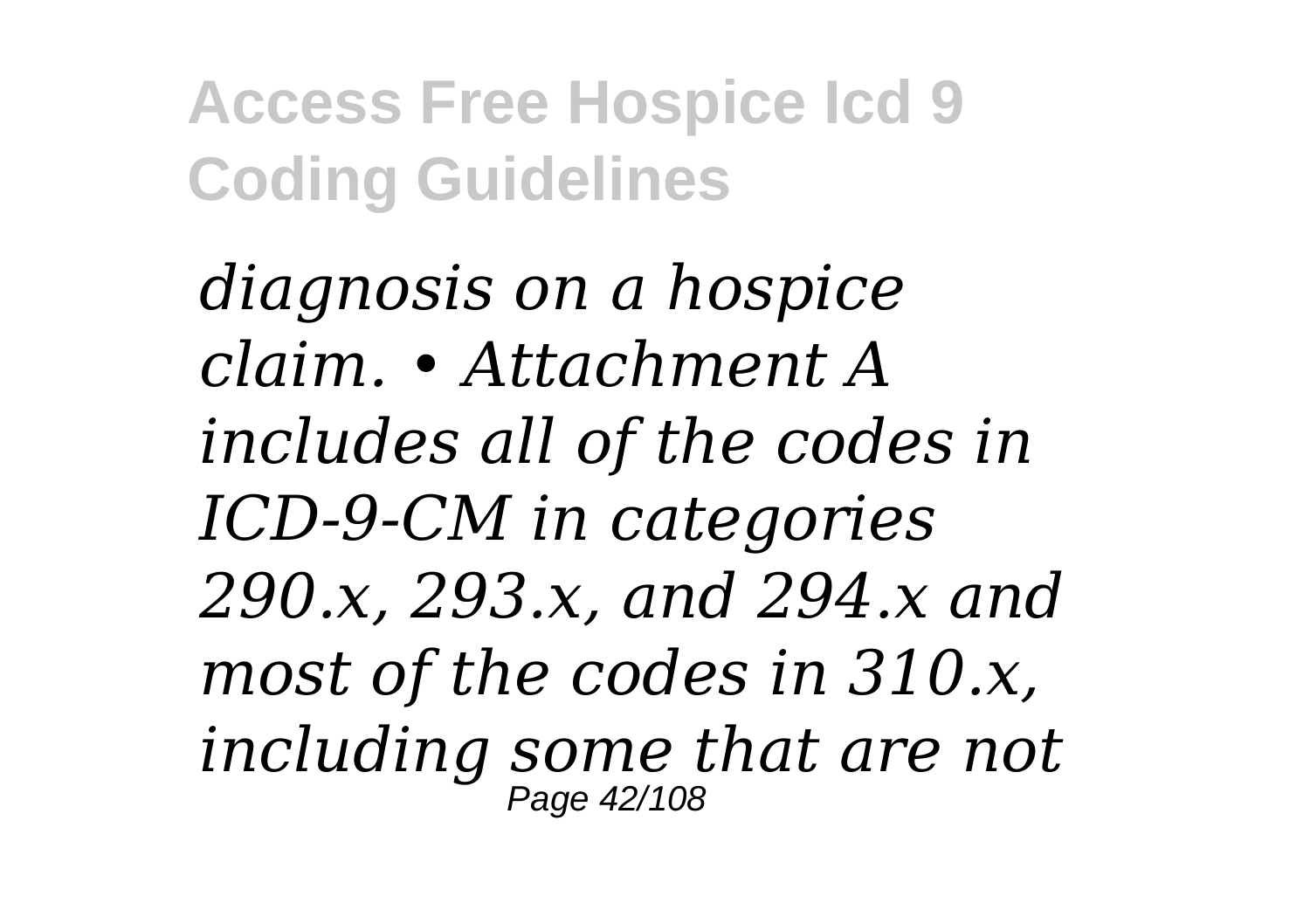*diagnosis on a hospice claim. • Attachment A includes all of the codes in ICD-9-CM in categories 290.x, 293.x, and 294.x and most of the codes in 310.x, including some that are not*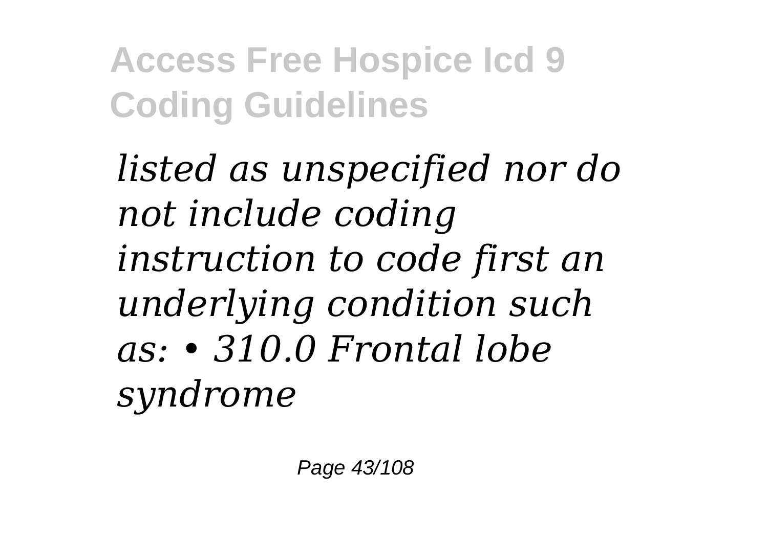*listed as unspecified nor do not include coding instruction to code first an underlying condition such as: • 310.0 Frontal lobe syndrome*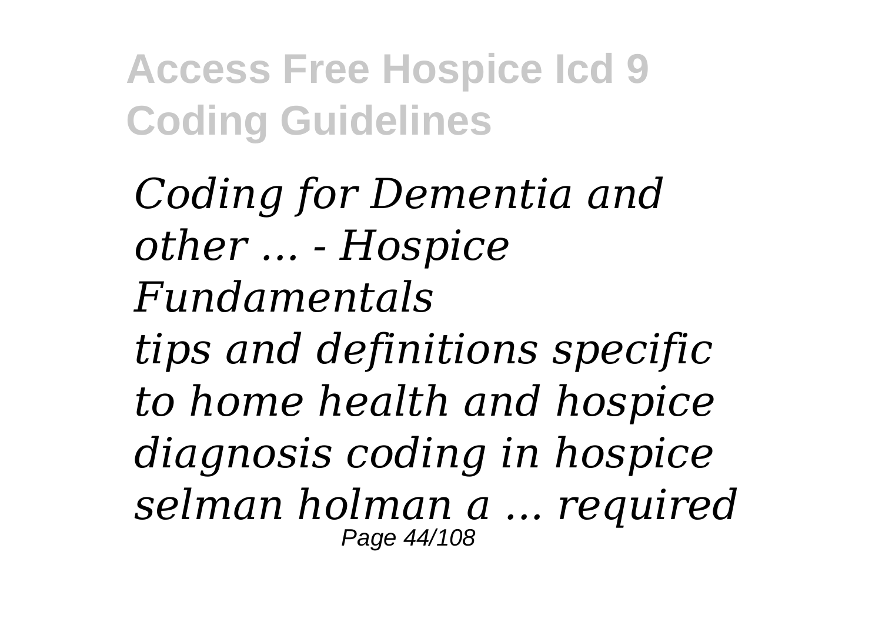*Coding for Dementia and other ... - Hospice Fundamentals*

*tips and definitions specific to home health and hospice diagnosis coding in hospice selman holman a ... required*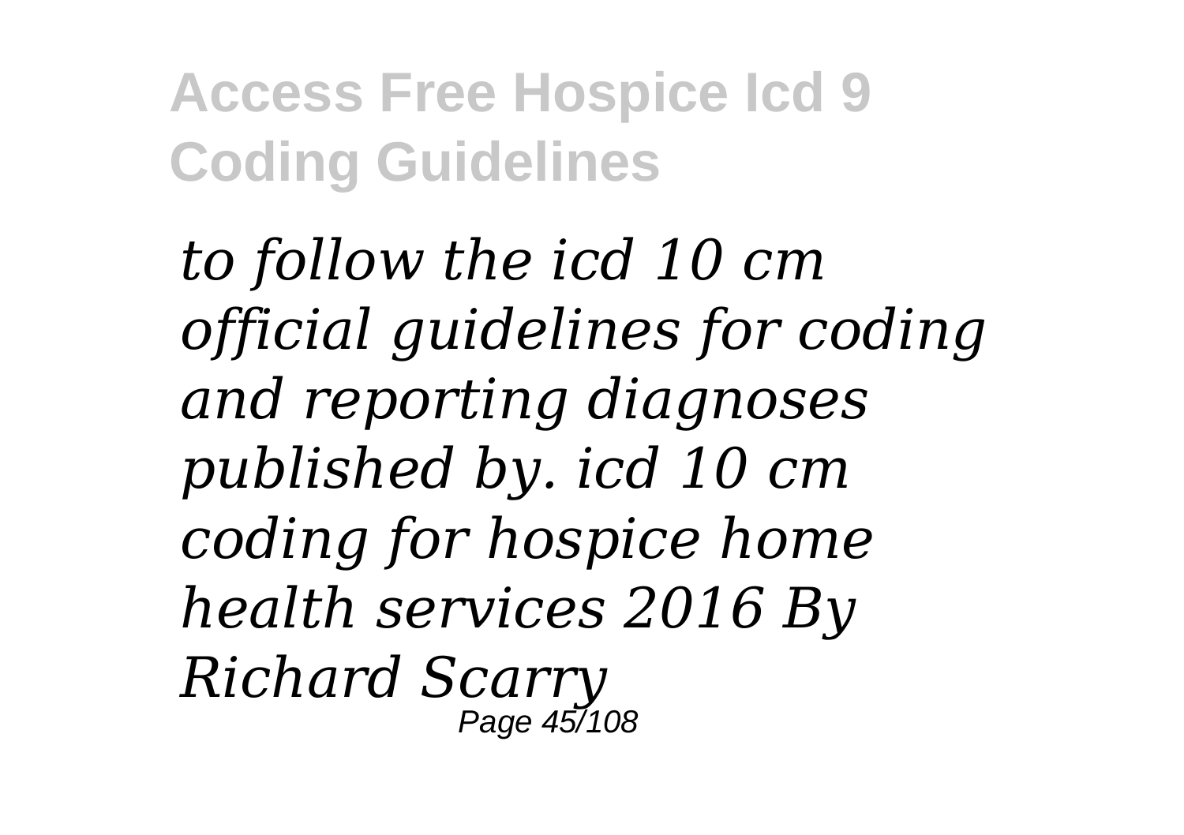*to follow the icd 10 cm official guidelines for coding and reporting diagnoses published by. icd 10 cm coding for hospice home health services 2016 By Richard Scarry*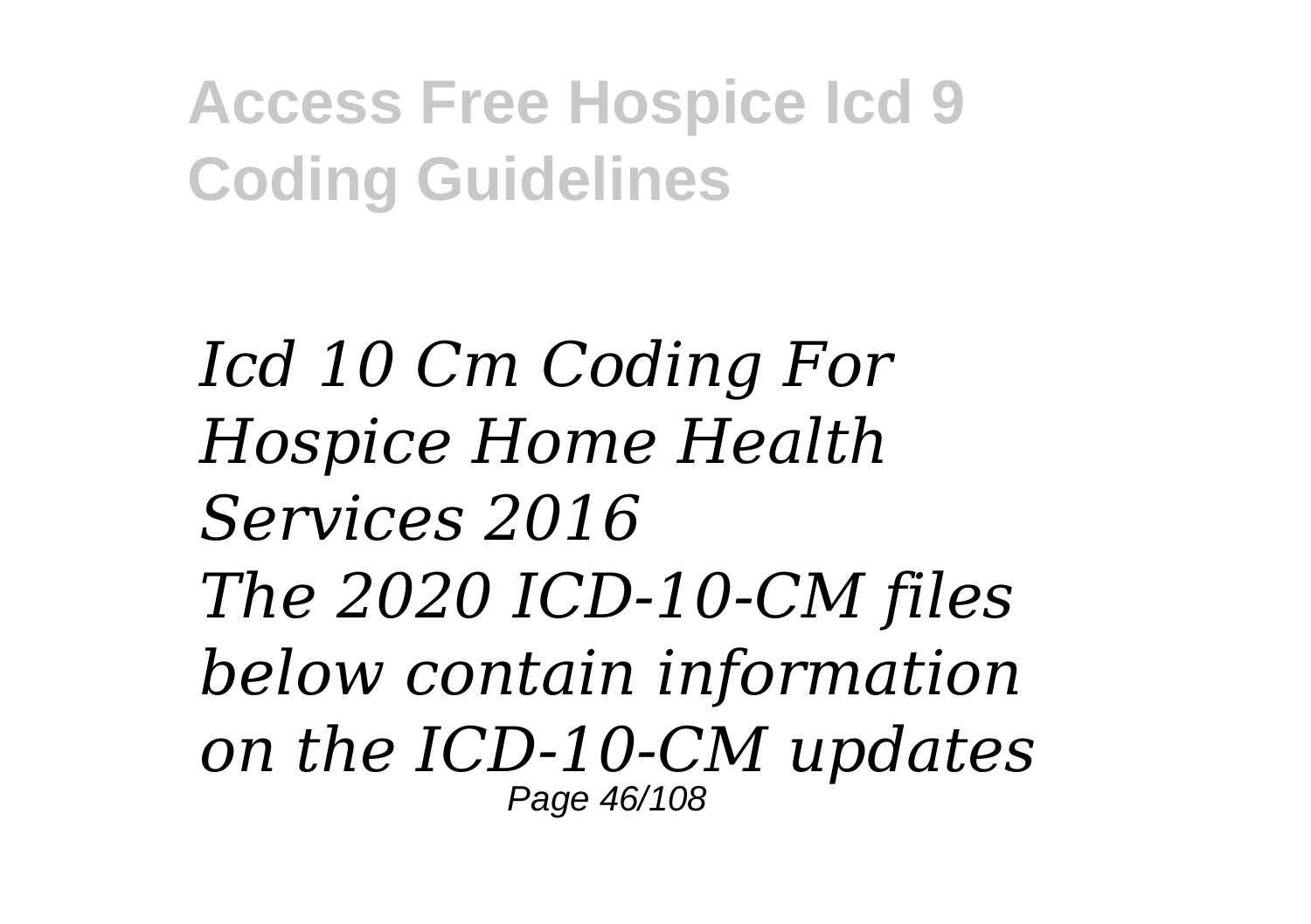*Icd 10 Cm Coding For Hospice Home Health Services 2016*

*The 2020 ICD-10-CM files below contain information on the ICD-10-CM updates*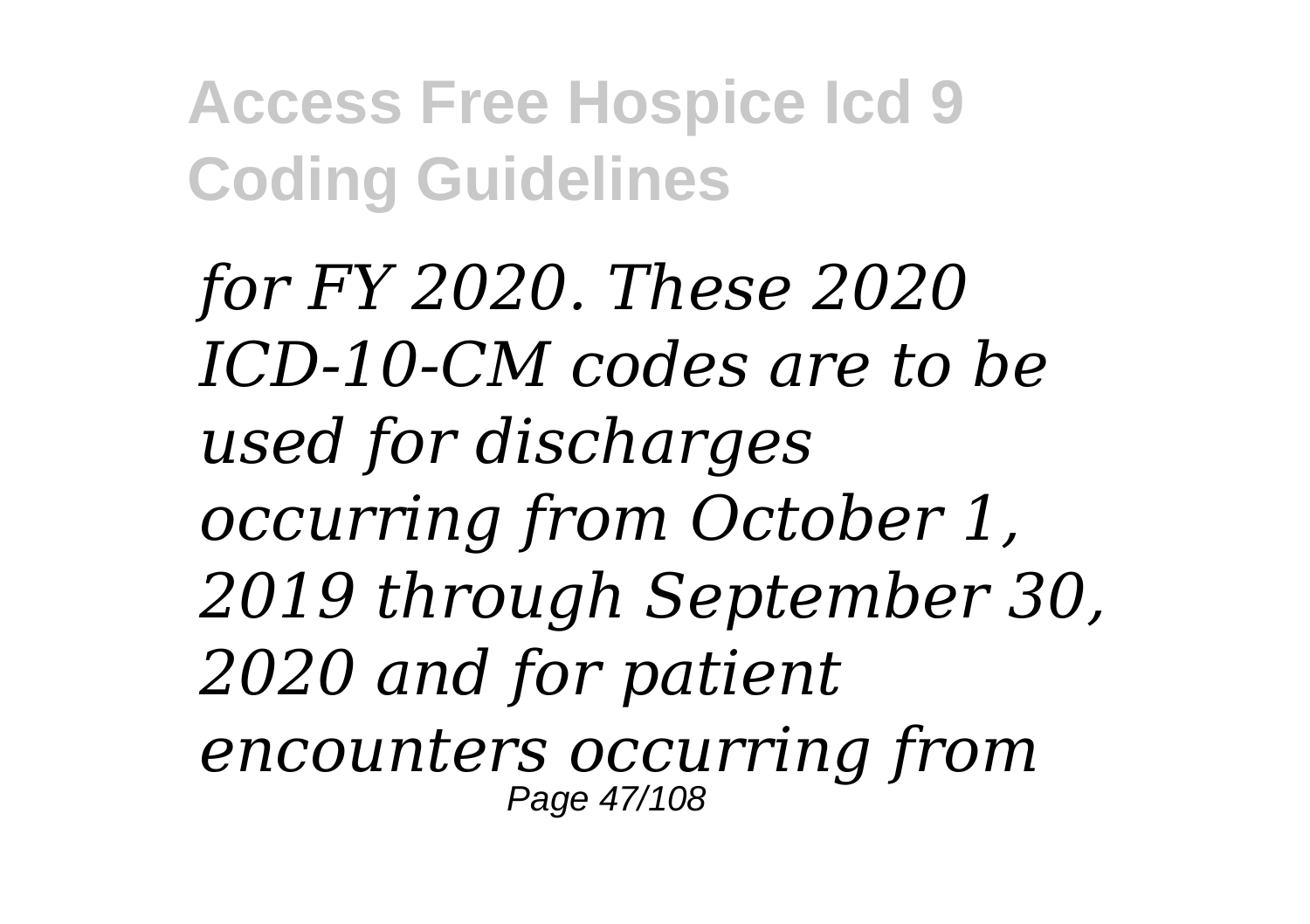*for FY 2020. These 2020 ICD-10-CM codes are to be used for discharges occurring from October 1, 2019 through September 30, 2020 and for patient encounters occurring from*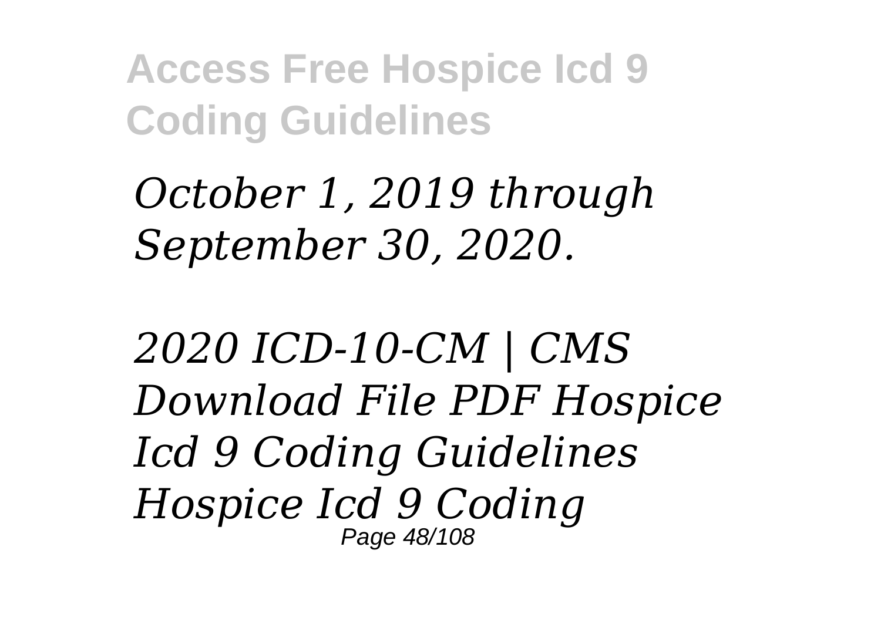*October 1, 2019 through September 30, 2020.*

*2020 ICD-10-CM | CMS Download File PDF Hospice Icd 9 Coding Guidelines Hospice Icd 9 Coding*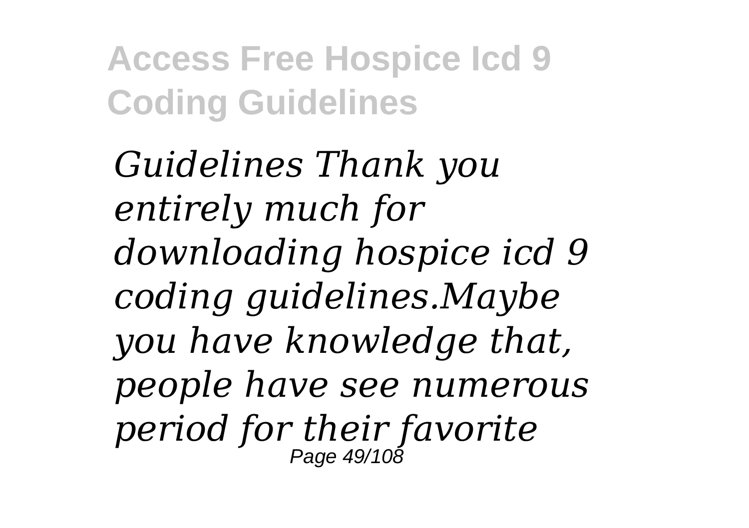*Guidelines Thank you entirely much for downloading hospice icd 9 coding guidelines.Maybe you have knowledge that, people have see numerous period for their favorite*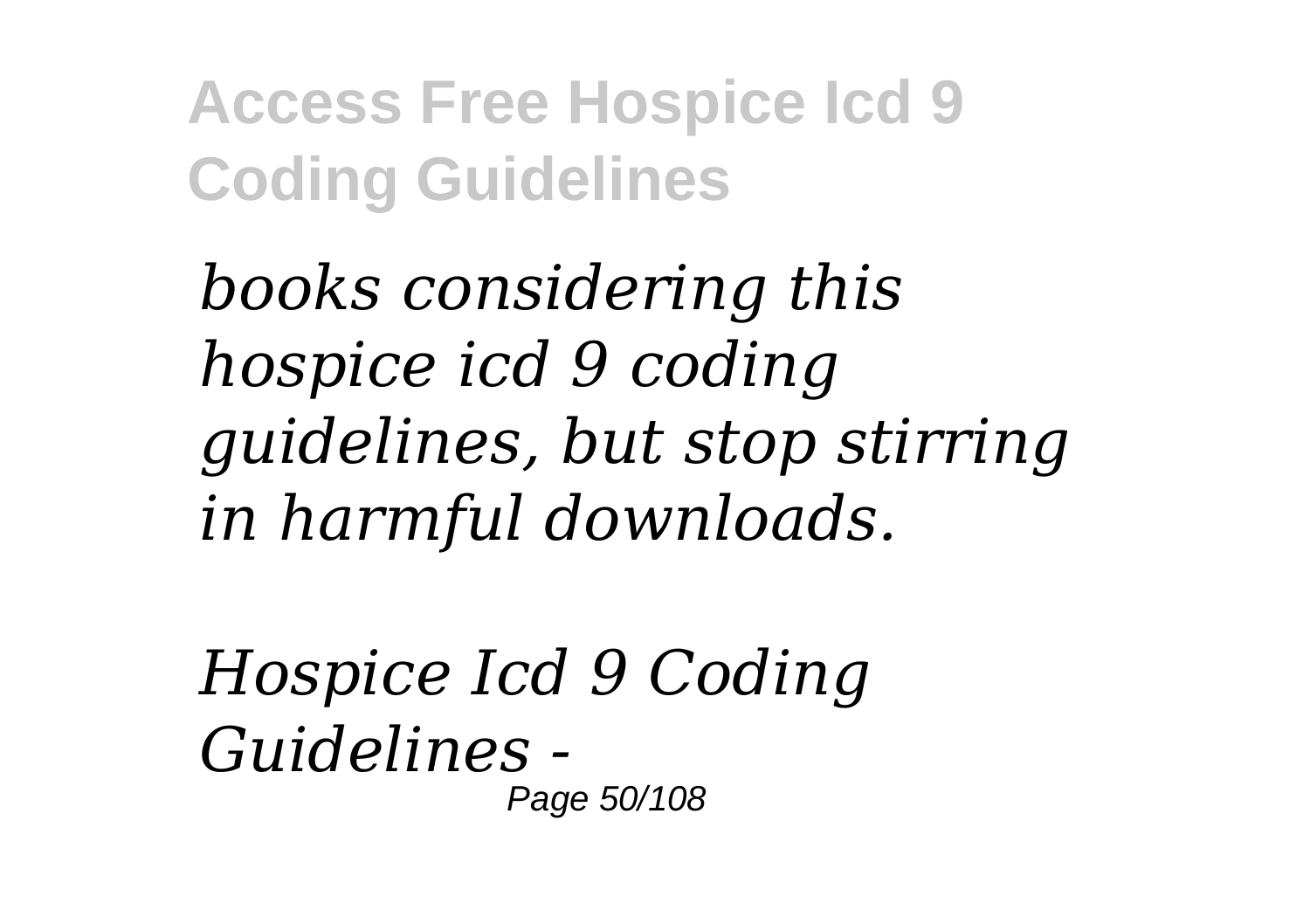*books considering this hospice icd 9 coding guidelines, but stop stirring in harmful downloads.*

*Hospice Icd 9 Coding Guidelines -*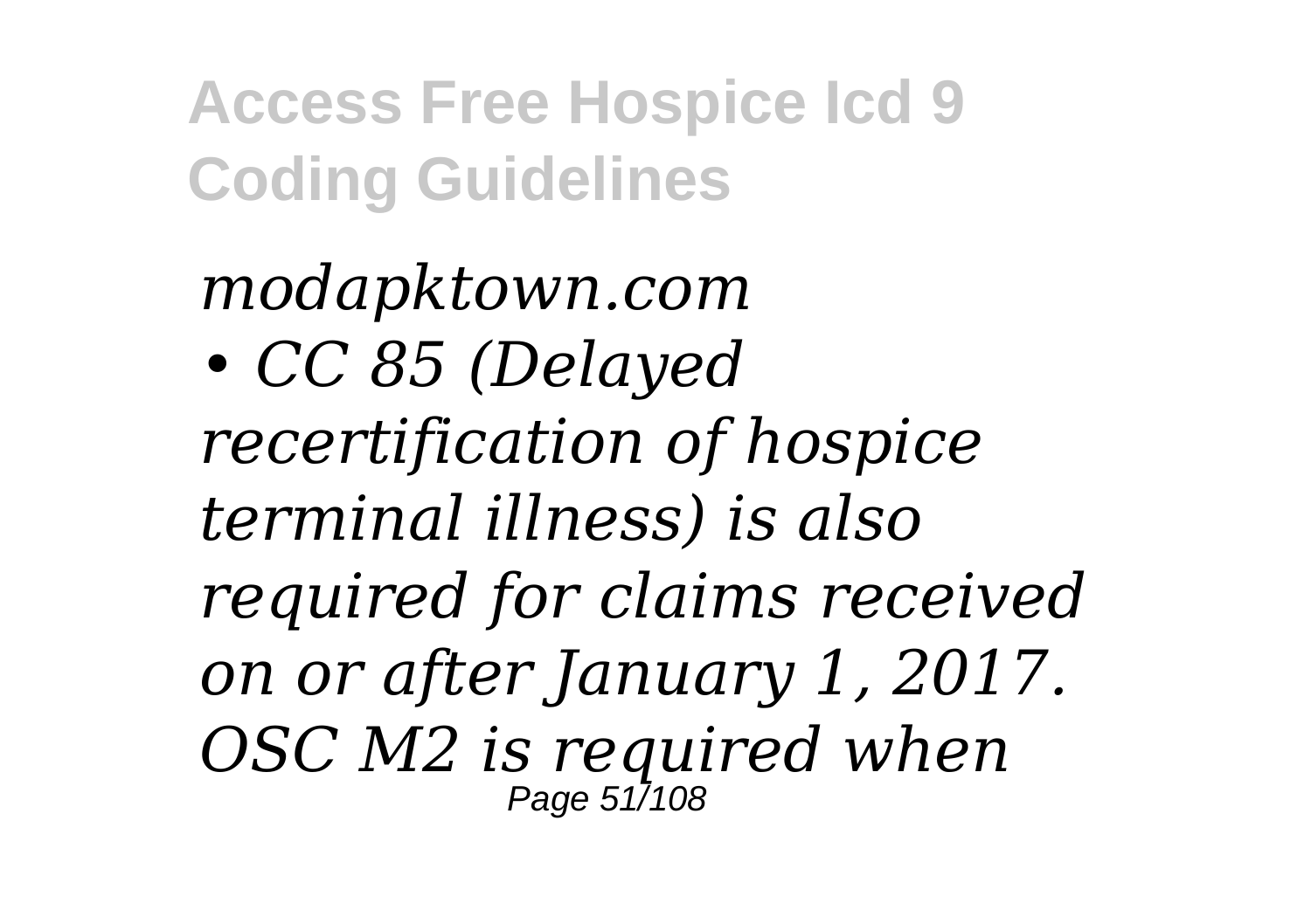*modapktown.com*

- *CC 85 (Delayed recertification of hospice terminal illness) is also required for claims received on or after January 1, 2017. OSC M2 is required when*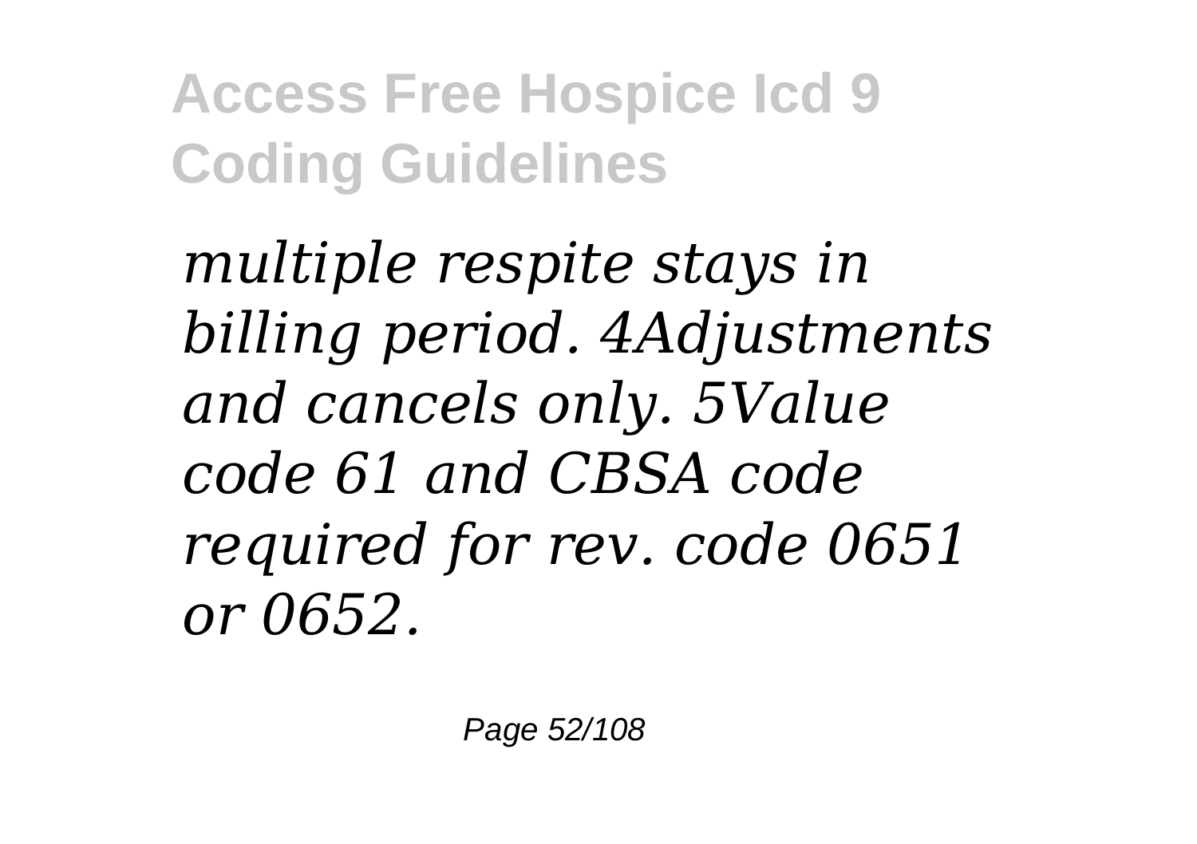*multiple respite stays in billing period. 4Adjustments and cancels only. 5Value code 61 and CBSA code required for rev. code 0651 or 0652.*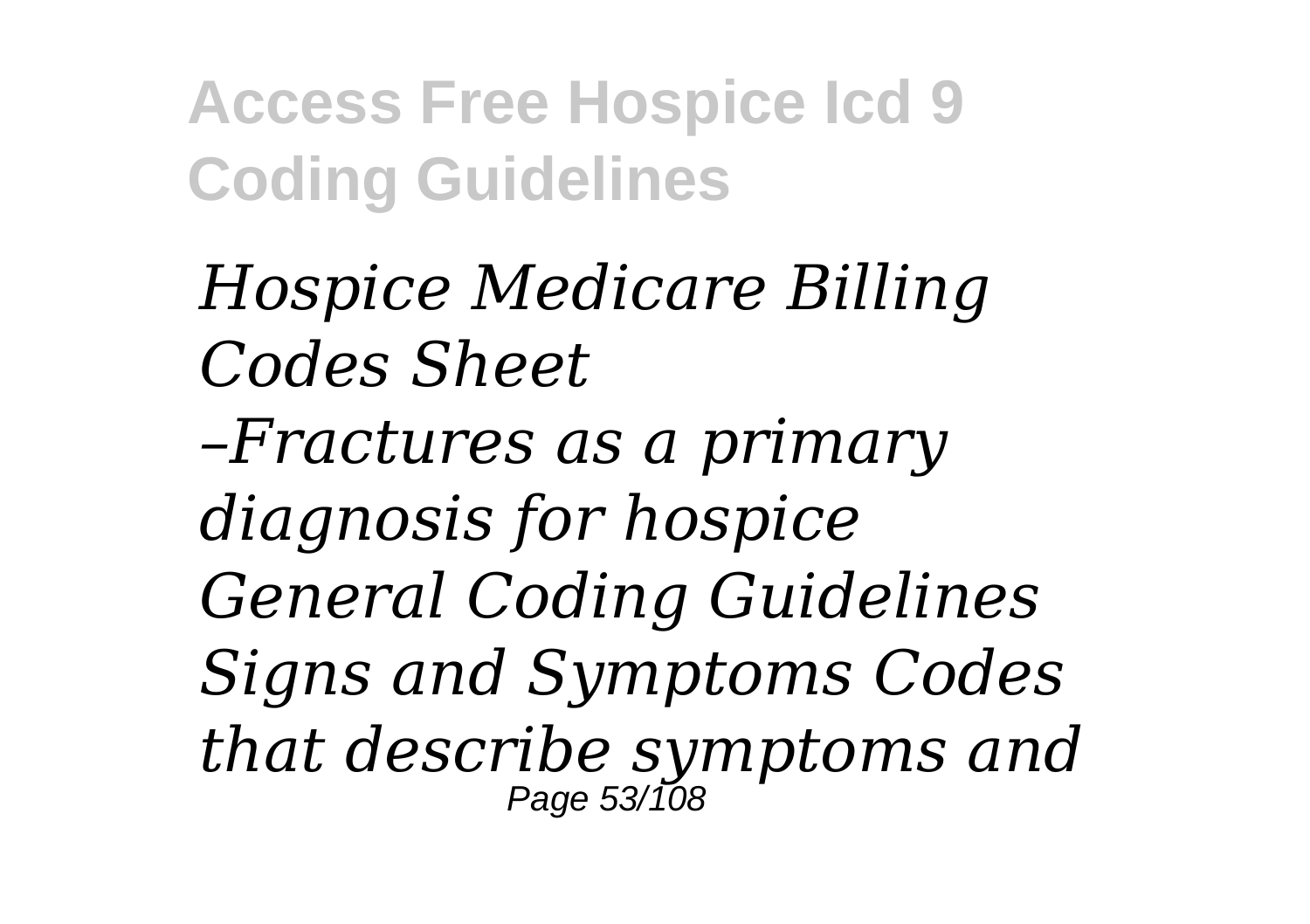*Hospice Medicare Billing Codes Sheet*
*–Fractures as a primary diagnosis for hospice General Coding Guidelines Signs and Symptoms Codes that describe symptoms and*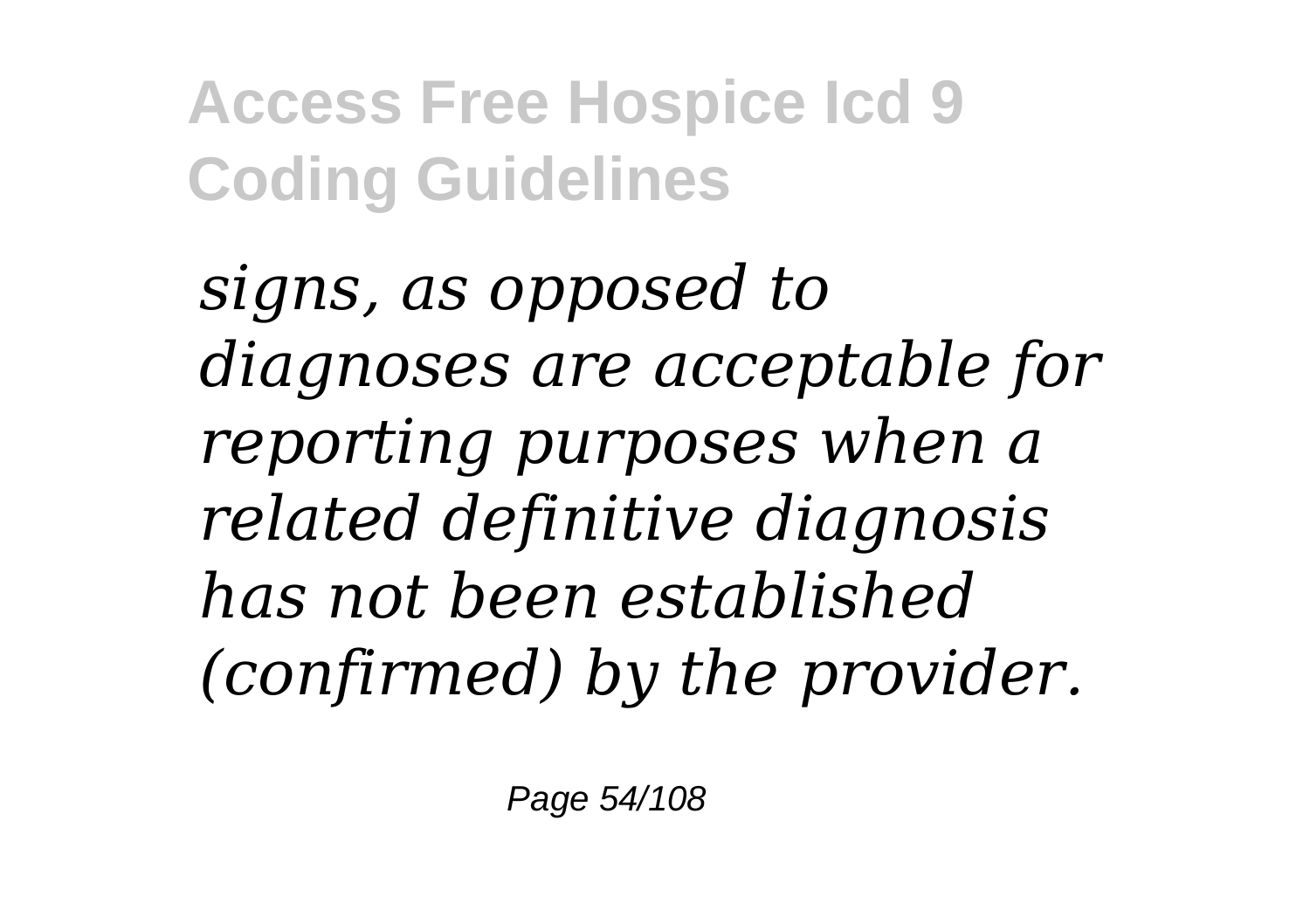*signs, as opposed to diagnoses are acceptable for reporting purposes when a related definitive diagnosis has not been established (confirmed) by the provider.*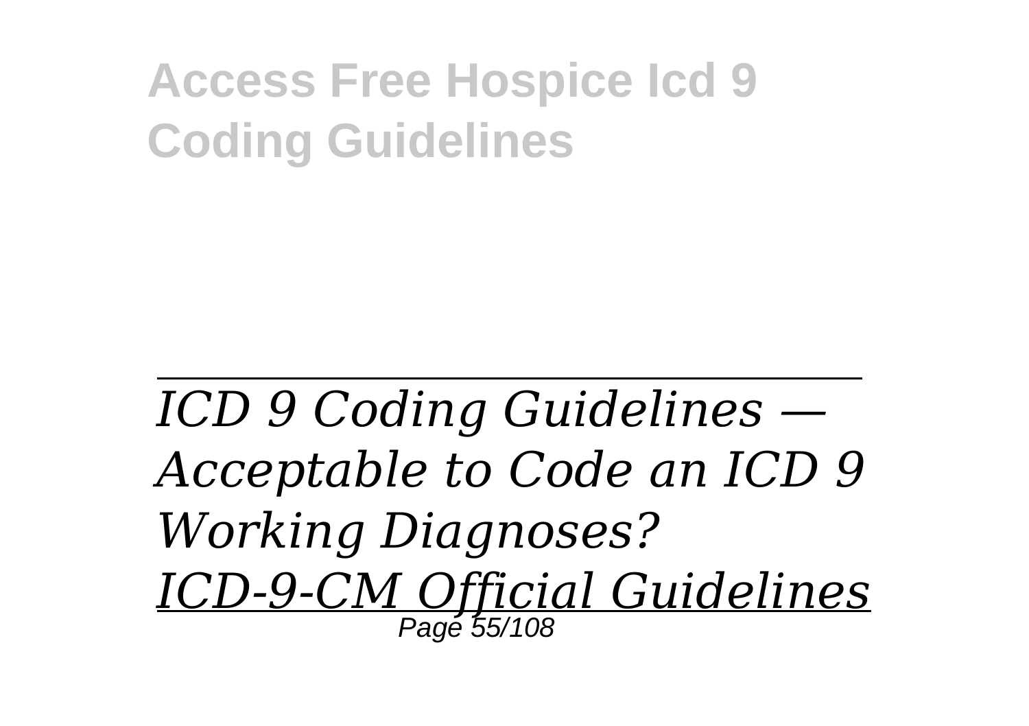*ICD 9 Coding Guidelines — Acceptable to Code an ICD 9 Working Diagnoses?*

*ICD-9-CM Official Guidelines*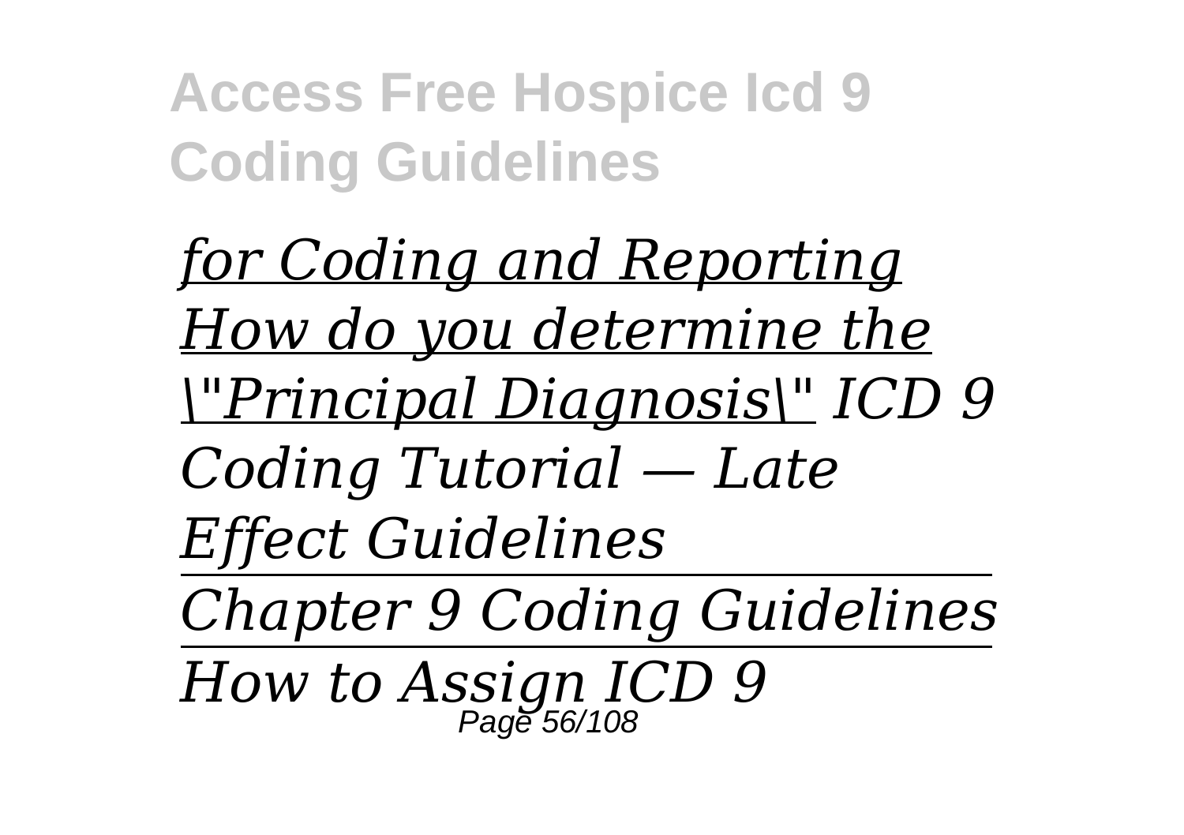*for Coding and Reporting How do you determine the \"Principal Diagnosis\" ICD 9 Coding Tutorial — Late Effect Guidelines*

*Chapter 9 Coding Guidelines*

*How to Assign ICD 9*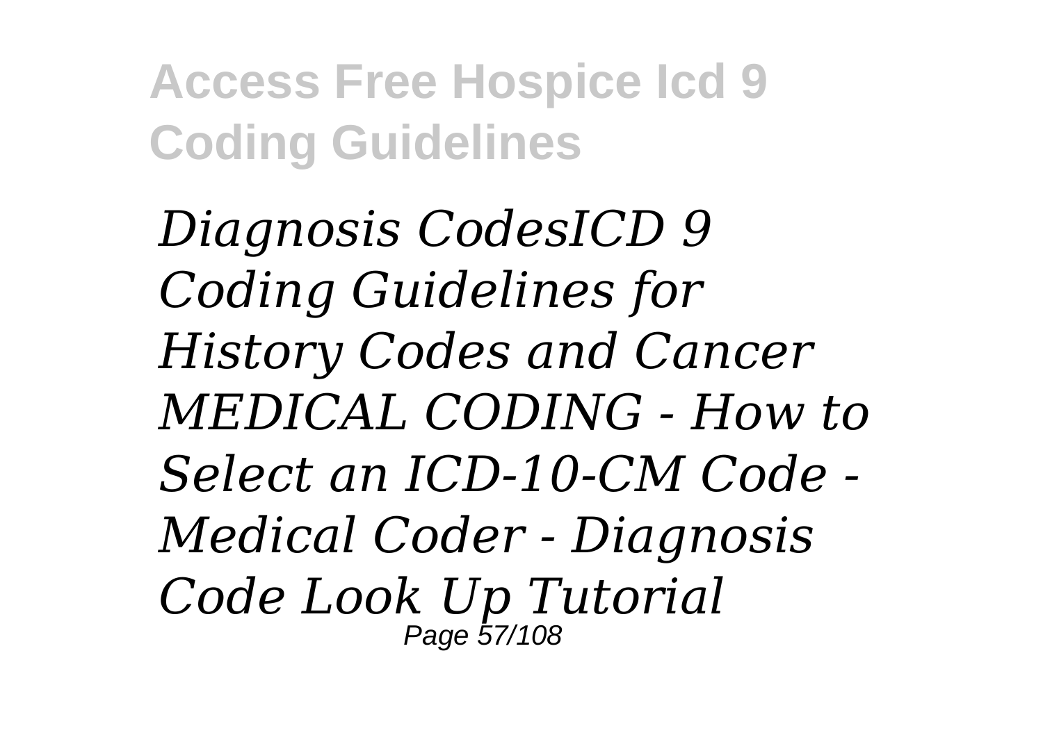*Diagnosis CodesICD 9 Coding Guidelines for History Codes and Cancer MEDICAL CODING - How to Select an ICD-10-CM Code - Medical Coder - Diagnosis Code Look Up Tutorial*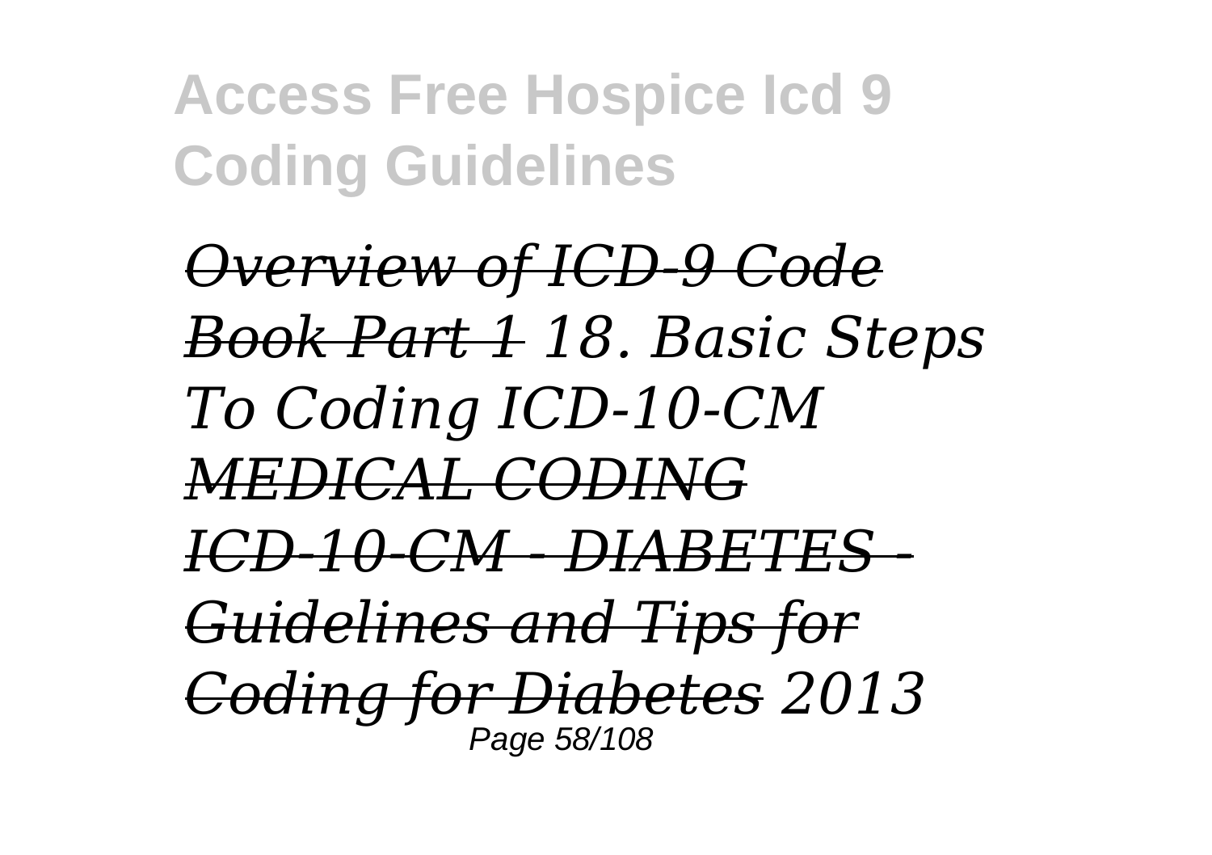*~~Overview of ICD-9 Code Book Part 1~~ 18. Basic Steps To Coding ICD-10-CM ~~MEDICAL CODING ICD-10-CM - DIABETES - Guidelines and Tips for Coding for Diabetes~~ 2013*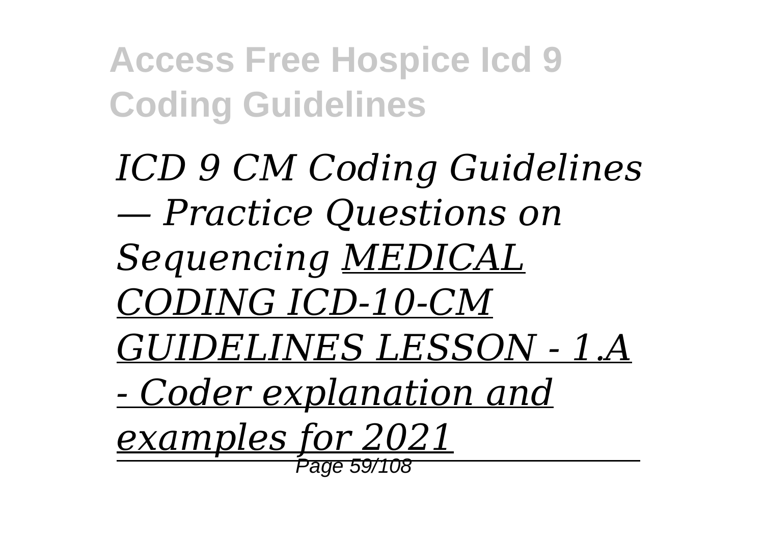*ICD 9 CM Coding Guidelines — Practice Questions on Sequencing* *MEDICAL CODING ICD-10-CM GUIDELINES LESSON - 1.A - Coder explanation and examples for 2021*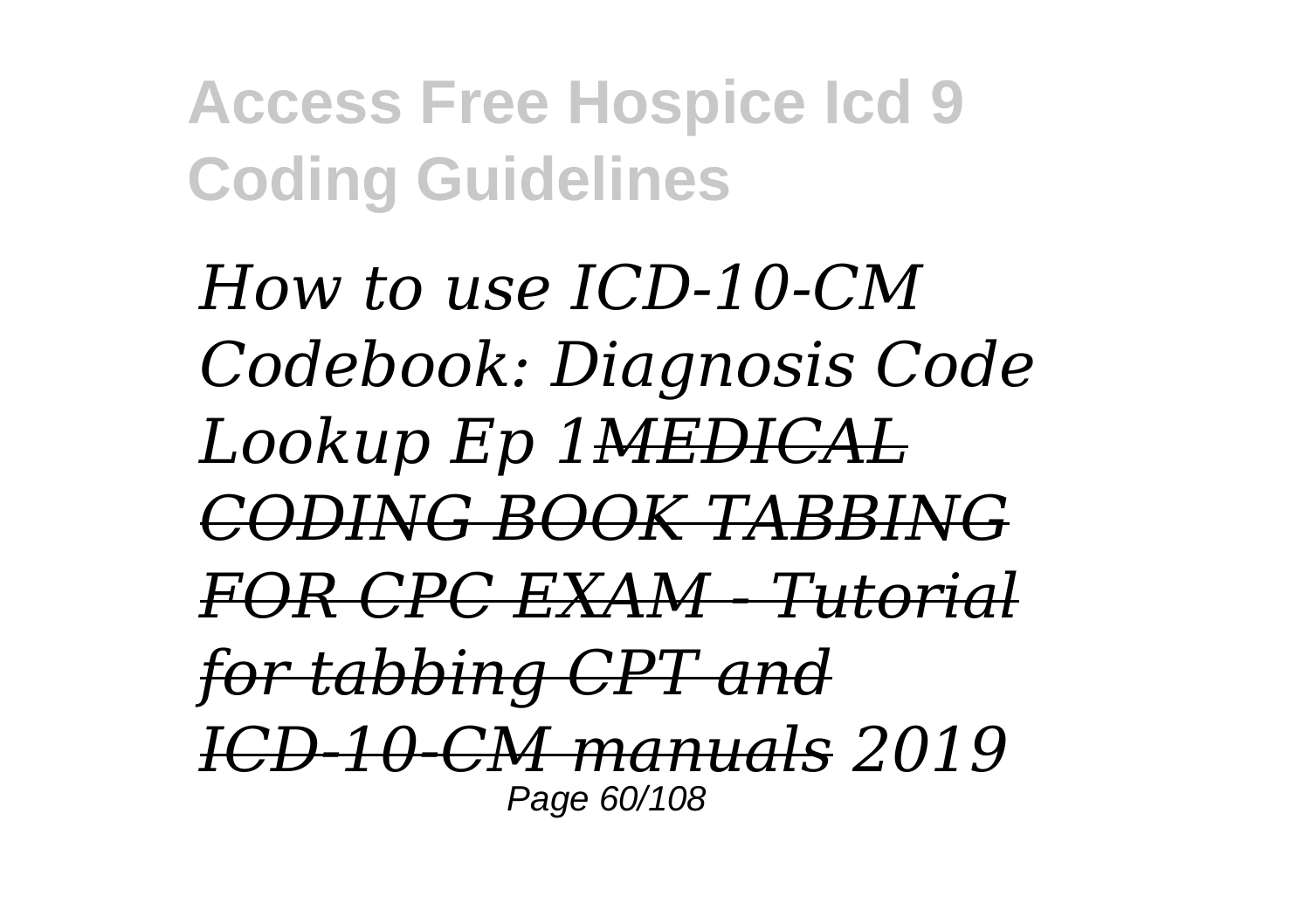*How to use ICD-10-CM Codebook: Diagnosis Code Lookup Ep 1*~~*MEDICAL CODING BOOK TABBING FOR CPC EXAM - Tutorial for tabbing CPT and ICD-10-CM manuals*~~ *2019*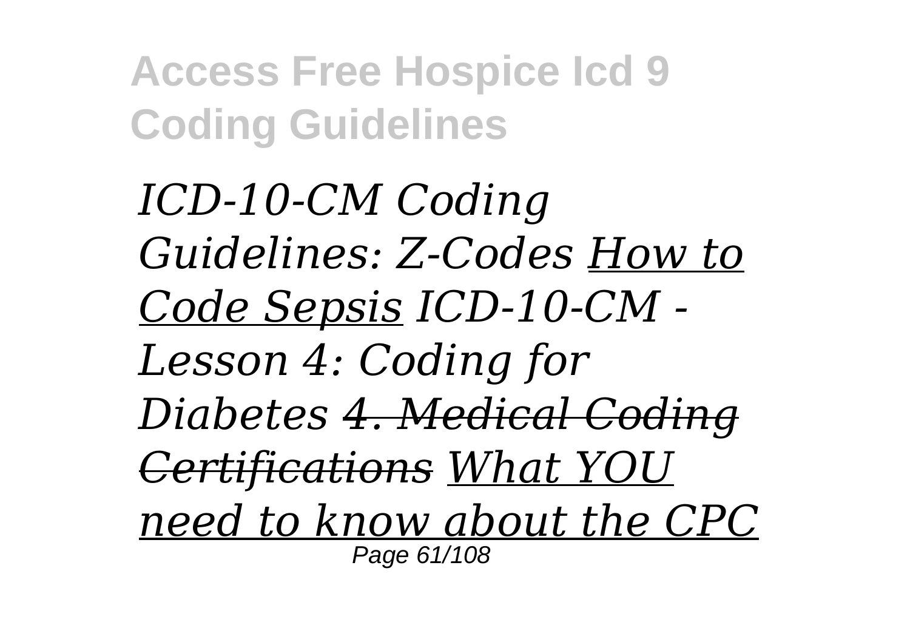*ICD-10-CM Coding Guidelines: Z-Codes How to Code Sepsis ICD-10-CM - Lesson 4: Coding for Diabetes ~~4. Medical Coding Certifications~~ What YOU need to know about the CPC*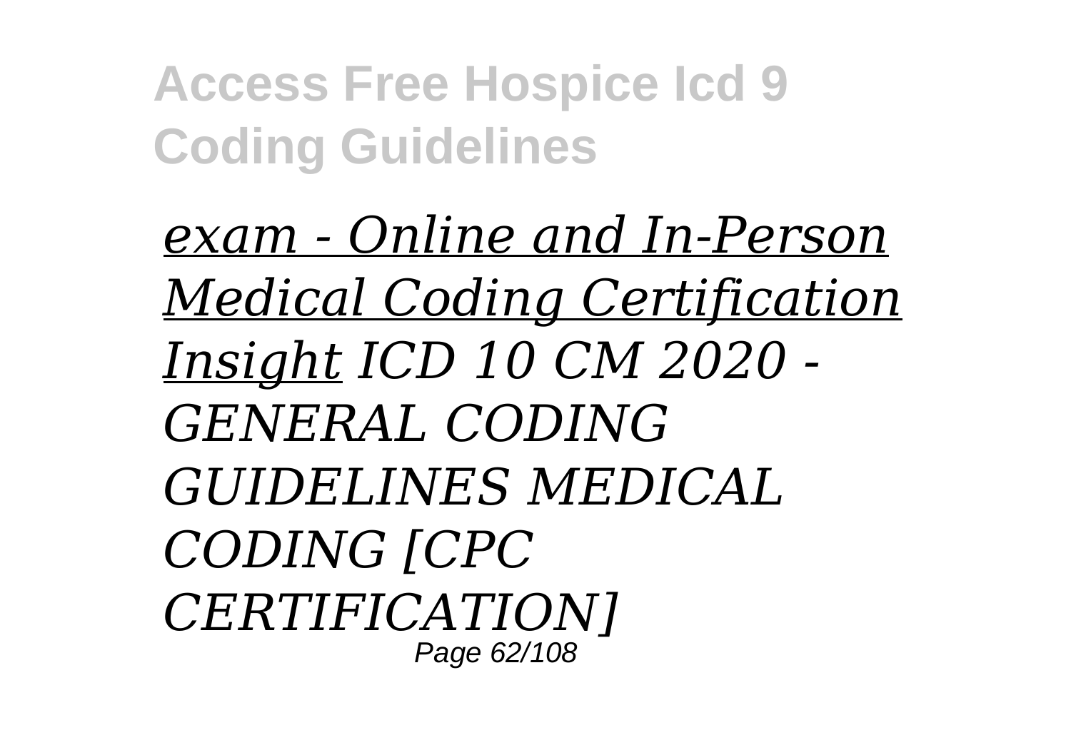*exam - Online and In-Person Medical Coding Certification Insight ICD 10 CM 2020 - GENERAL CODING GUIDELINES MEDICAL CODING [CPC CERTIFICATION]*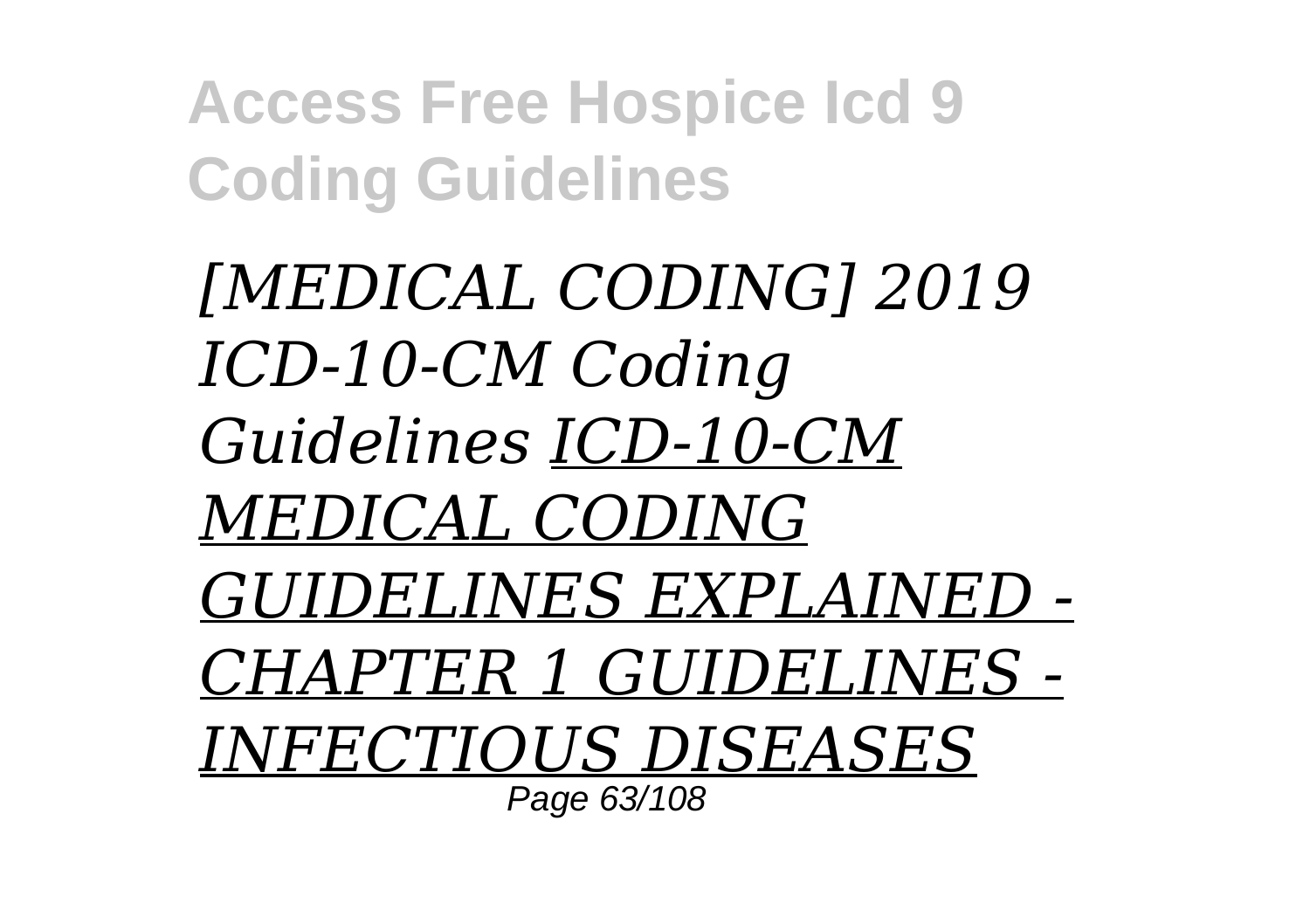*[MEDICAL CODING] 2019 ICD-10-CM Coding Guidelines* *ICD-10-CM MEDICAL CODING GUIDELINES EXPLAINED - CHAPTER 1 GUIDELINES - INFECTIOUS DISEASES*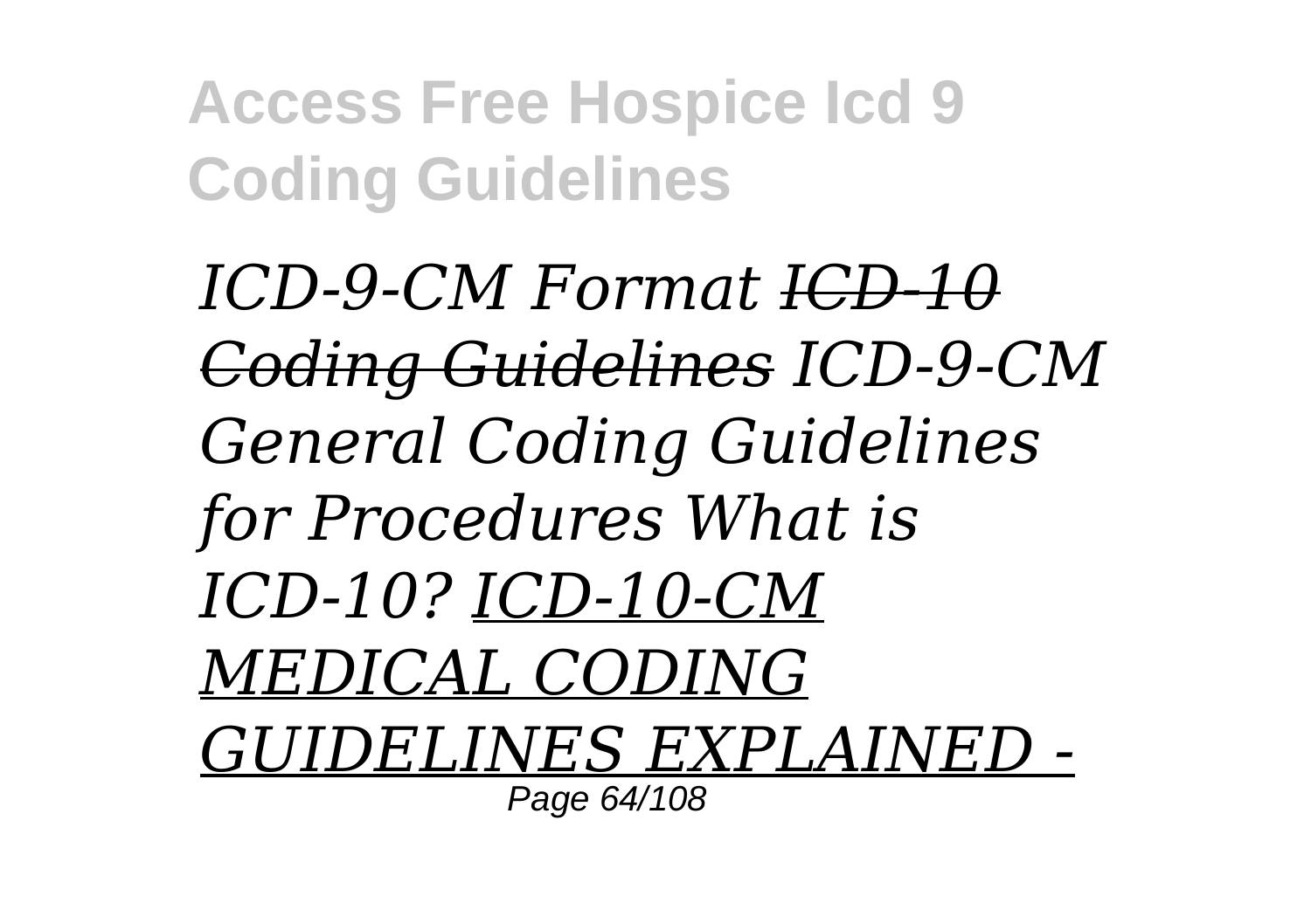*ICD-9-CM Format* ~~*ICD-10 Coding Guidelines*~~ *ICD-9-CM General Coding Guidelines for Procedures What is ICD-10?* *ICD-10-CM MEDICAL CODING GUIDELINES EXPLAINED -*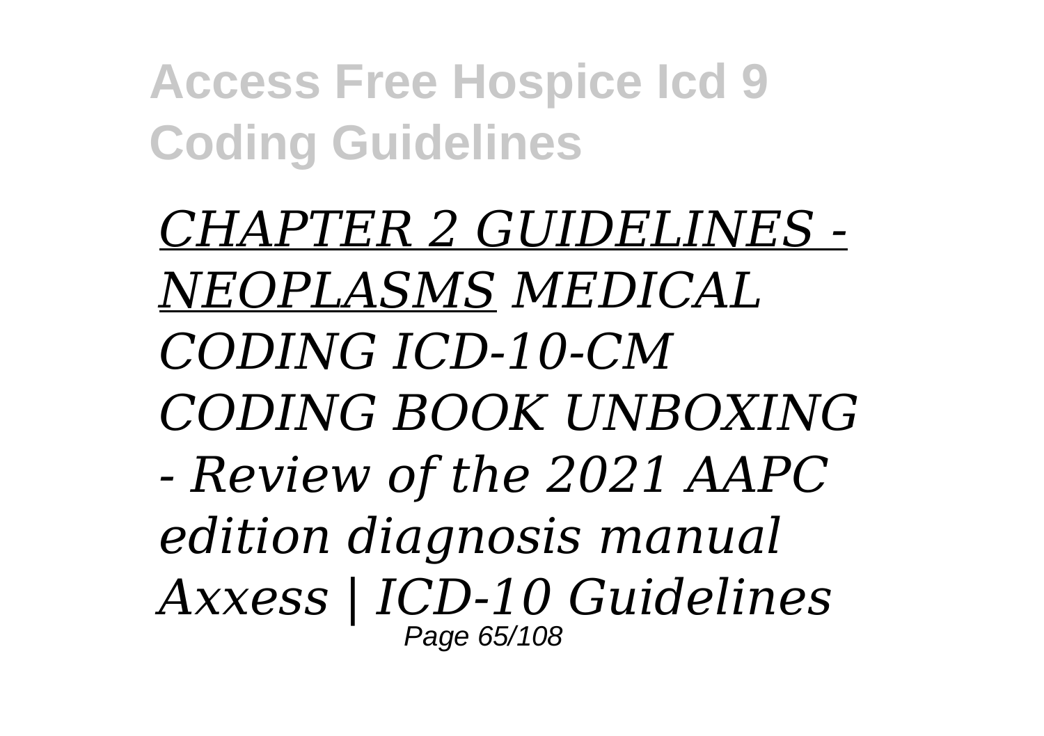*CHAPTER 2 GUIDELINES - NEOPLASMS MEDICAL CODING ICD-10-CM CODING BOOK UNBOXING - Review of the 2021 AAPC edition diagnosis manual Axxess | ICD-10 Guidelines*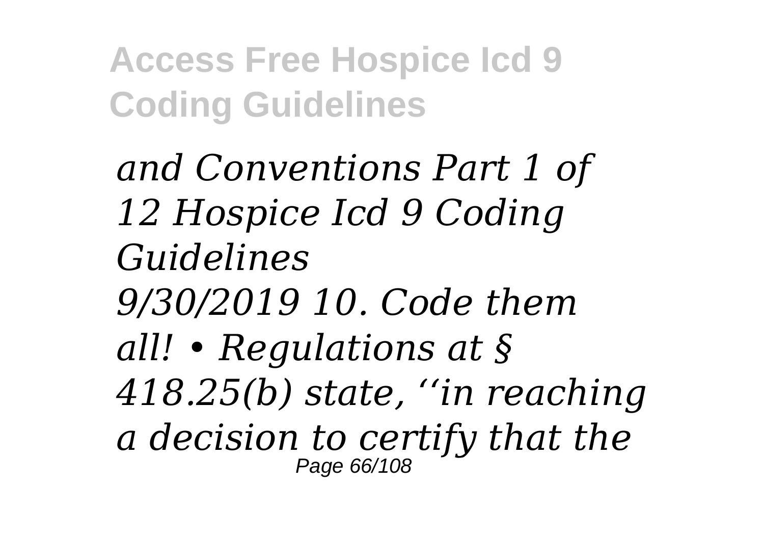*and Conventions Part 1 of 12 Hospice Icd 9 Coding Guidelines*

*9/30/2019 10. Code them all! • Regulations at § 418.25(b) state, ''in reaching a decision to certify that the*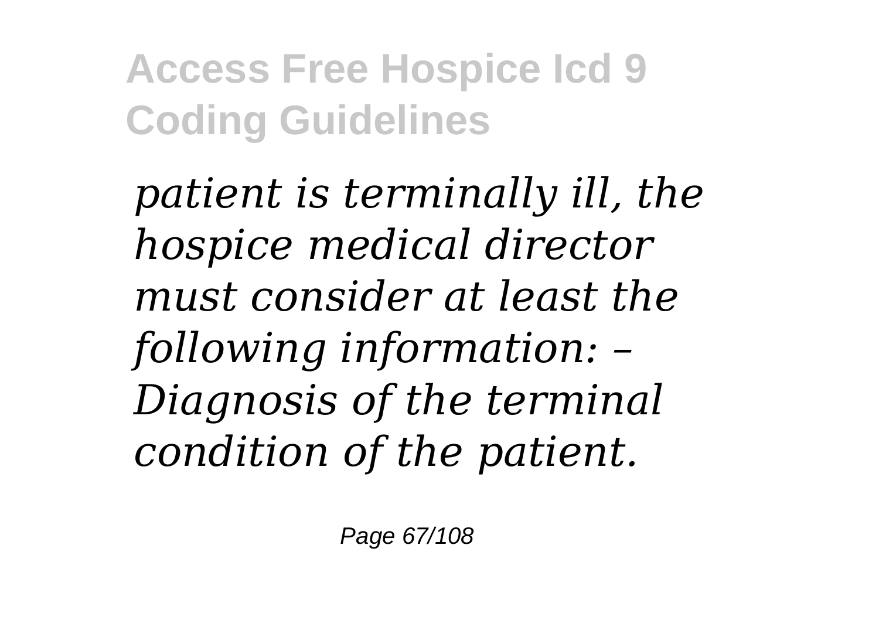*patient is terminally ill, the hospice medical director must consider at least the following information: – Diagnosis of the terminal condition of the patient.*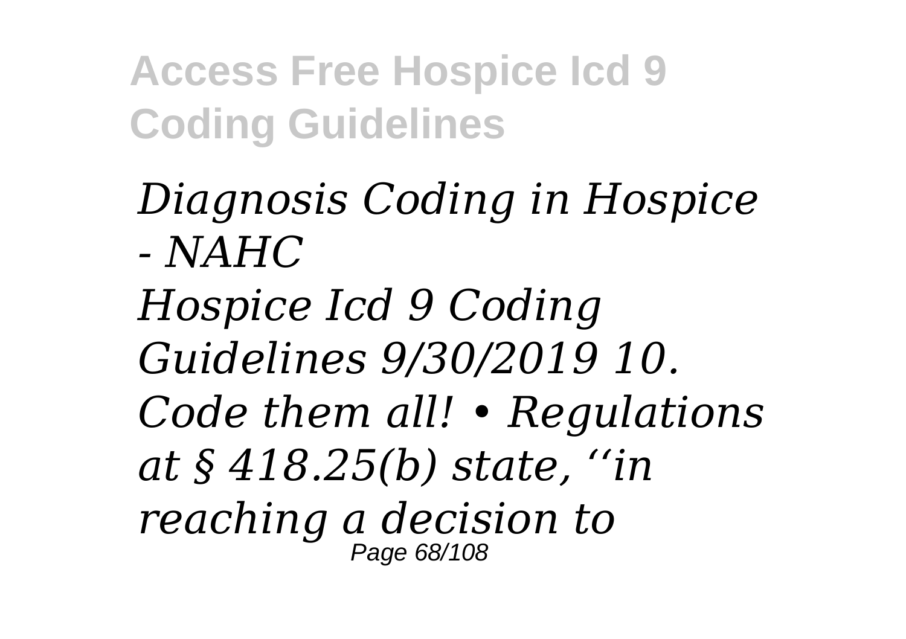*Diagnosis Coding in Hospice - NAHC*

*Hospice Icd 9 Coding Guidelines 9/30/2019 10. Code them all! • Regulations at § 418.25(b) state, ''in reaching a decision to*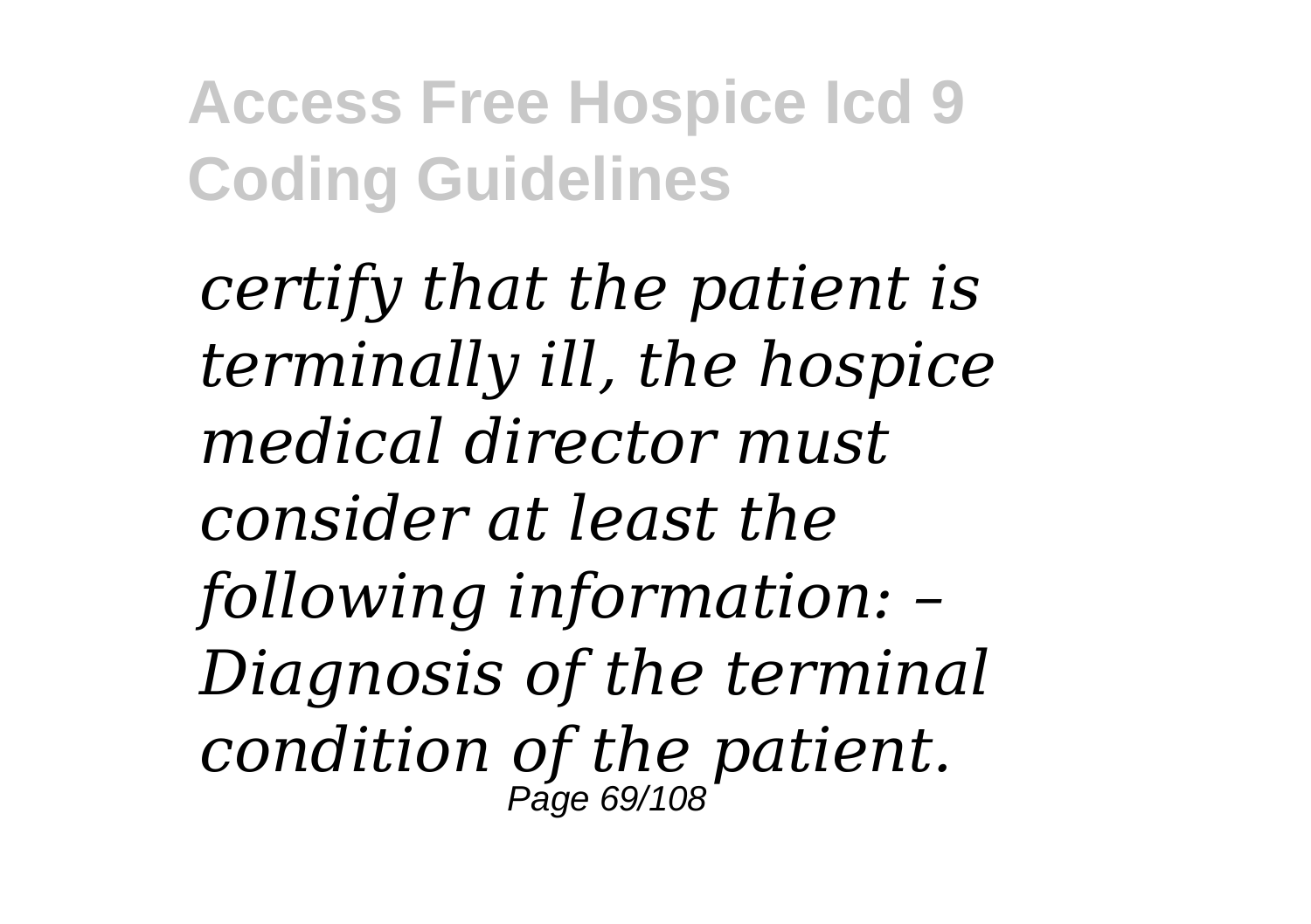*certify that the patient is terminally ill, the hospice medical director must consider at least the following information: – Diagnosis of the terminal condition of the patient.*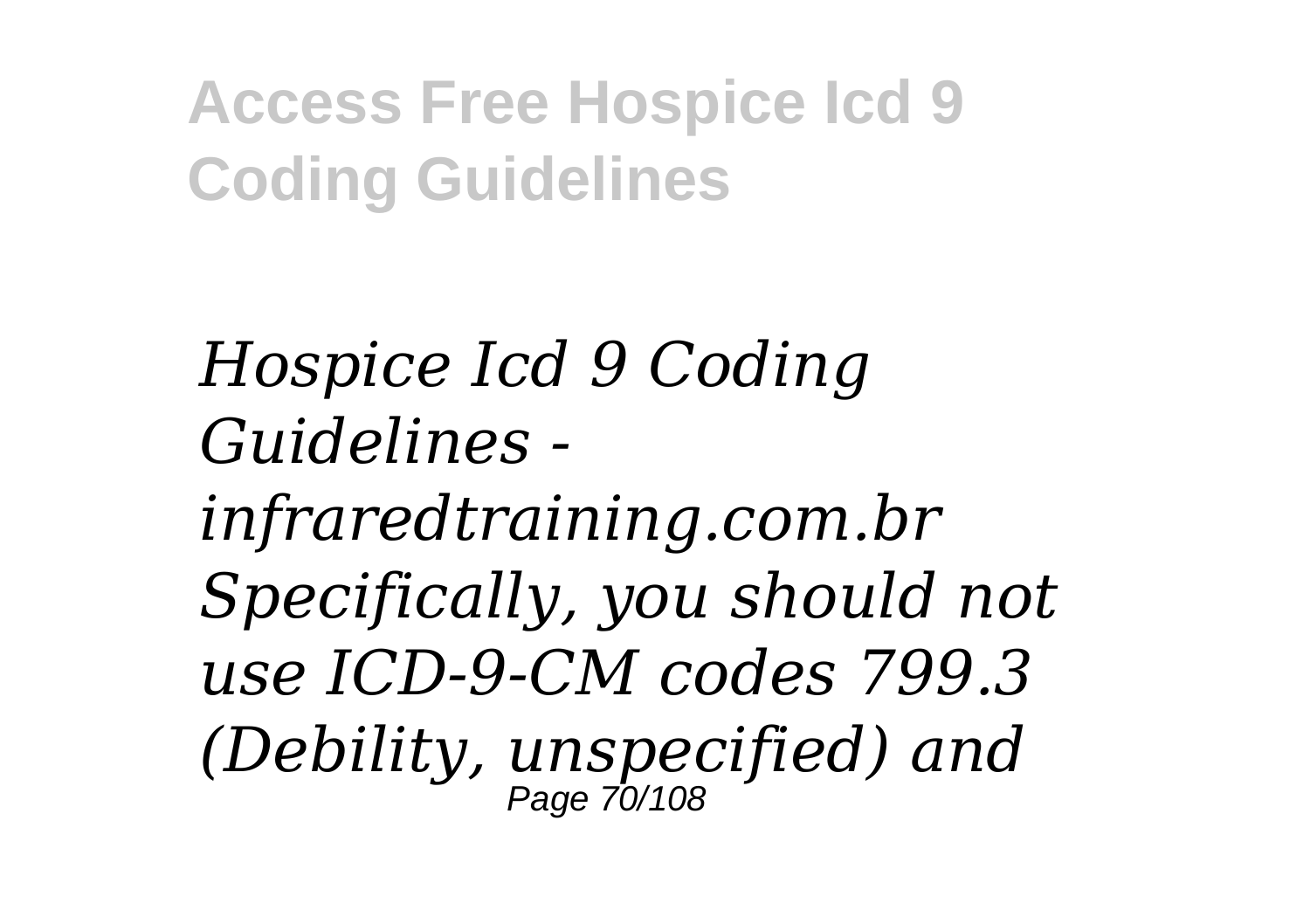*Hospice Icd 9 Coding Guidelines - infraredtraining.com.br Specifically, you should not use ICD-9-CM codes 799.3 (Debility, unspecified) and*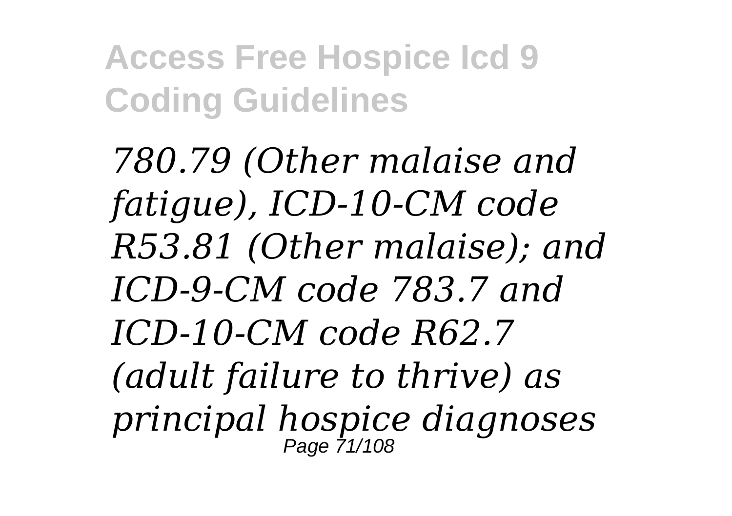*780.79 (Other malaise and fatigue), ICD-10-CM code R53.81 (Other malaise); and ICD-9-CM code 783.7 and ICD-10-CM code R62.7 (adult failure to thrive) as principal hospice diagnoses*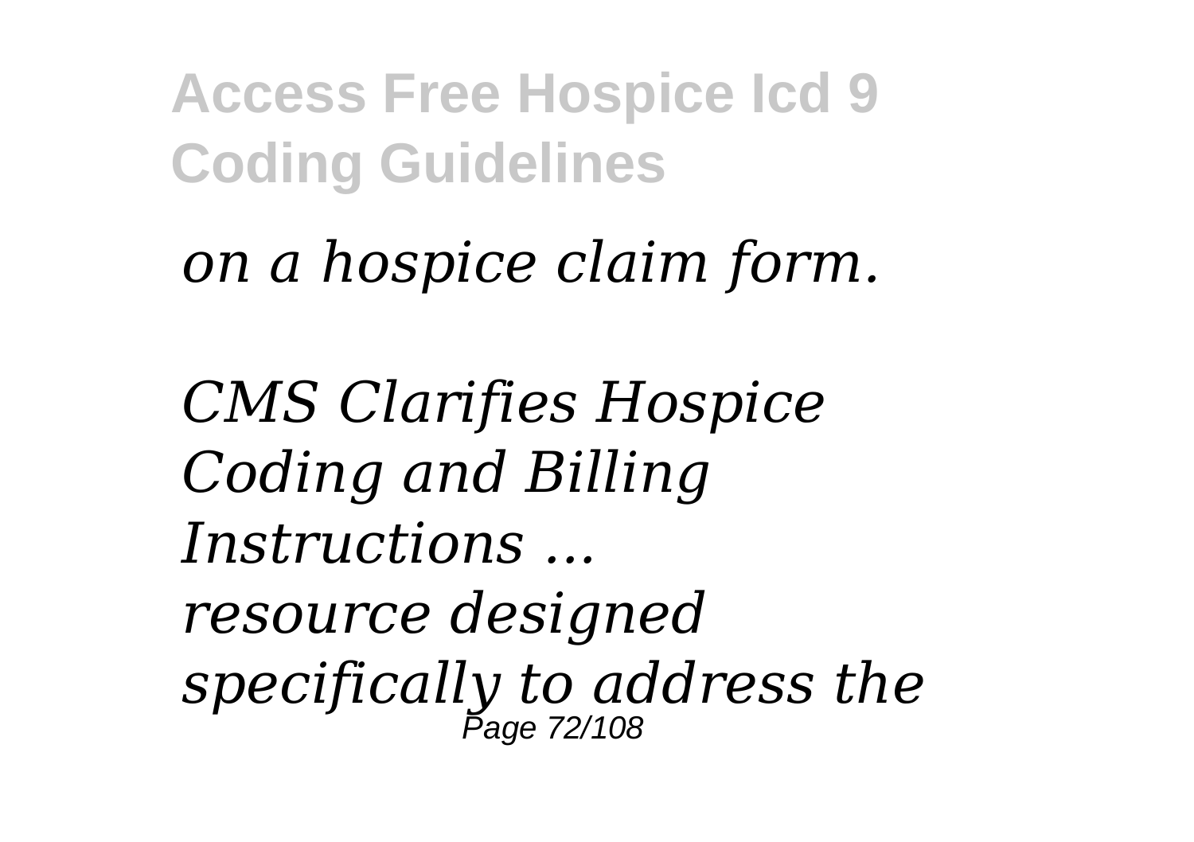*on a hospice claim form.*

*CMS Clarifies Hospice Coding and Billing Instructions ...*
*resource designed specifically to address the*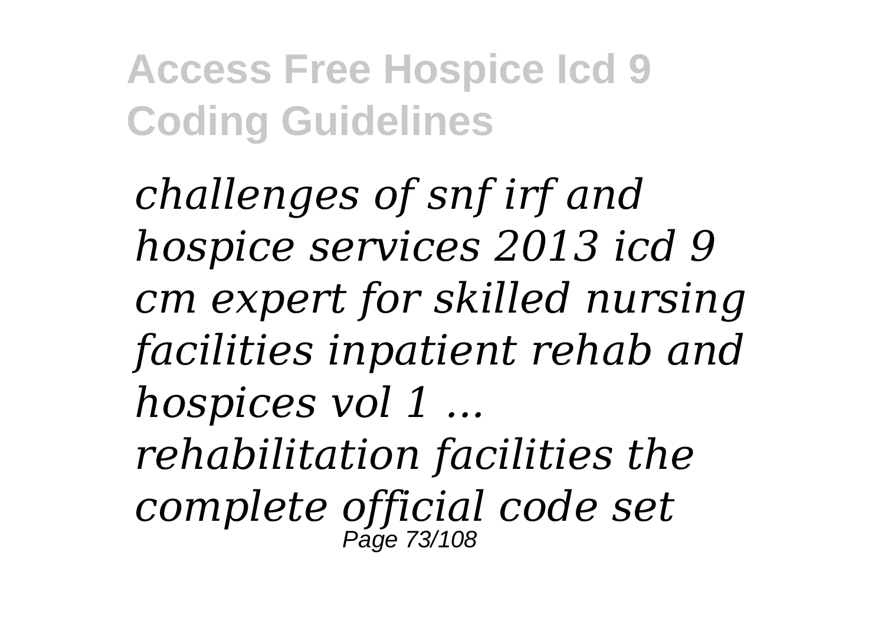*challenges of snf irf and hospice services 2013 icd 9 cm expert for skilled nursing facilities inpatient rehab and hospices vol 1 ... rehabilitation facilities the complete official code set*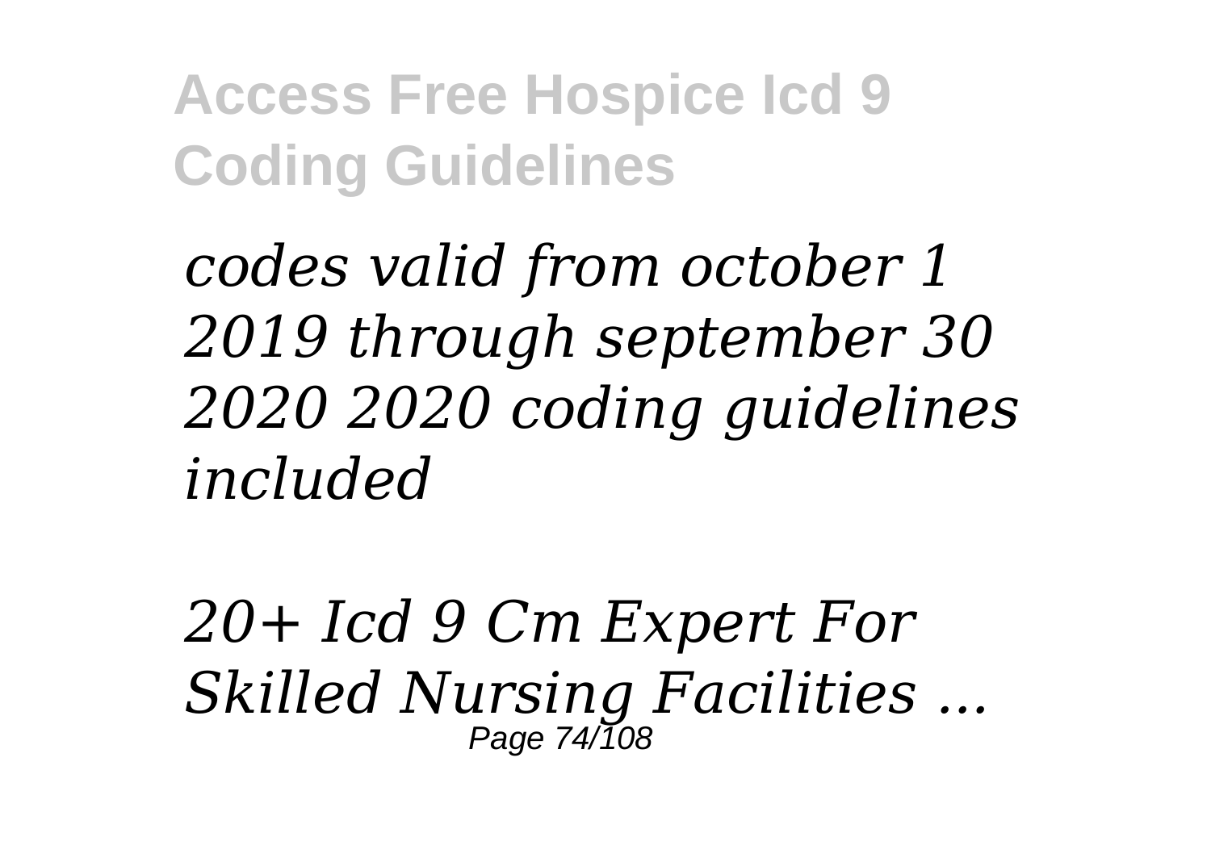*codes valid from october 1 2019 through september 30 2020 2020 coding guidelines included*

*20+ Icd 9 Cm Expert For Skilled Nursing Facilities ...*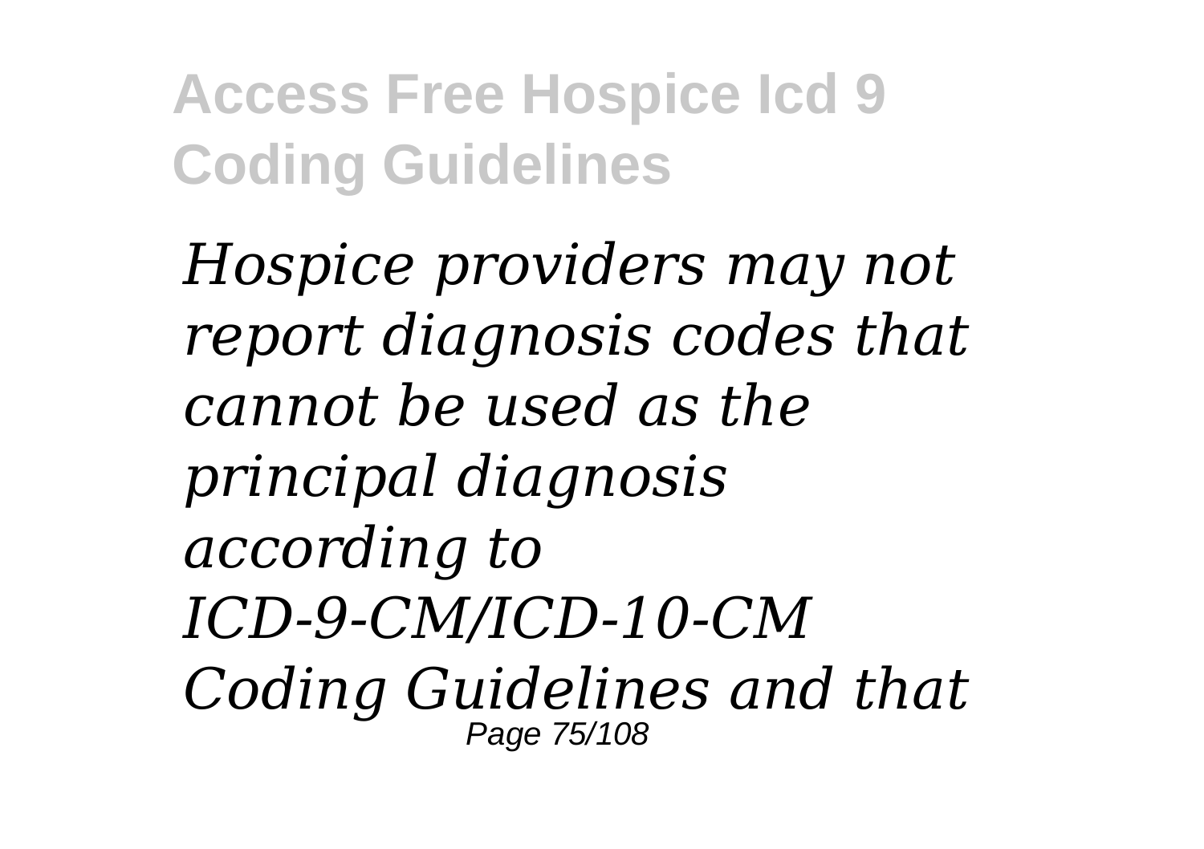*Hospice providers may not report diagnosis codes that cannot be used as the principal diagnosis according to ICD-9-CM/ICD-10-CM Coding Guidelines and that*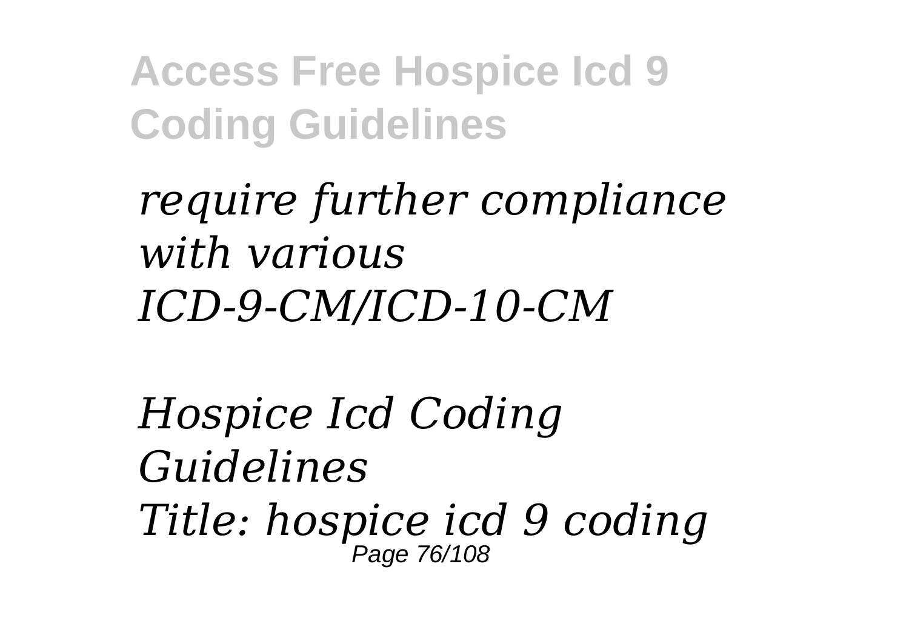*require further compliance with various ICD-9-CM/ICD-10-CM*

*Hospice Icd Coding Guidelines*
*Title: hospice icd 9 coding*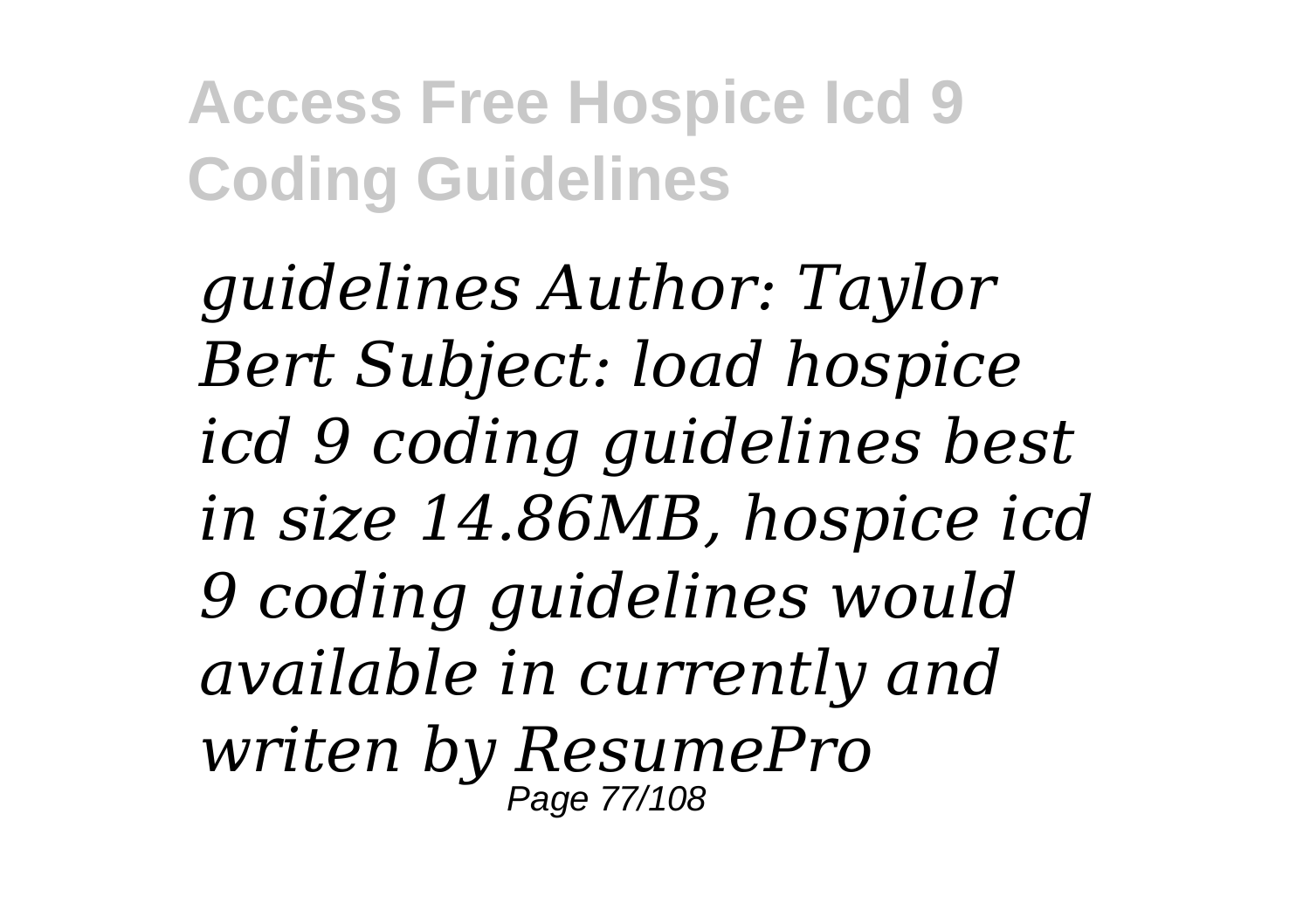*guidelines Author: Taylor Bert Subject: load hospice icd 9 coding guidelines best in size 14.86MB, hospice icd 9 coding guidelines would available in currently and writen by ResumePro*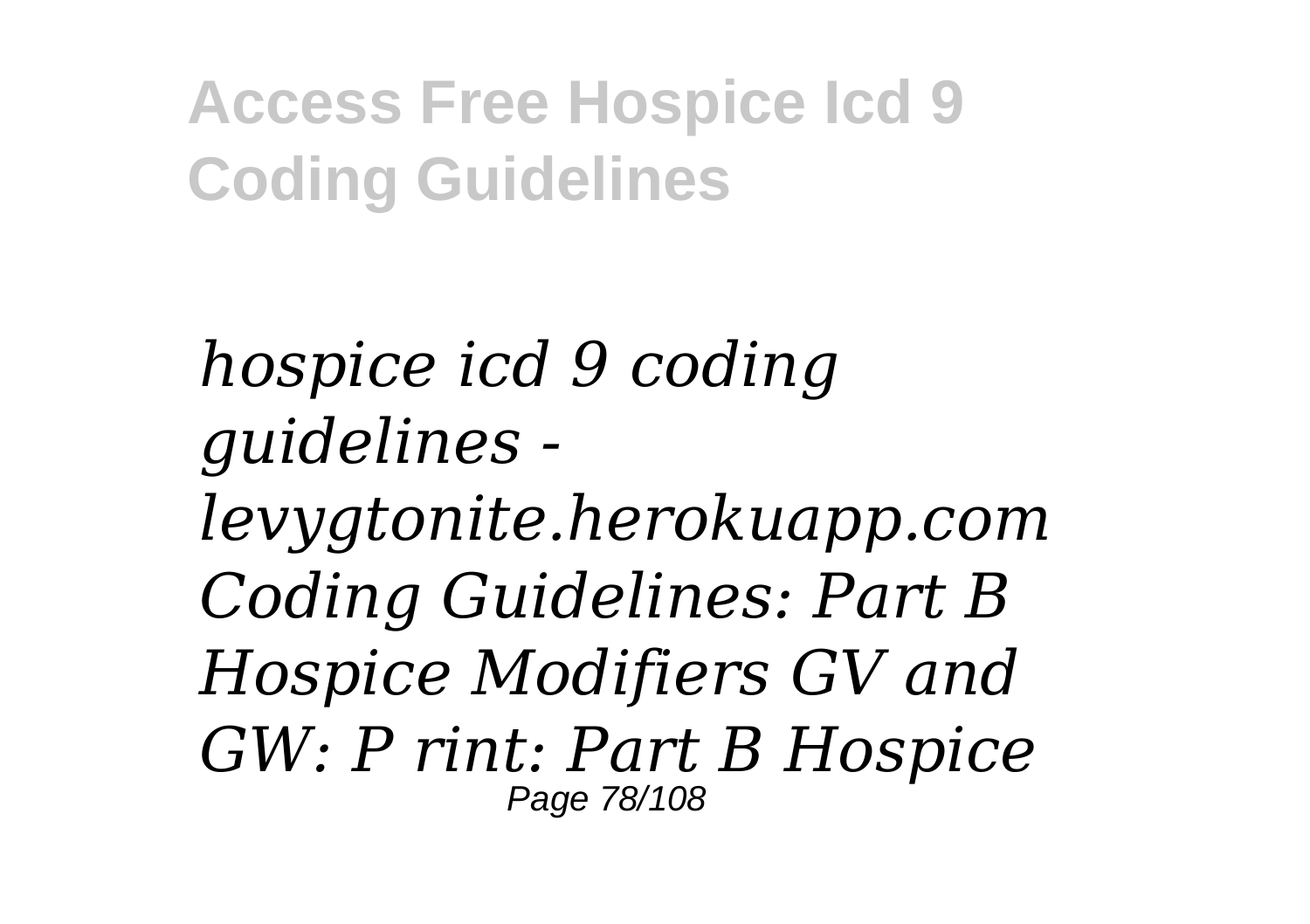*hospice icd 9 coding guidelines - levygtonite.herokuapp.com Coding Guidelines: Part B Hospice Modifiers GV and GW: P rint: Part B Hospice*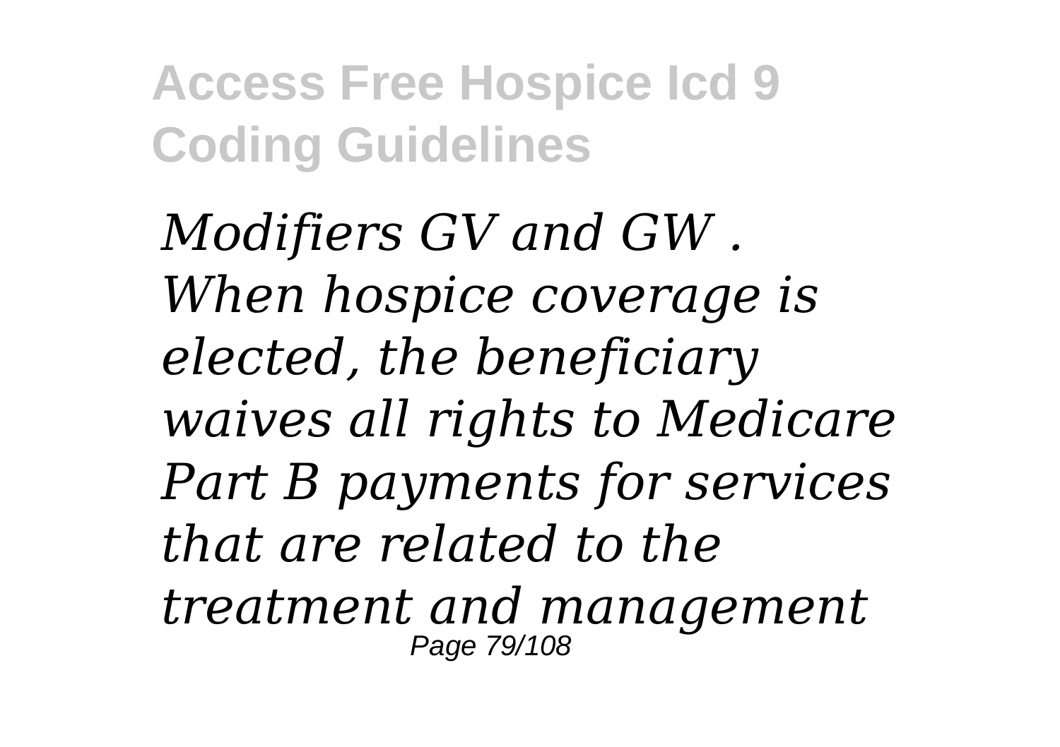*Modifiers GV and GW . When hospice coverage is elected, the beneficiary waives all rights to Medicare Part B payments for services that are related to the treatment and management*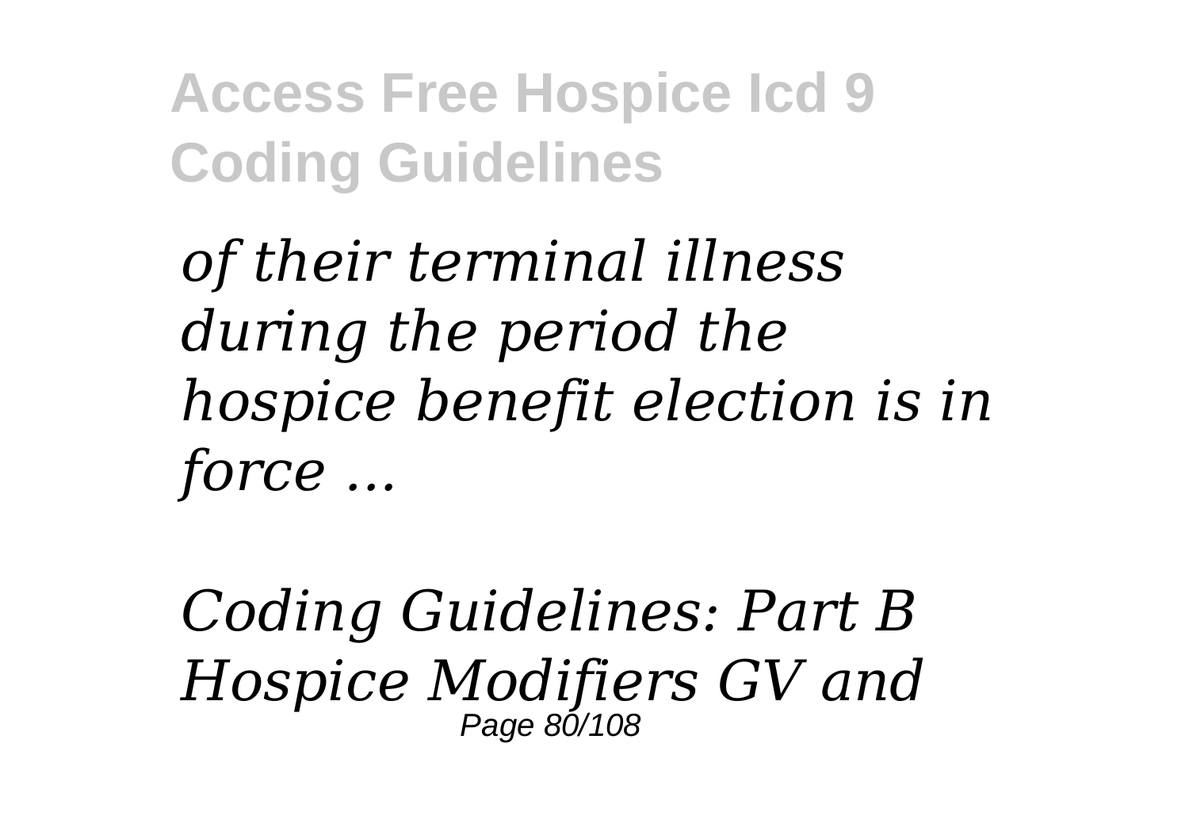*of their terminal illness during the period the hospice benefit election is in force ...*

*Coding Guidelines: Part B Hospice Modifiers GV and*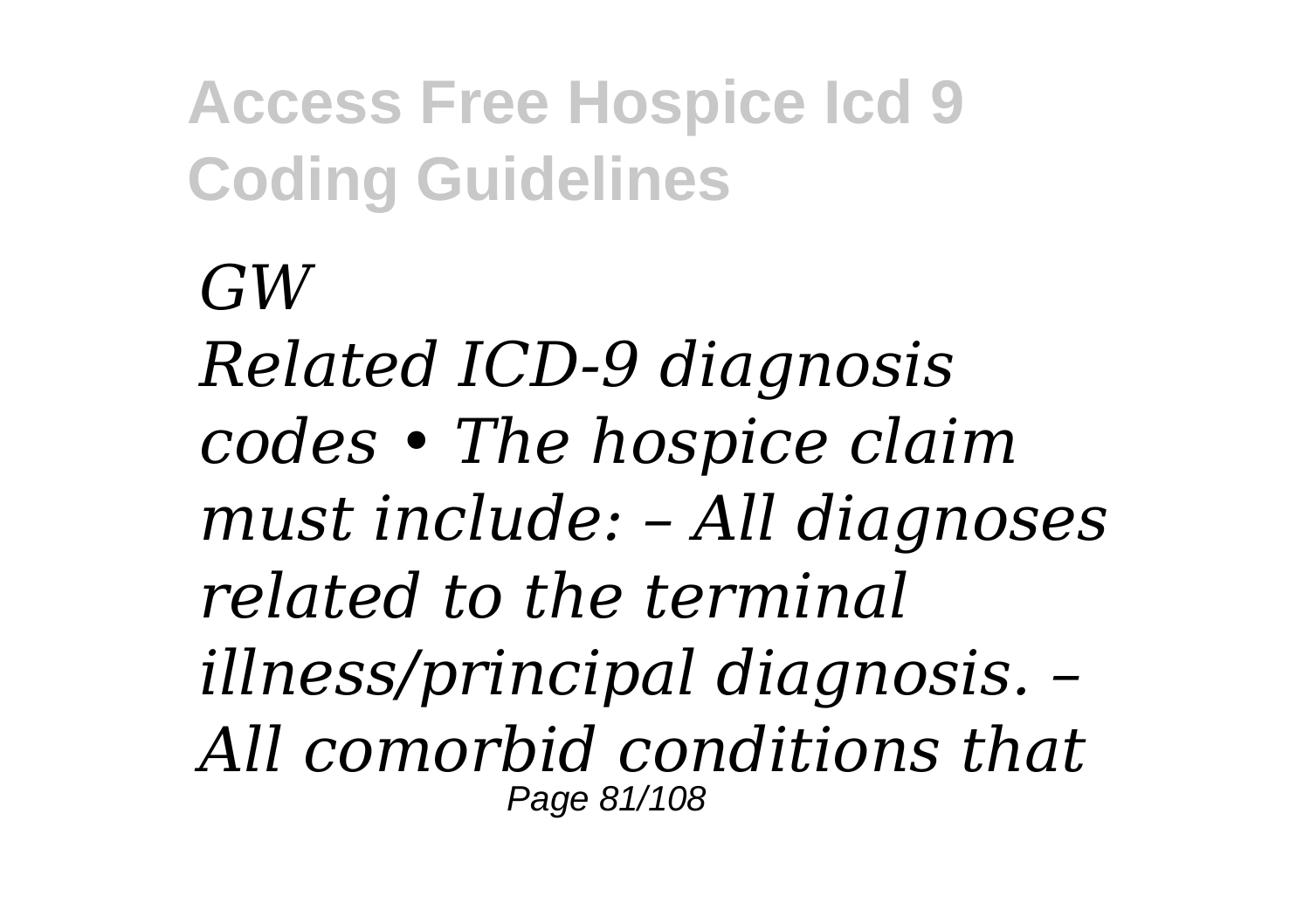*GW*

*Related ICD-9 diagnosis codes • The hospice claim must include: – All diagnoses related to the terminal illness/principal diagnosis. – All comorbid conditions that*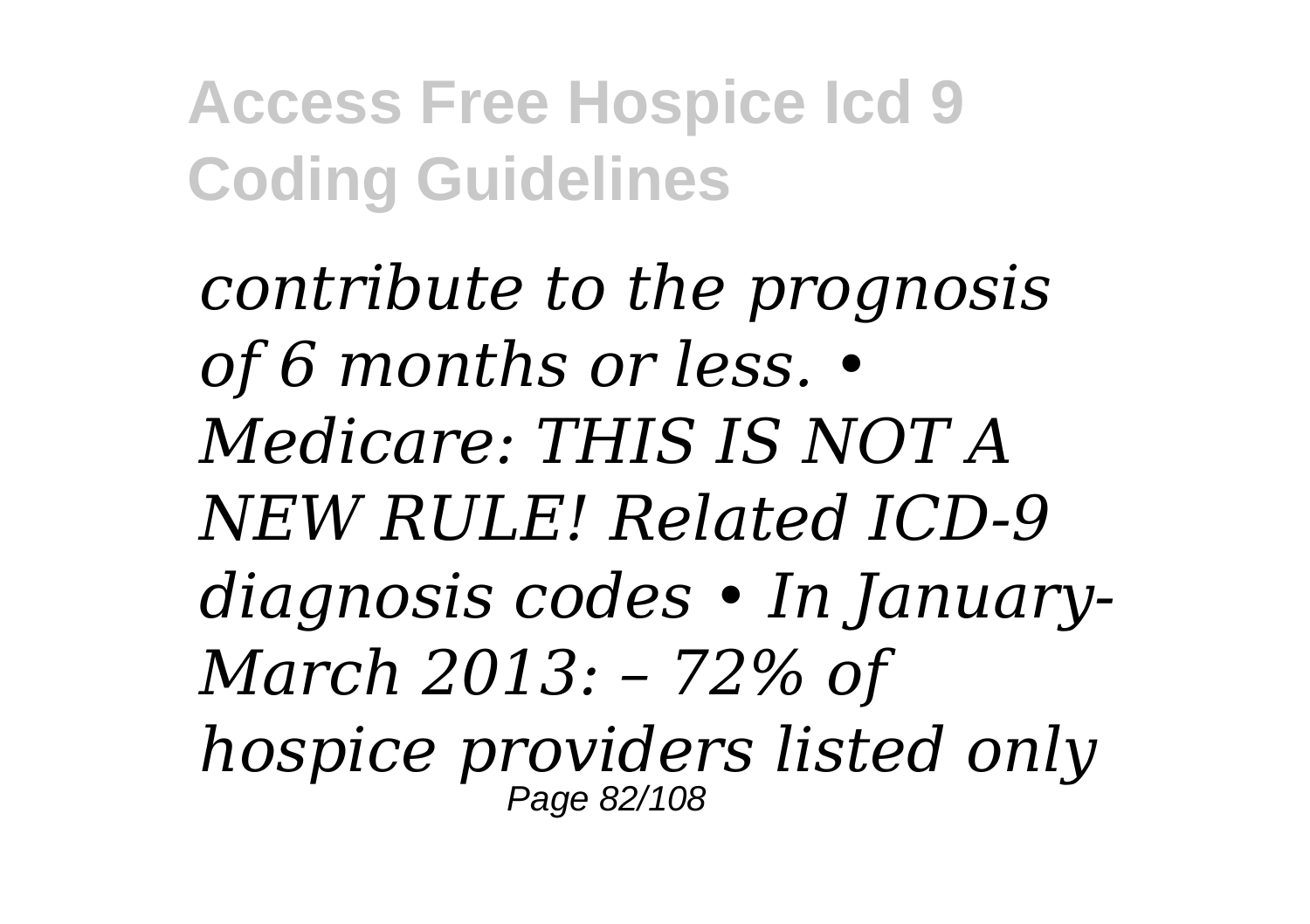*contribute to the prognosis of 6 months or less. • Medicare: THIS IS NOT A NEW RULE! Related ICD-9 diagnosis codes • In January-March 2013: – 72% of hospice providers listed only*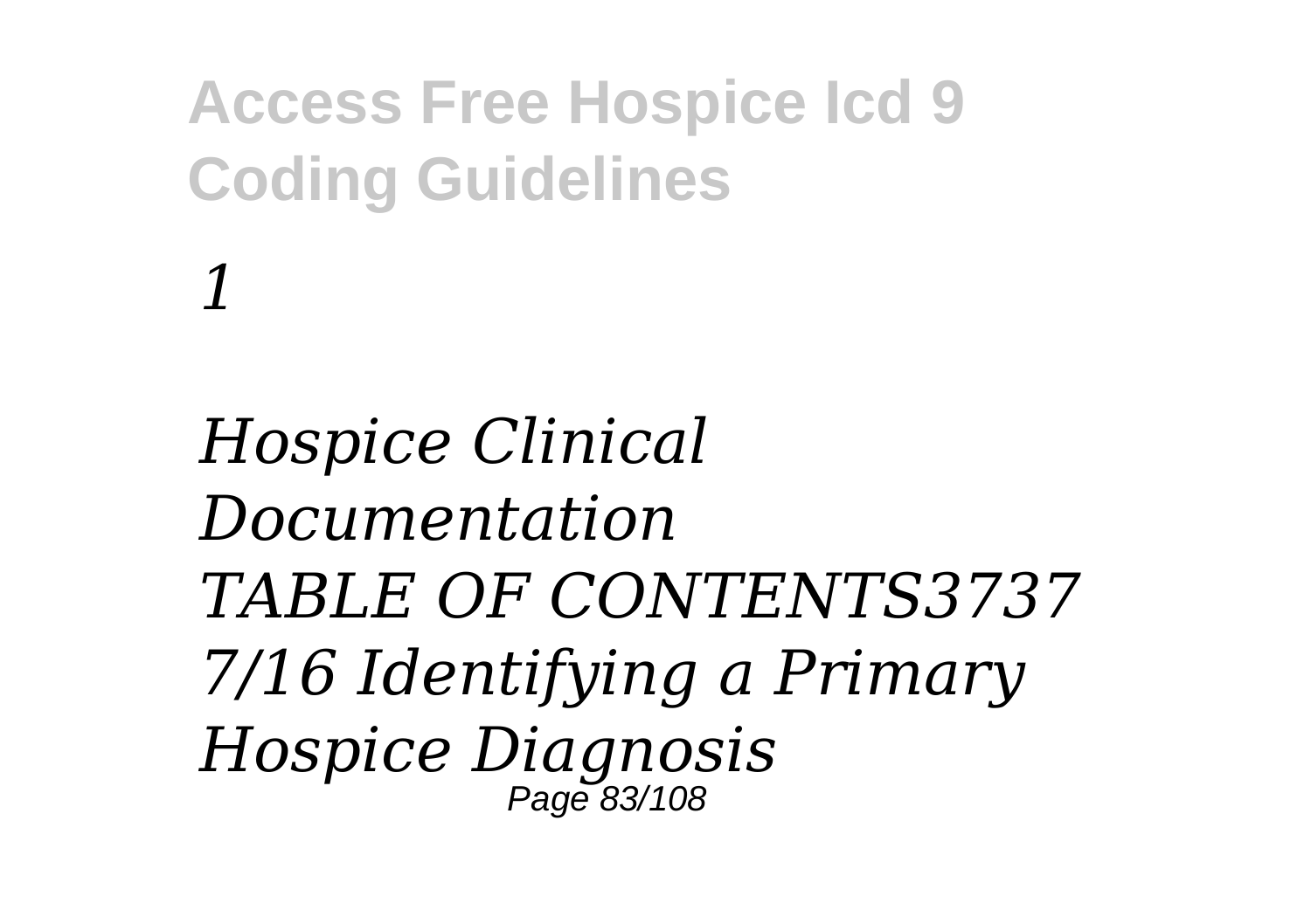*1*

*Hospice Clinical Documentation TABLE OF CONTENTS3737 7/16 Identifying a Primary Hospice Diagnosis*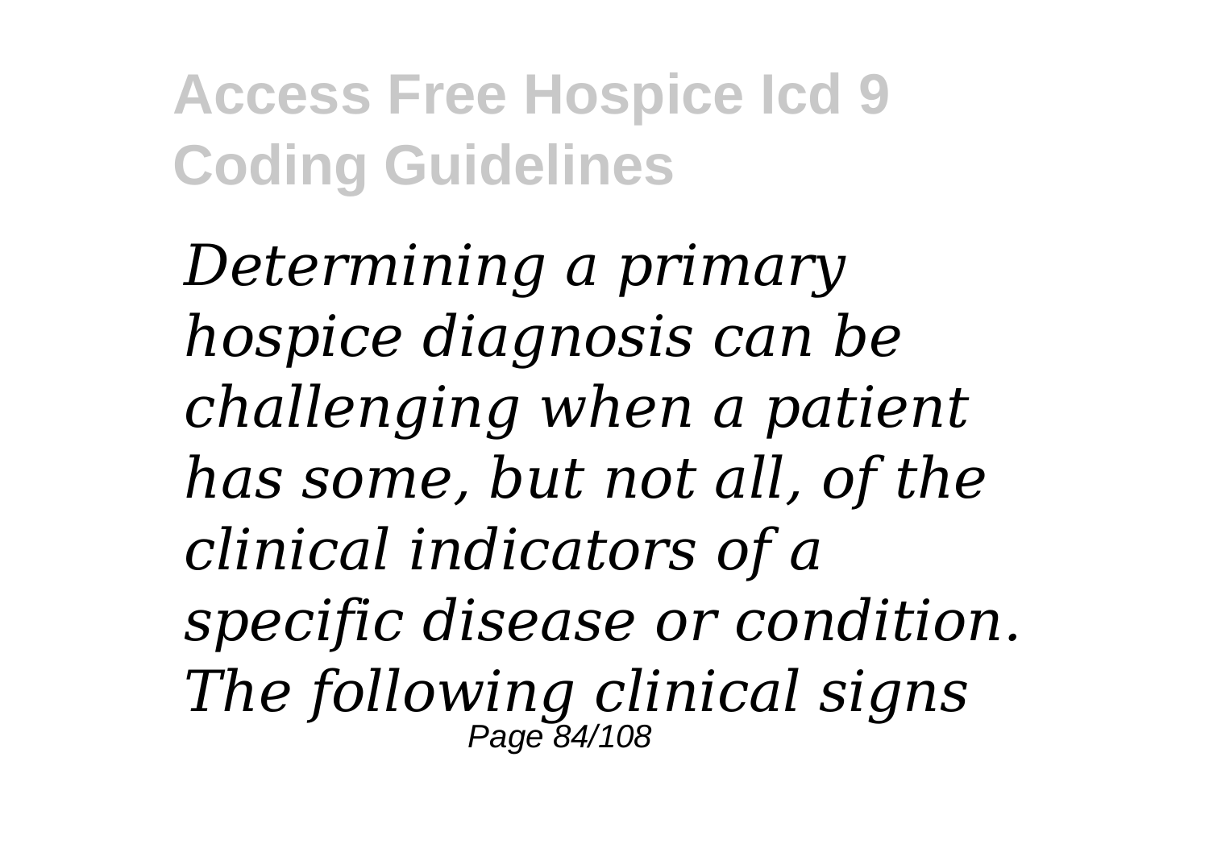*Determining a primary hospice diagnosis can be challenging when a patient has some, but not all, of the clinical indicators of a specific disease or condition. The following clinical signs*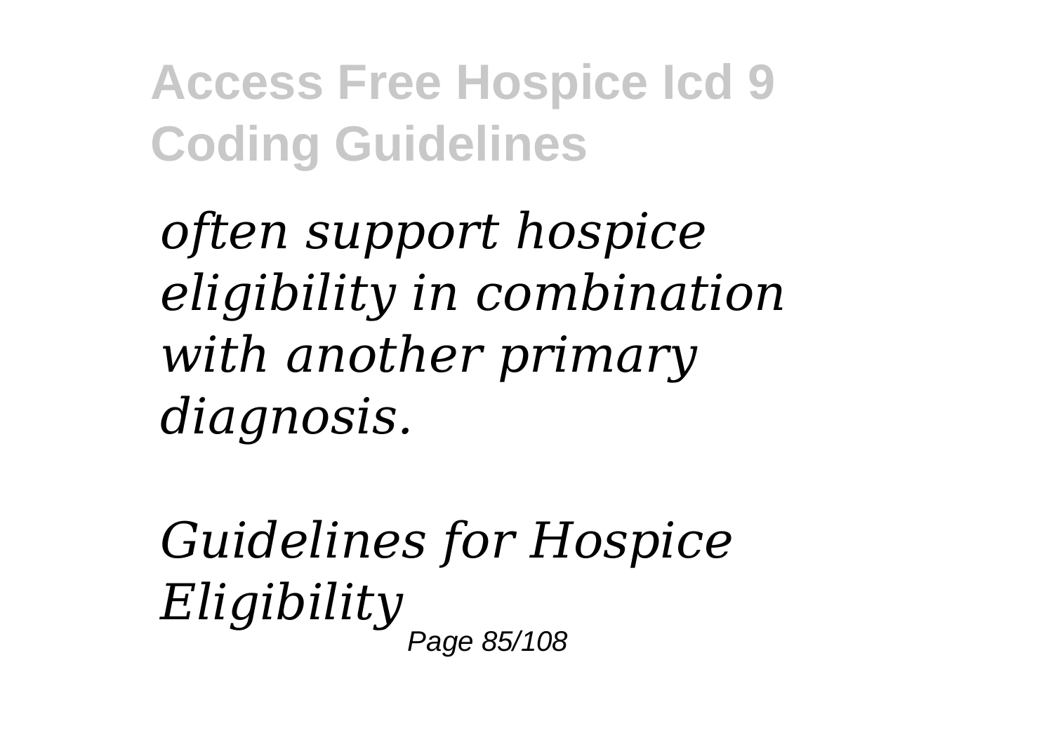*often support hospice eligibility in combination with another primary diagnosis.*

*Guidelines for Hospice Eligibility*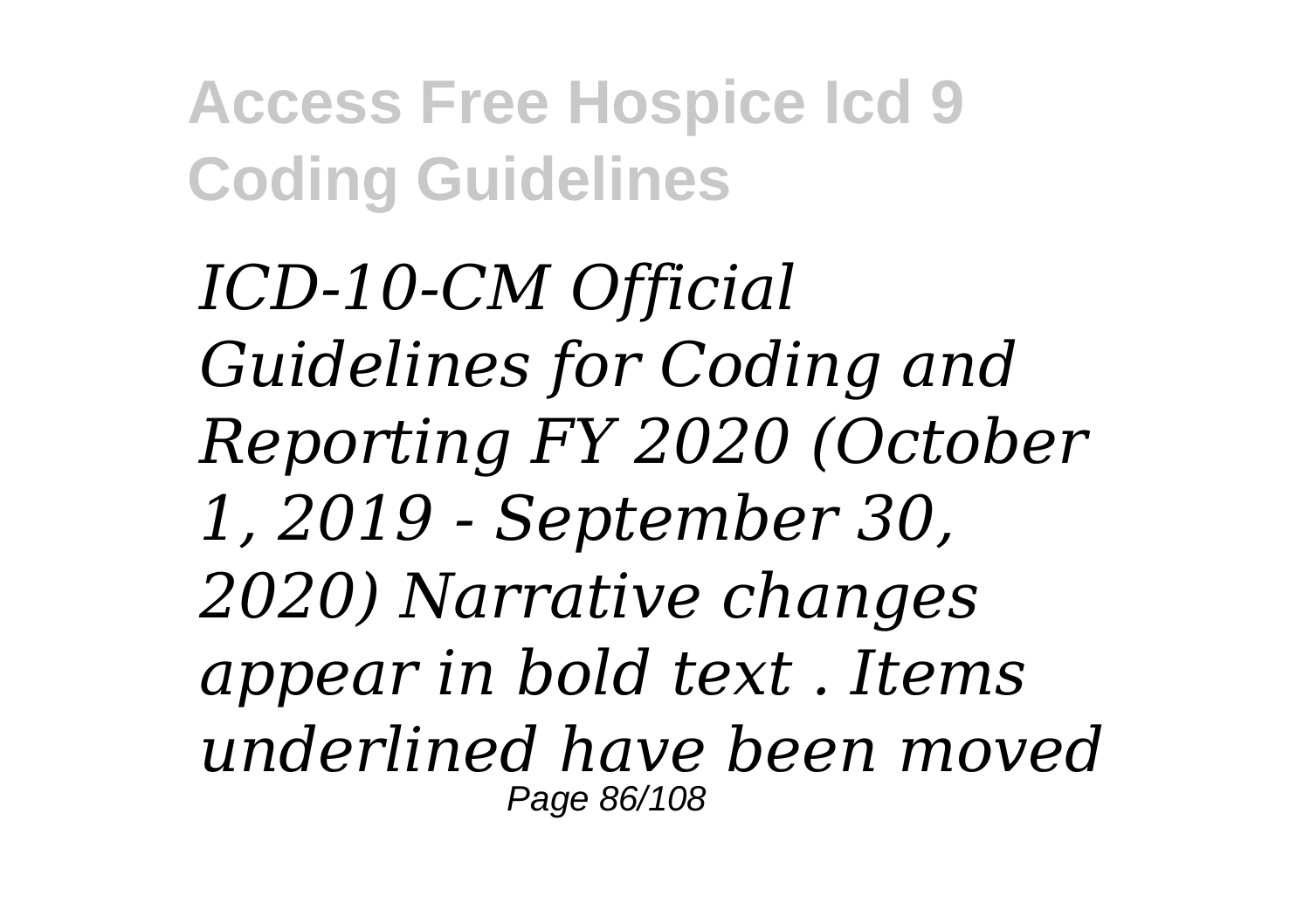*ICD-10-CM Official Guidelines for Coding and Reporting FY 2020 (October 1, 2019 - September 30, 2020) Narrative changes appear in bold text . Items underlined have been moved*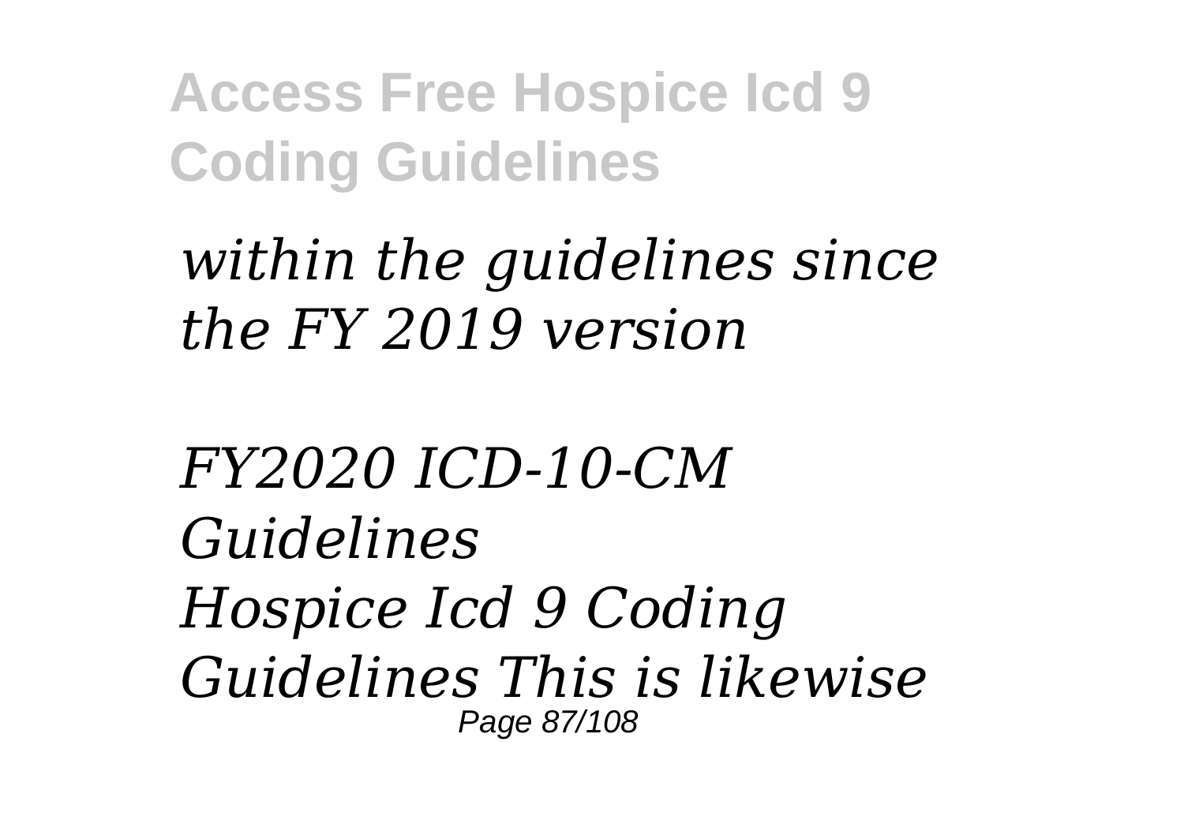*within the guidelines since the FY 2019 version*

*FY2020 ICD-10-CM Guidelines*

*Hospice Icd 9 Coding Guidelines This is likewise*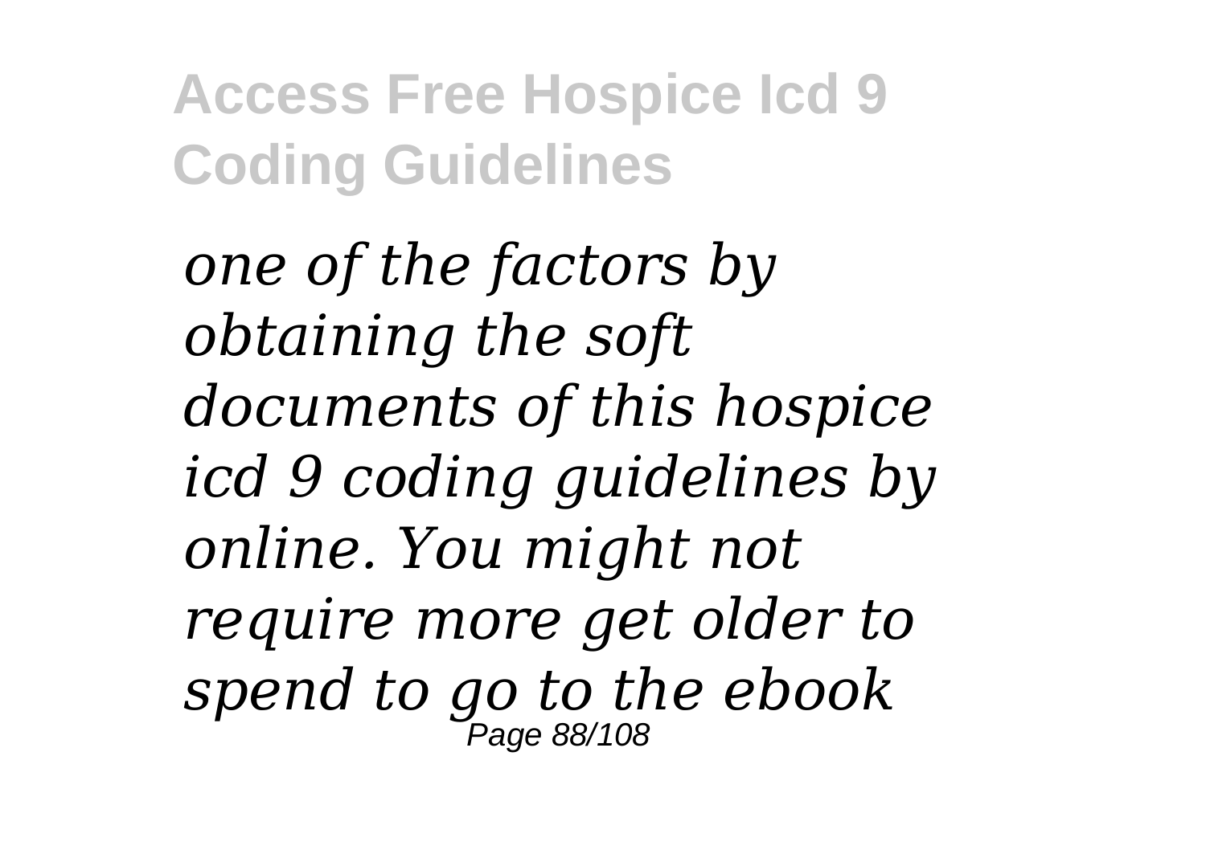*one of the factors by obtaining the soft documents of this hospice icd 9 coding guidelines by online. You might not require more get older to spend to go to the ebook*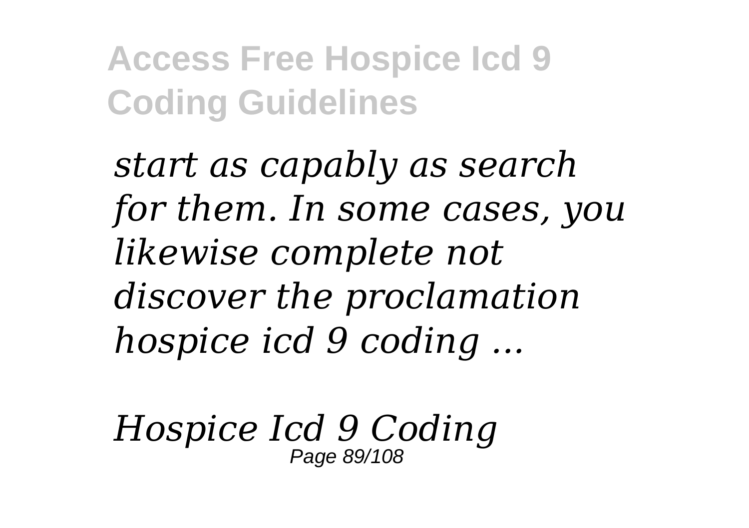*start as capably as search for them. In some cases, you likewise complete not discover the proclamation hospice icd 9 coding ...*

*Hospice Icd 9 Coding*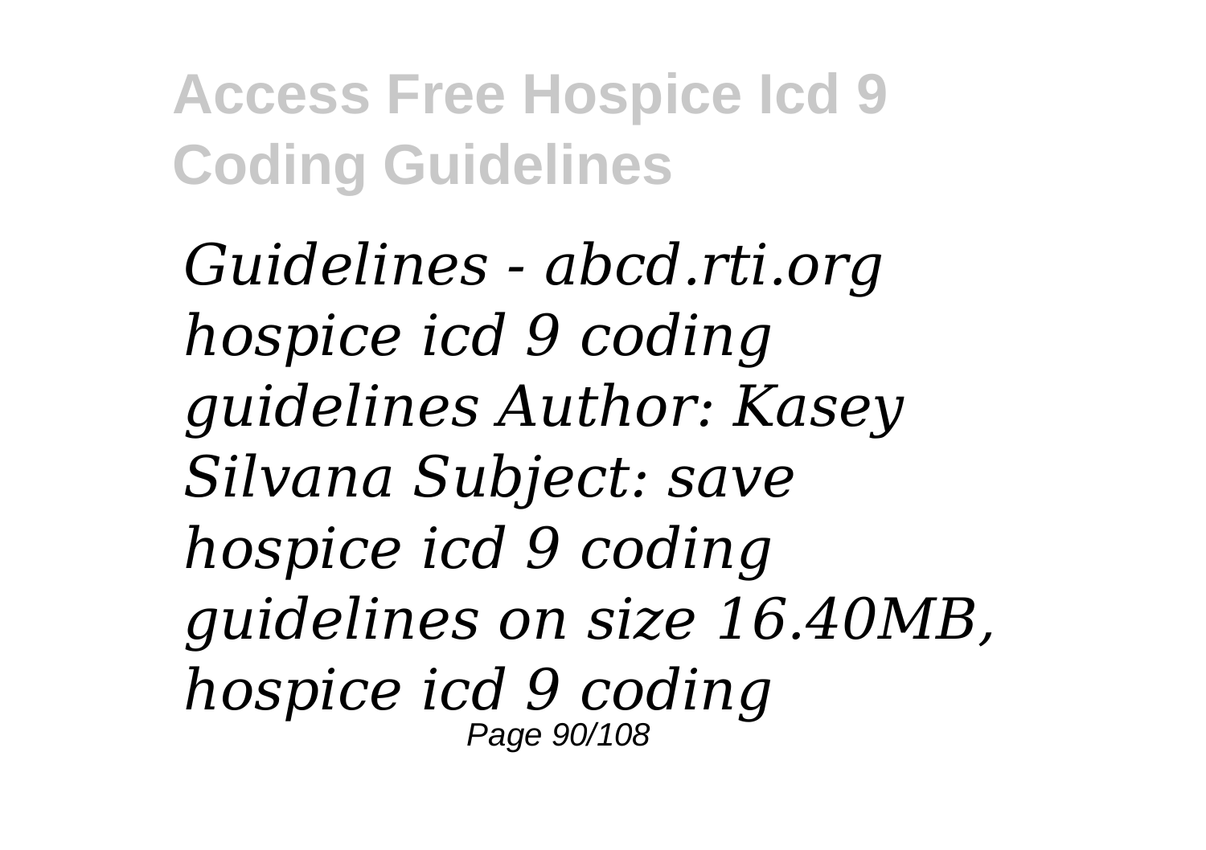*Guidelines - abcd.rti.org hospice icd 9 coding guidelines Author: Kasey Silvana Subject: save hospice icd 9 coding guidelines on size 16.40MB, hospice icd 9 coding*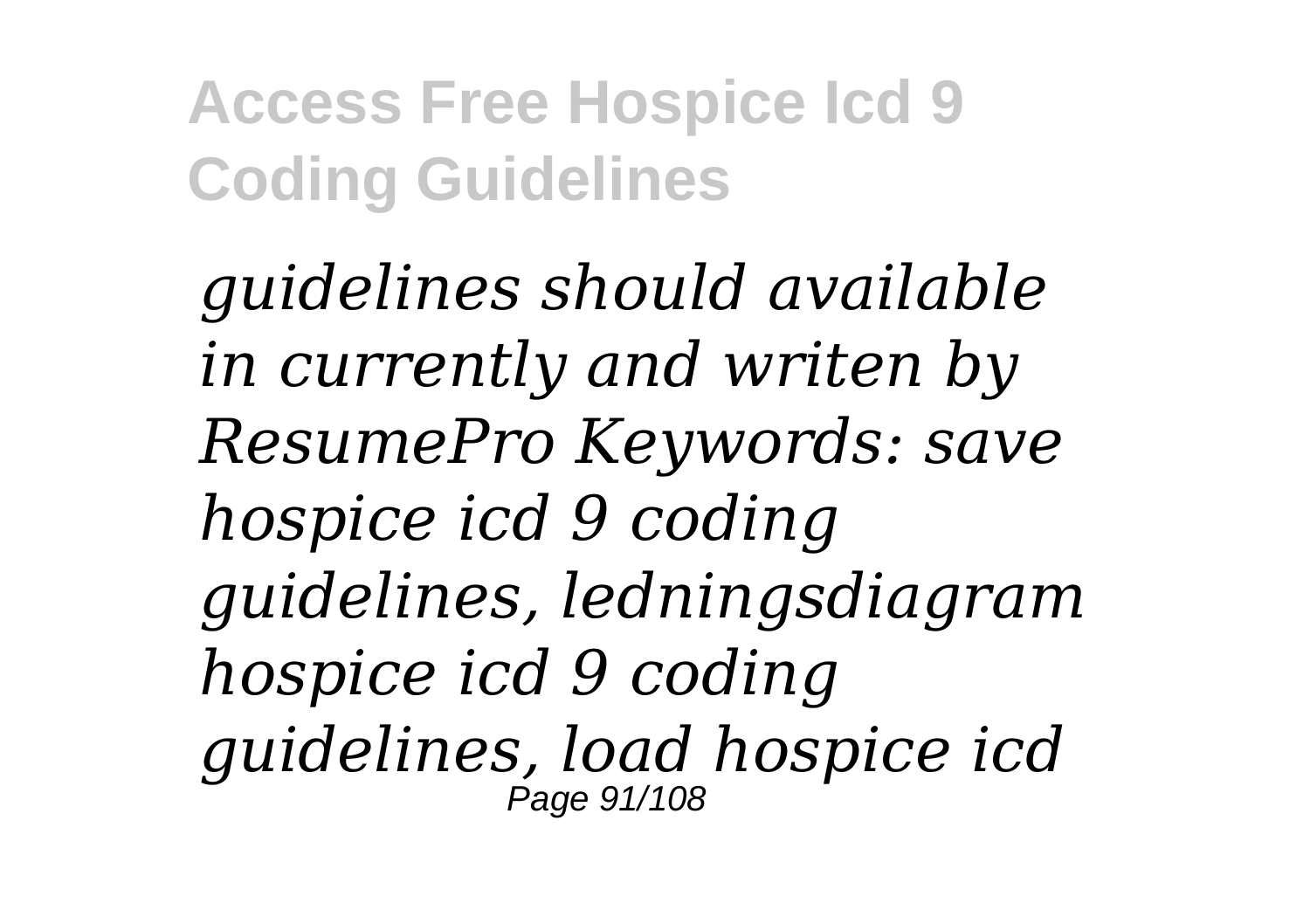*guidelines should available in currently and writen by ResumePro Keywords: save hospice icd 9 coding guidelines, ledningsdiagram hospice icd 9 coding guidelines, load hospice icd*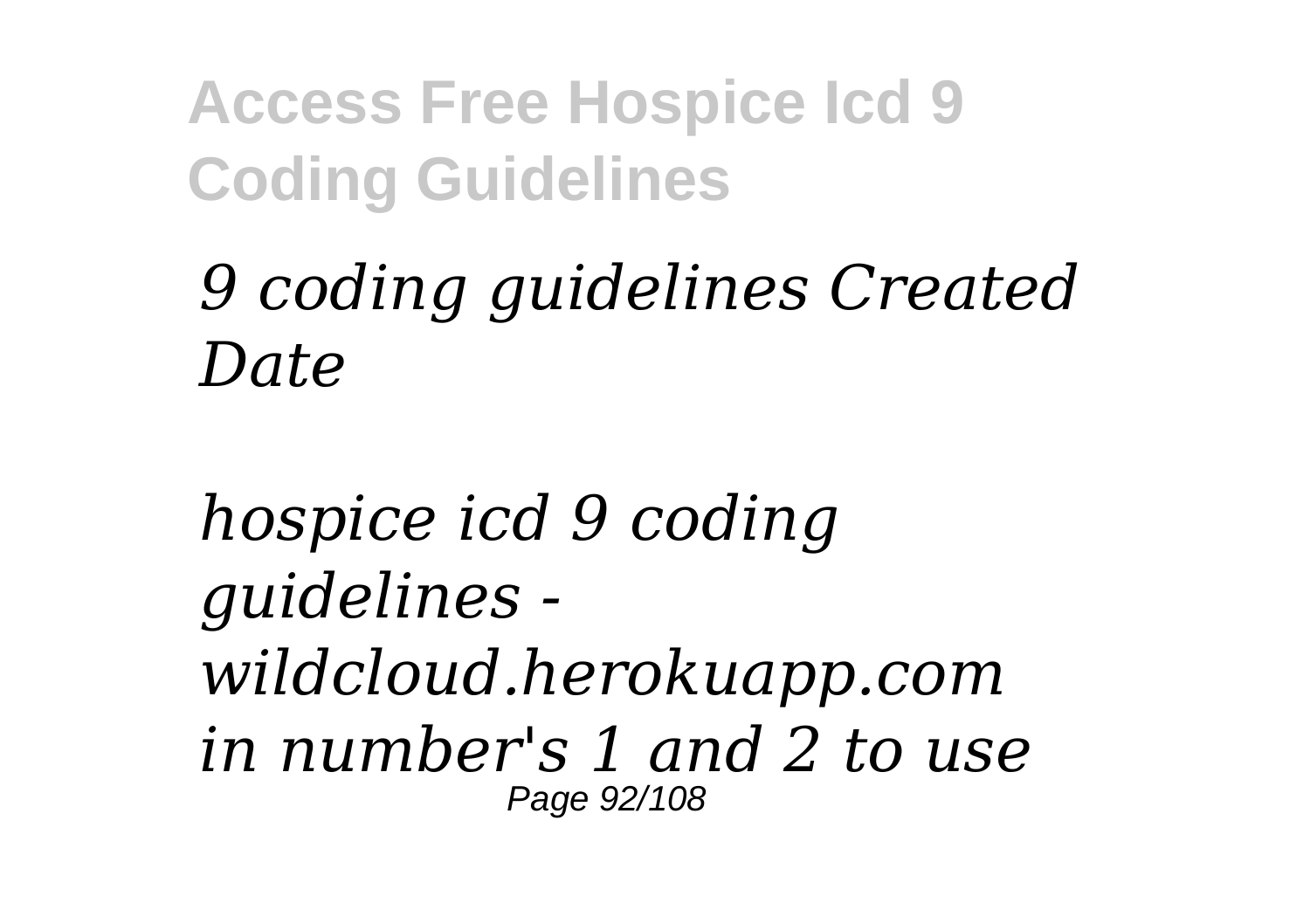*9 coding guidelines Created Date*

*hospice icd 9 coding guidelines - wildcloud.herokuapp.com in number's 1 and 2 to use*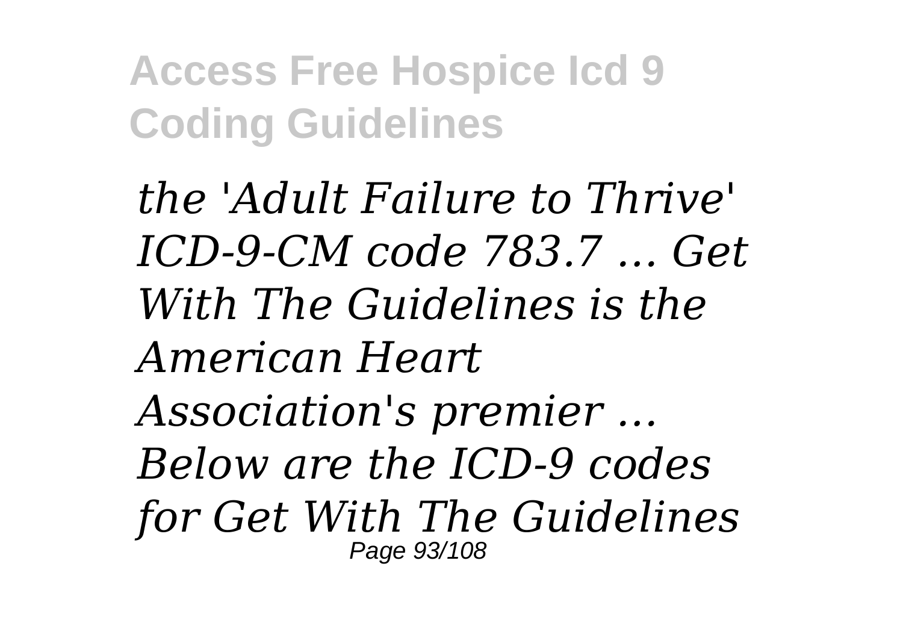*the 'Adult Failure to Thrive' ICD-9-CM code 783.7 ... Get With The Guidelines is the American Heart Association's premier ... Below are the ICD-9 codes for Get With The Guidelines*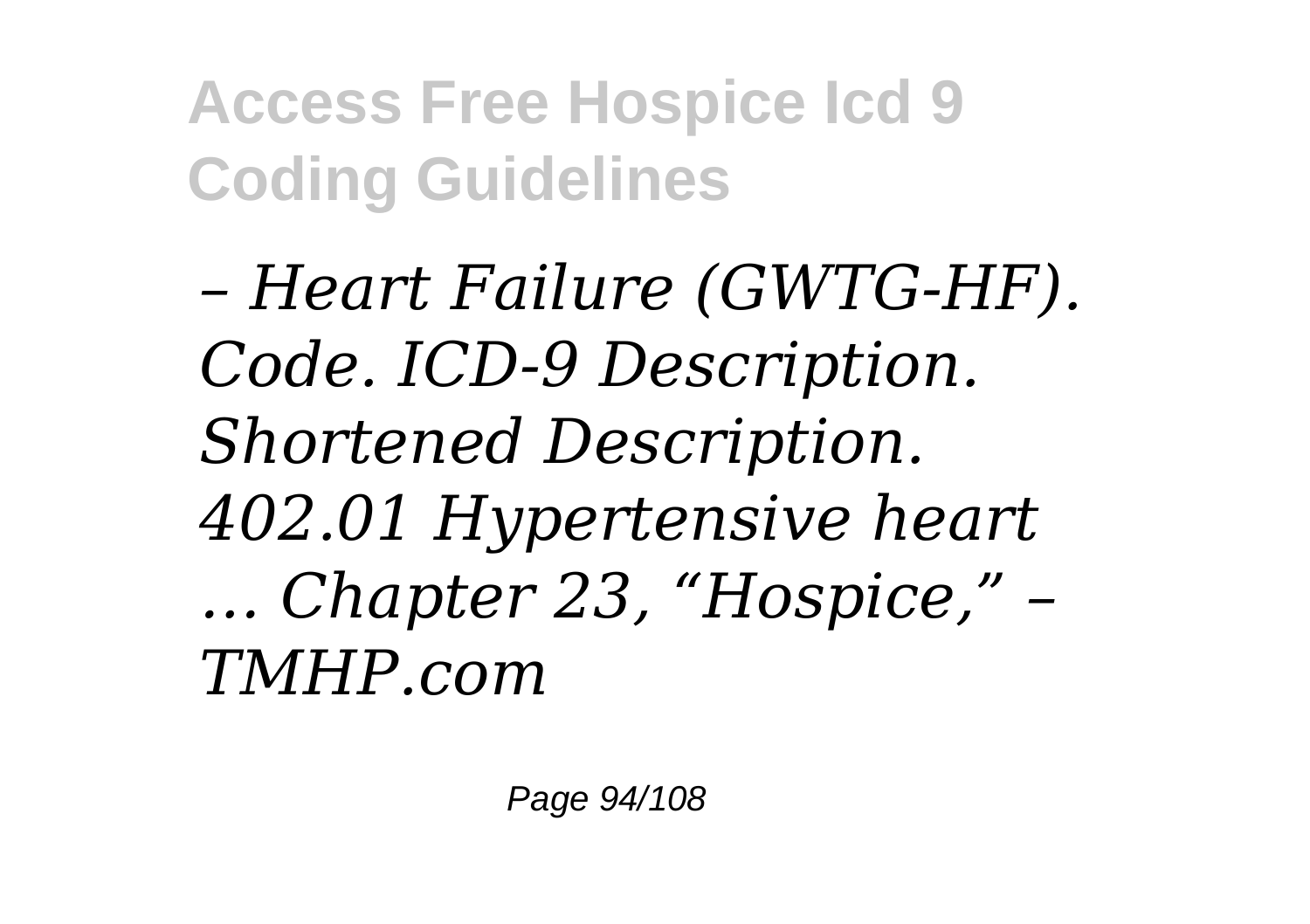*– Heart Failure (GWTG-HF). Code. ICD-9 Description. Shortened Description. 402.01 Hypertensive heart ... Chapter 23, “Hospice,” – TMHP.com*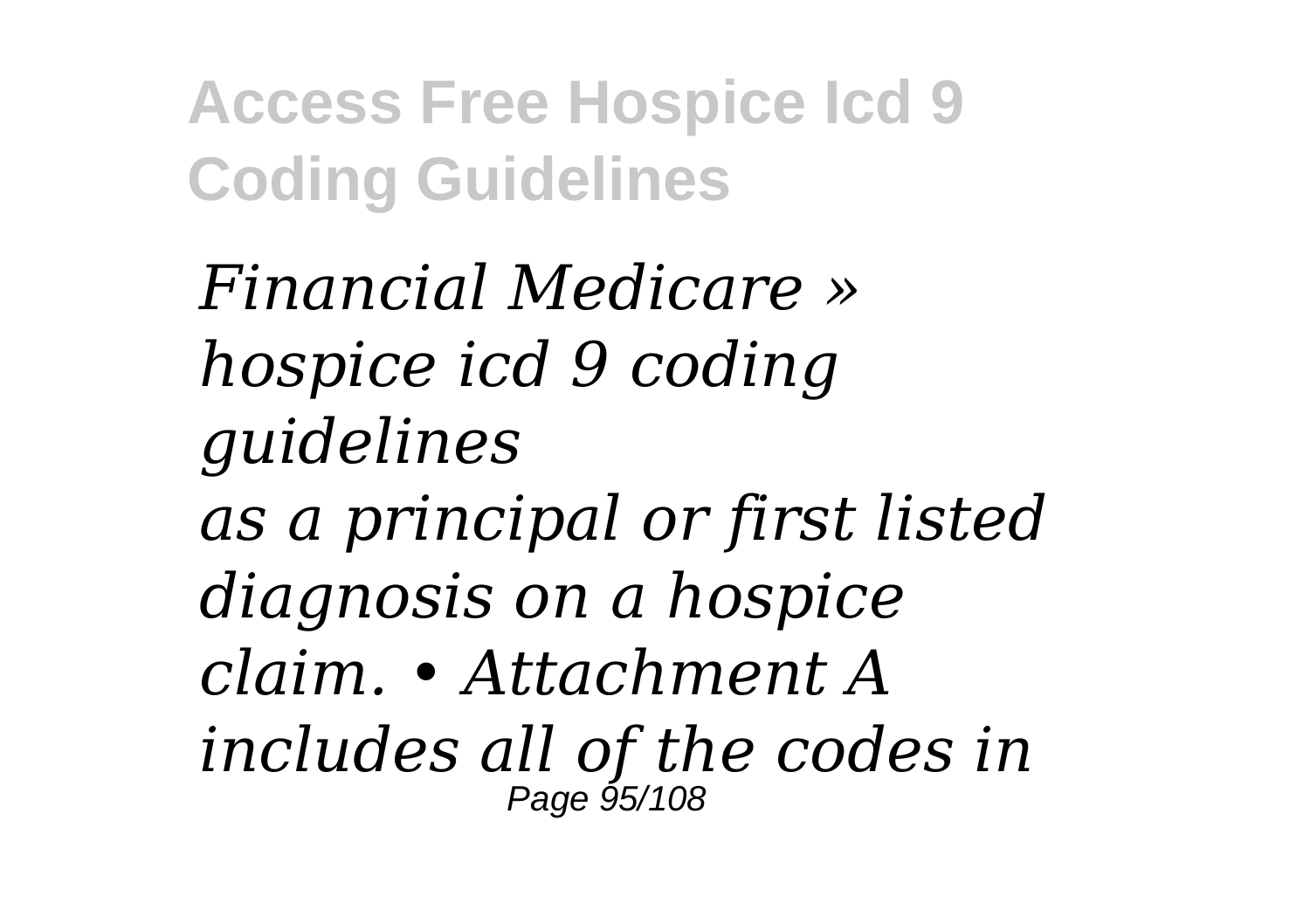*Financial Medicare » hospice icd 9 coding guidelines*
*as a principal or first listed diagnosis on a hospice claim. • Attachment A includes all of the codes in*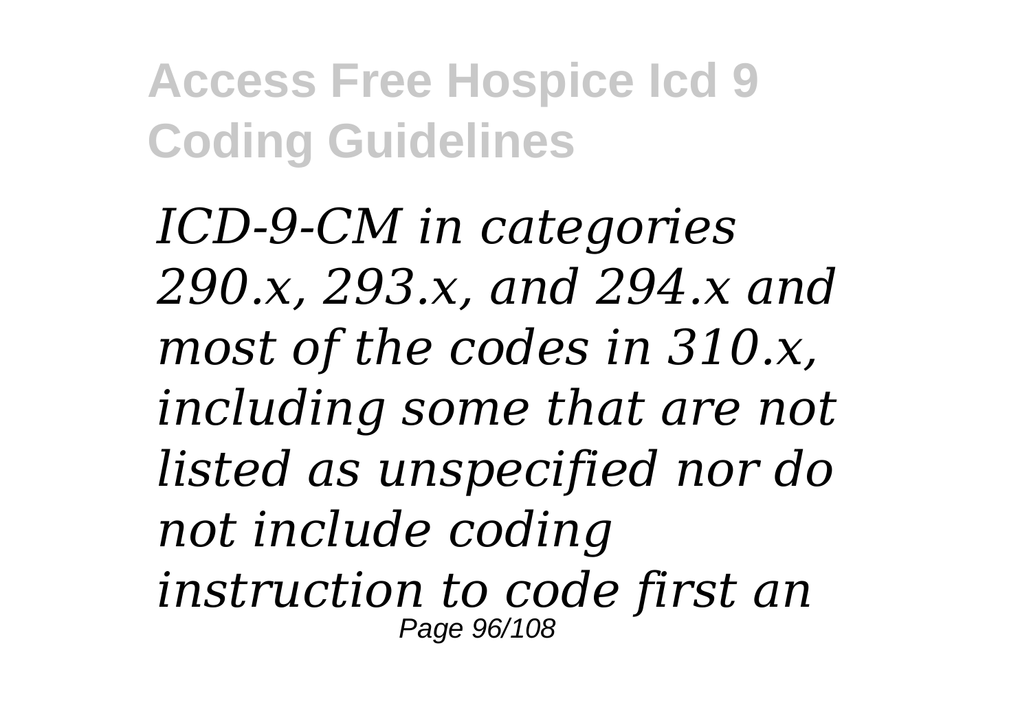*ICD-9-CM in categories 290.x, 293.x, and 294.x and most of the codes in 310.x, including some that are not listed as unspecified nor do not include coding instruction to code first an*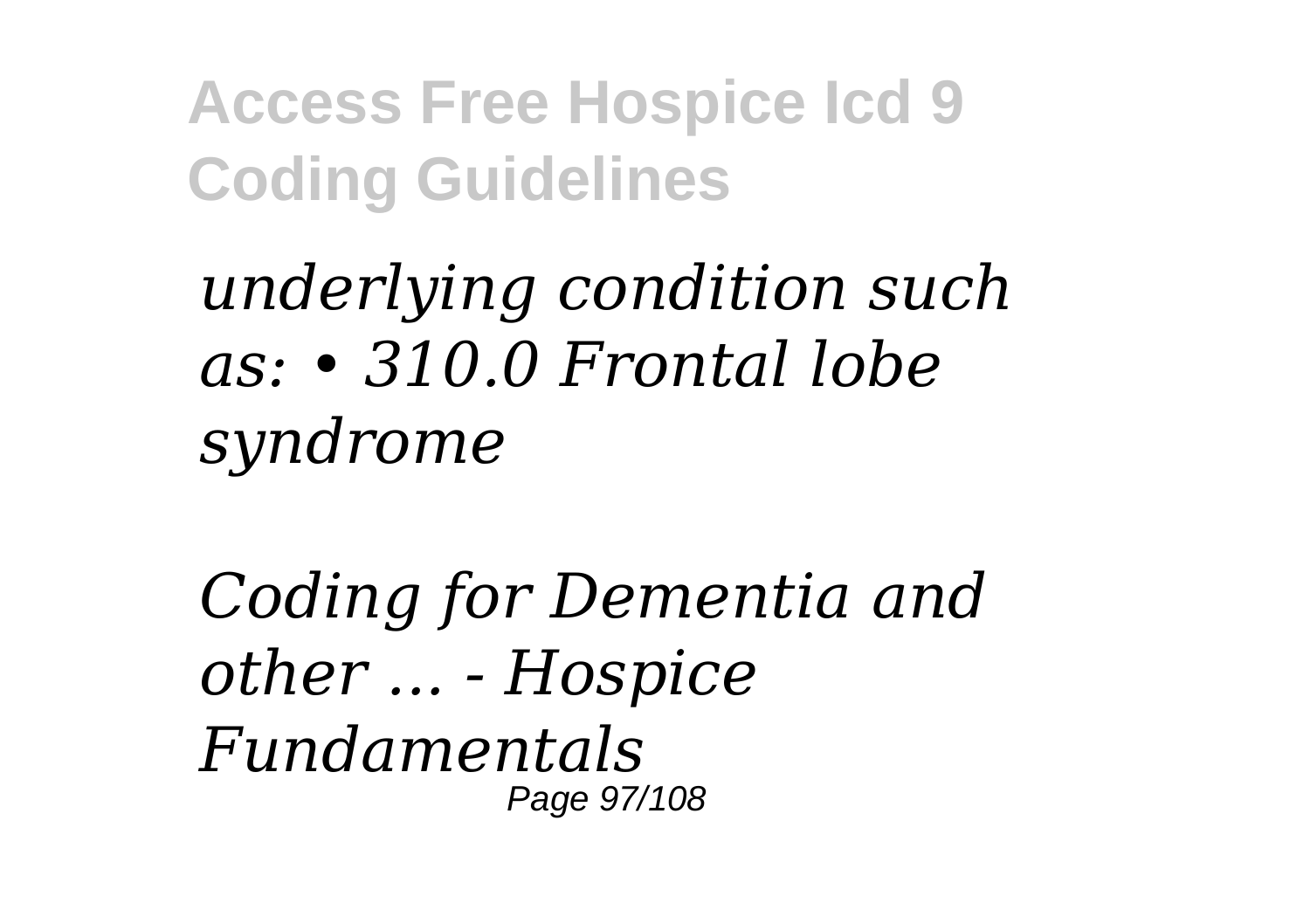*underlying condition such as: • 310.0 Frontal lobe syndrome*

*Coding for Dementia and other ... - Hospice Fundamentals*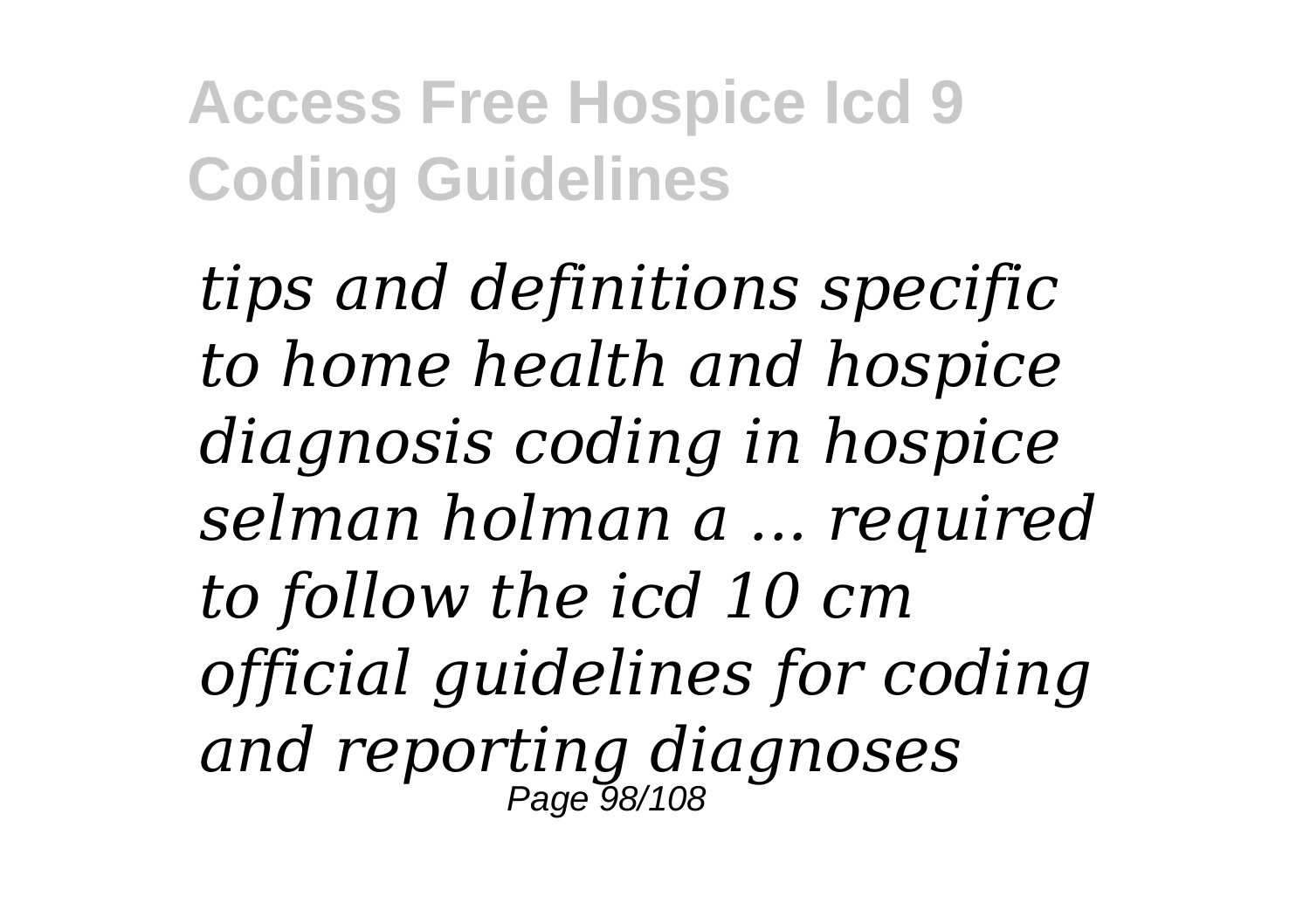*tips and definitions specific to home health and hospice diagnosis coding in hospice selman holman a ... required to follow the icd 10 cm official guidelines for coding and reporting diagnoses*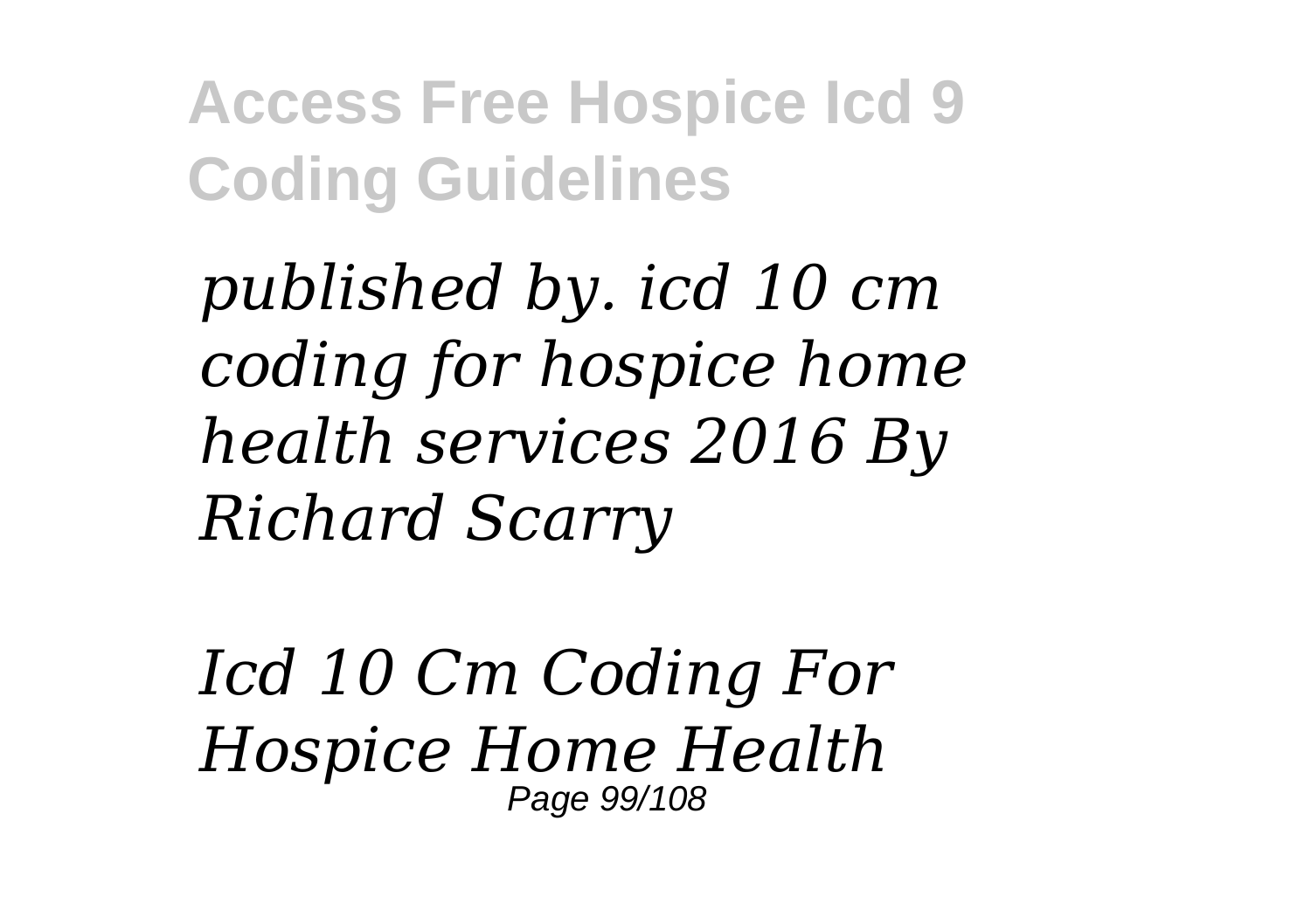*published by. icd 10 cm coding for hospice home health services 2016 By Richard Scarry*

*Icd 10 Cm Coding For Hospice Home Health*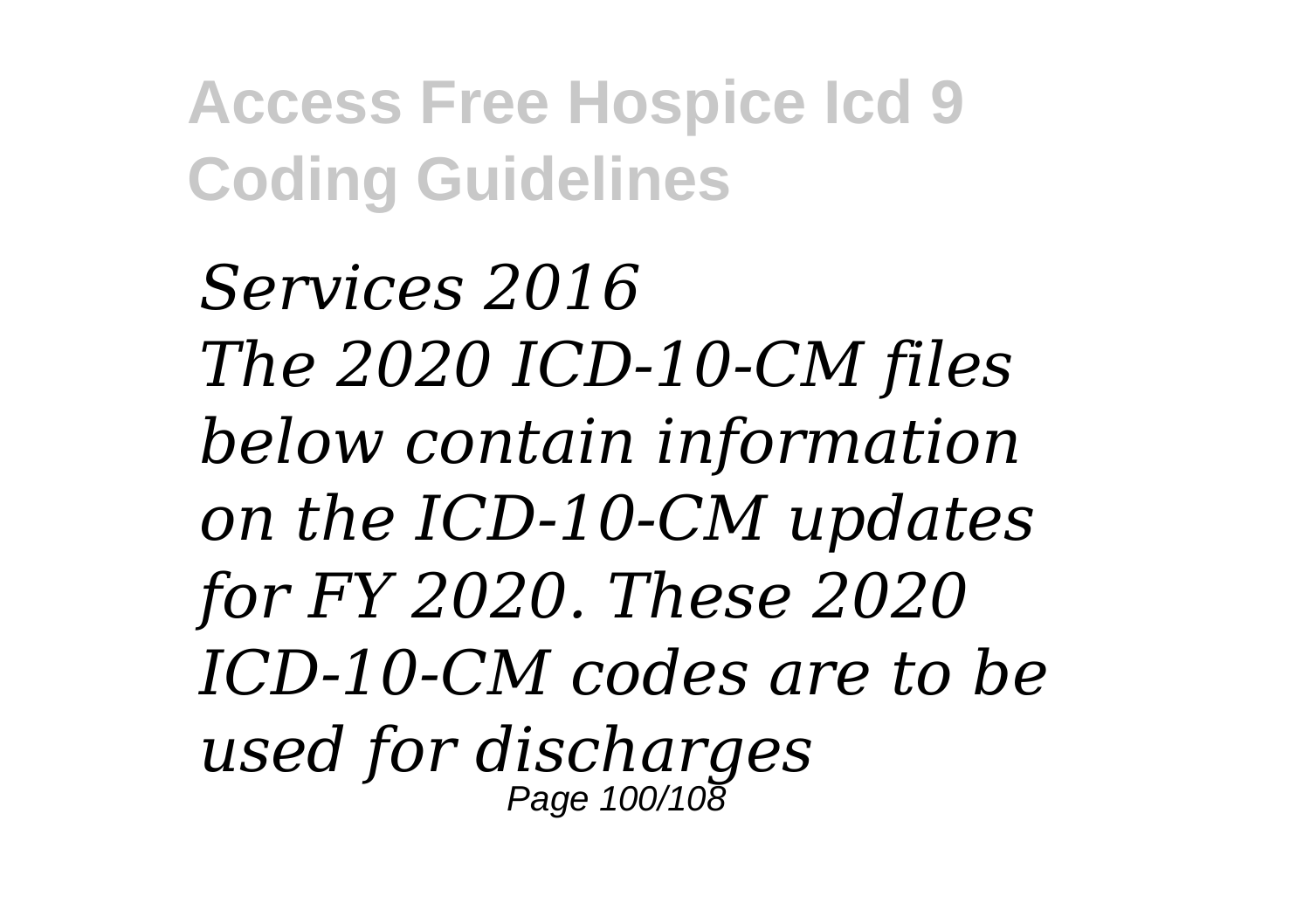*Services 2016*
*The 2020 ICD-10-CM files below contain information on the ICD-10-CM updates for FY 2020. These 2020 ICD-10-CM codes are to be used for discharges*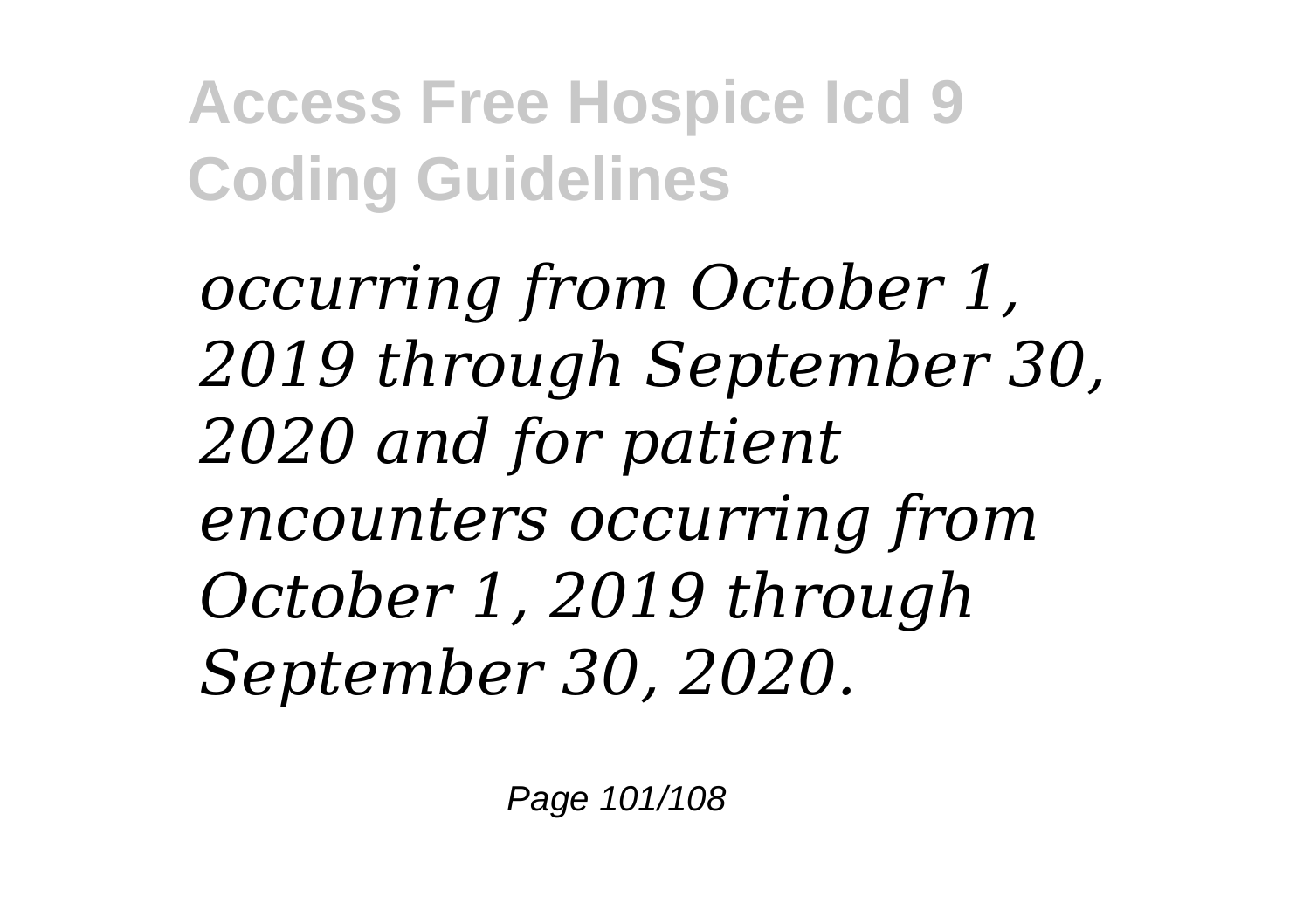*occurring from October 1, 2019 through September 30, 2020 and for patient encounters occurring from October 1, 2019 through September 30, 2020.*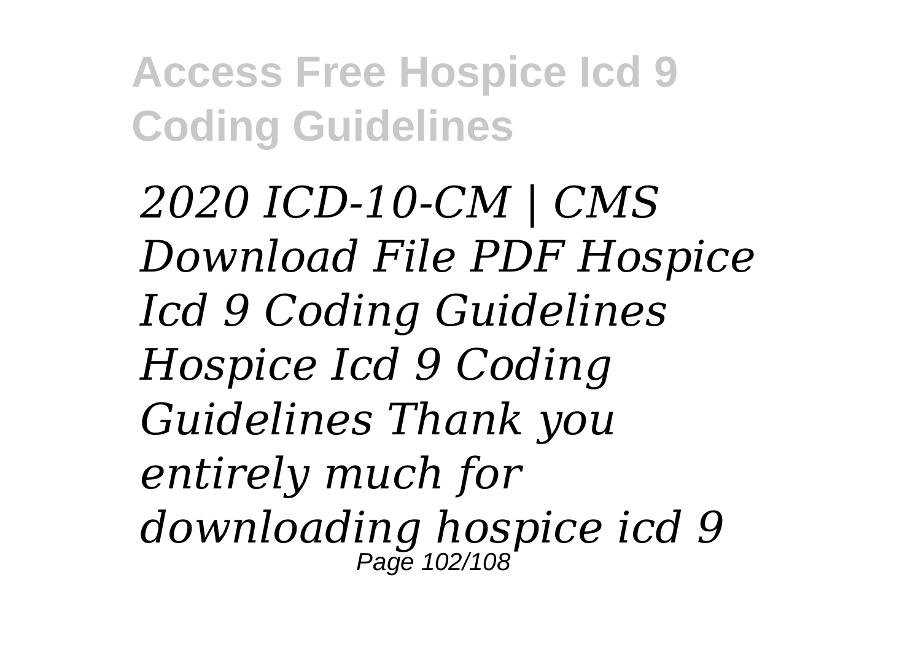*2020 ICD-10-CM | CMS Download File PDF Hospice Icd 9 Coding Guidelines Hospice Icd 9 Coding Guidelines Thank you entirely much for downloading hospice icd 9*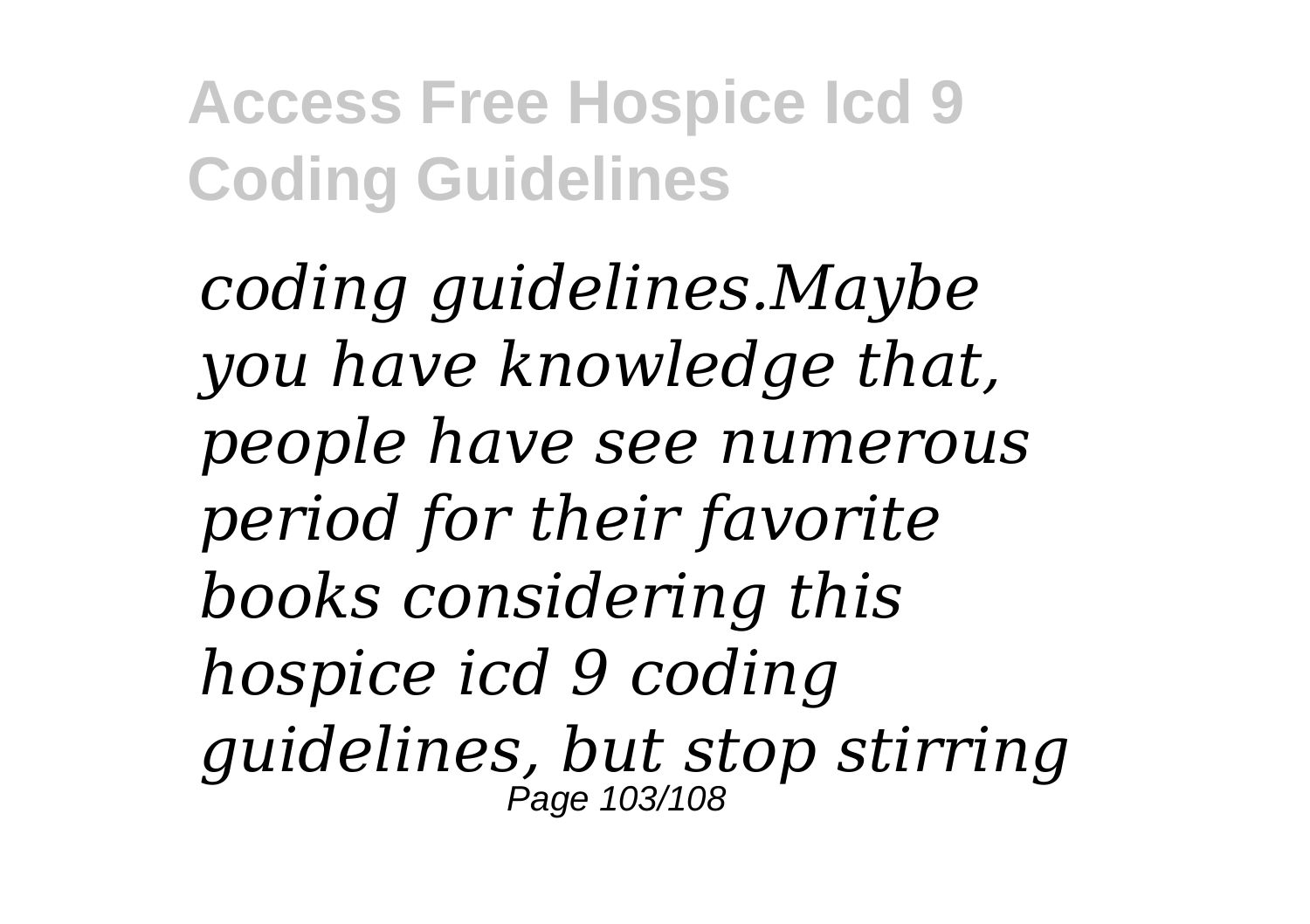*coding guidelines.Maybe you have knowledge that, people have see numerous period for their favorite books considering this hospice icd 9 coding guidelines, but stop stirring*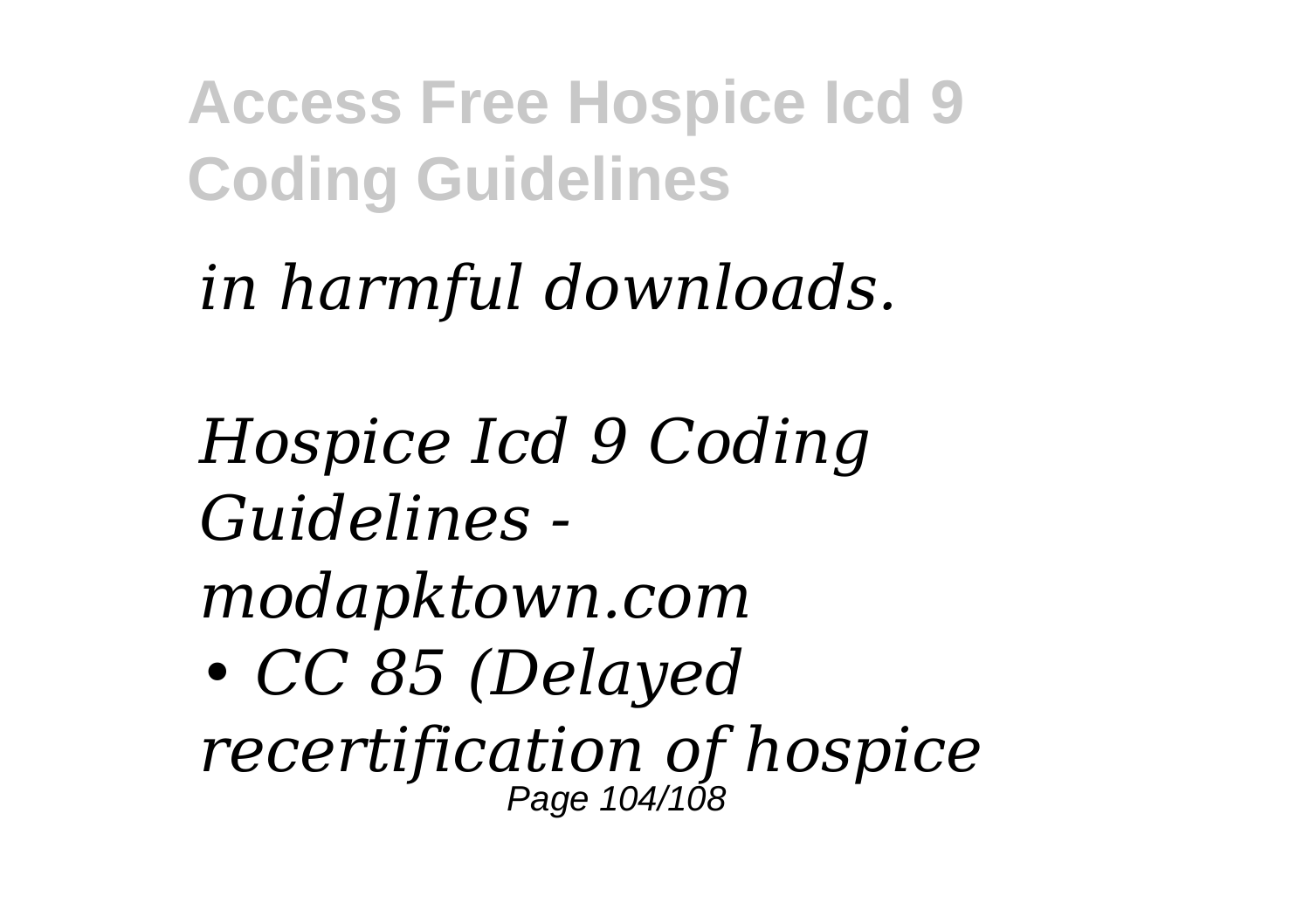*in harmful downloads.*

*Hospice Icd 9 Coding Guidelines - modapktown.com*

- *CC 85 (Delayed recertification of hospice*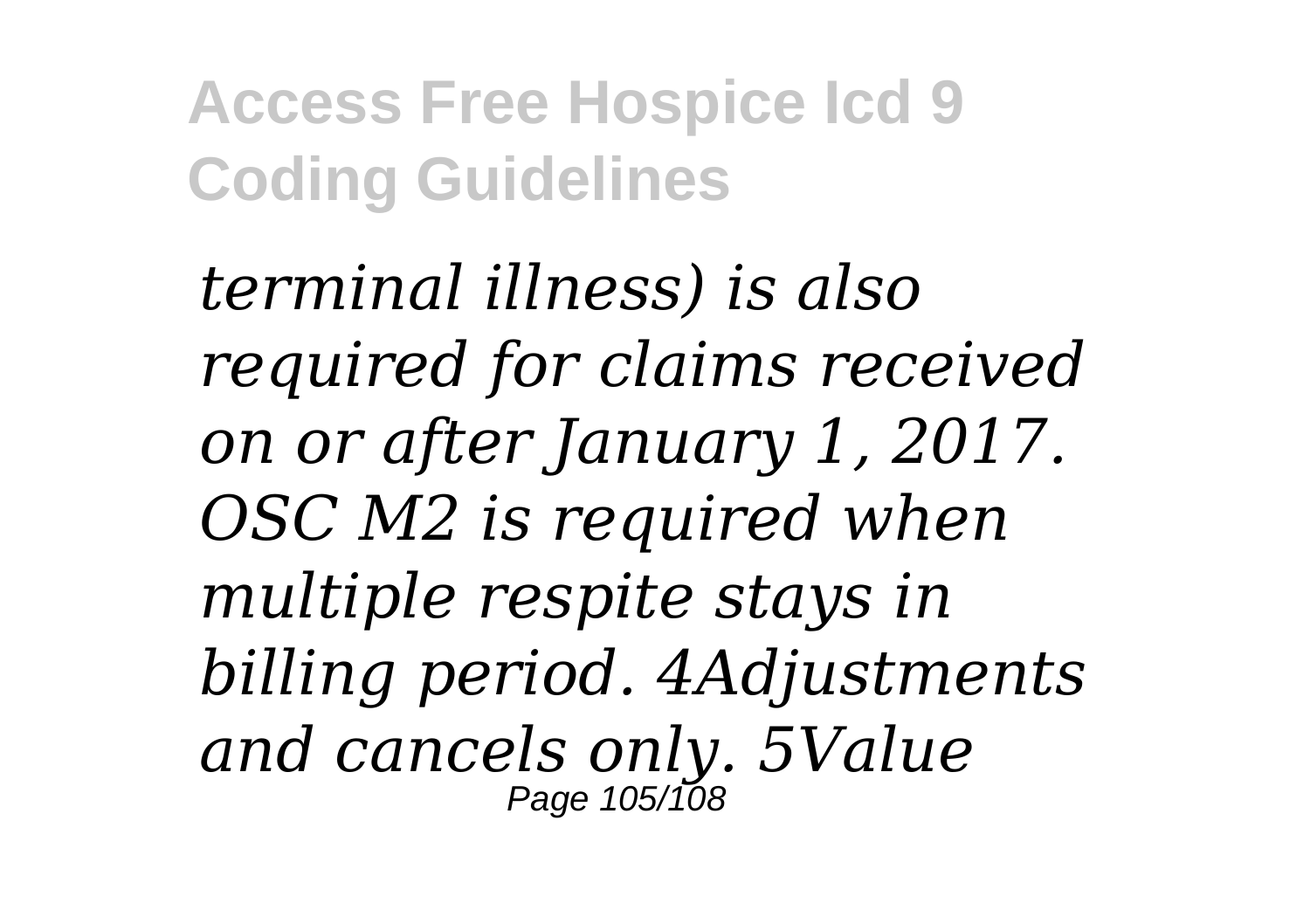*terminal illness) is also required for claims received on or after January 1, 2017. OSC M2 is required when multiple respite stays in billing period. 4Adjustments and cancels only. 5Value*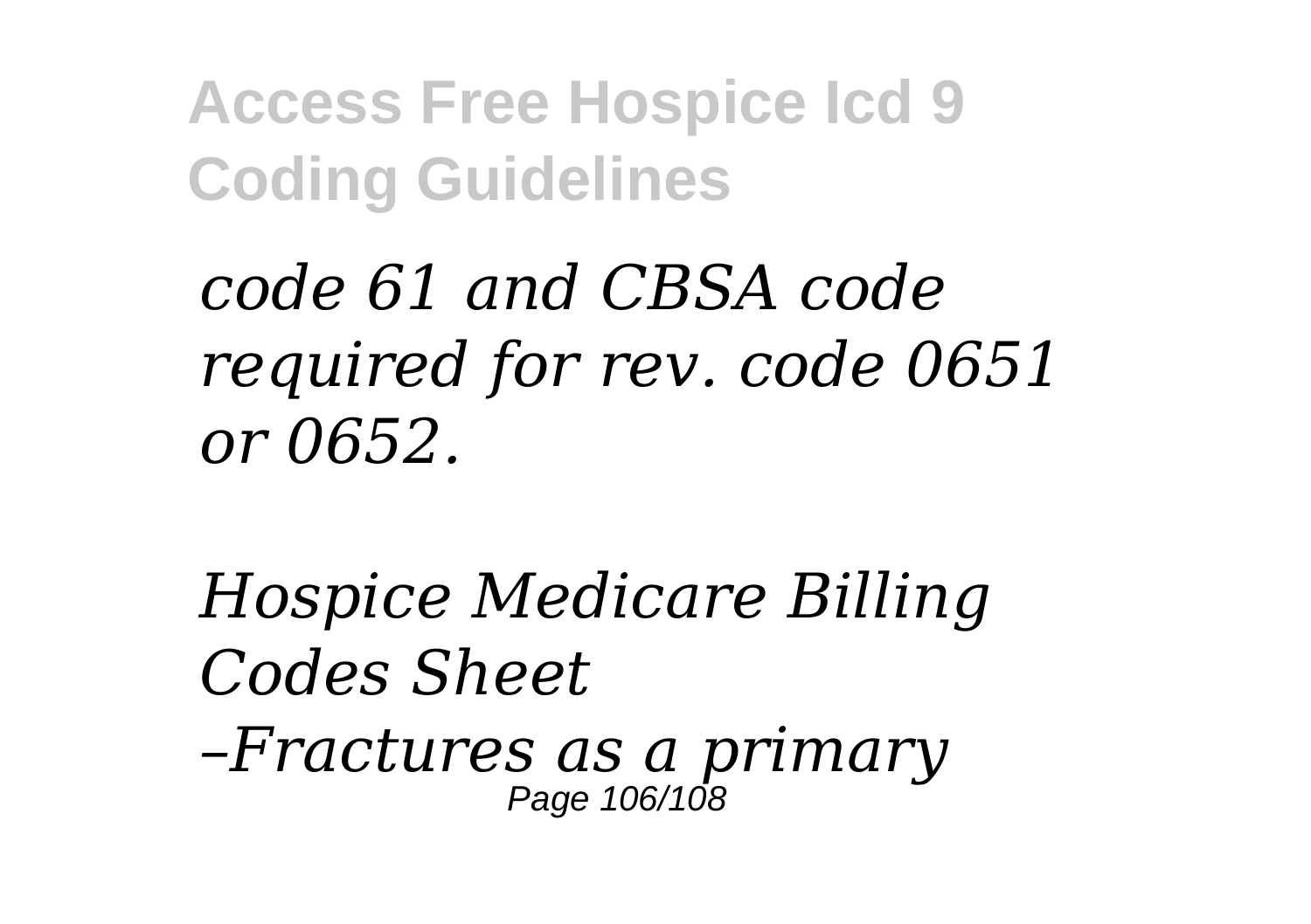*code 61 and CBSA code required for rev. code 0651 or 0652.*

*Hospice Medicare Billing Codes Sheet*

*–Fractures as a primary*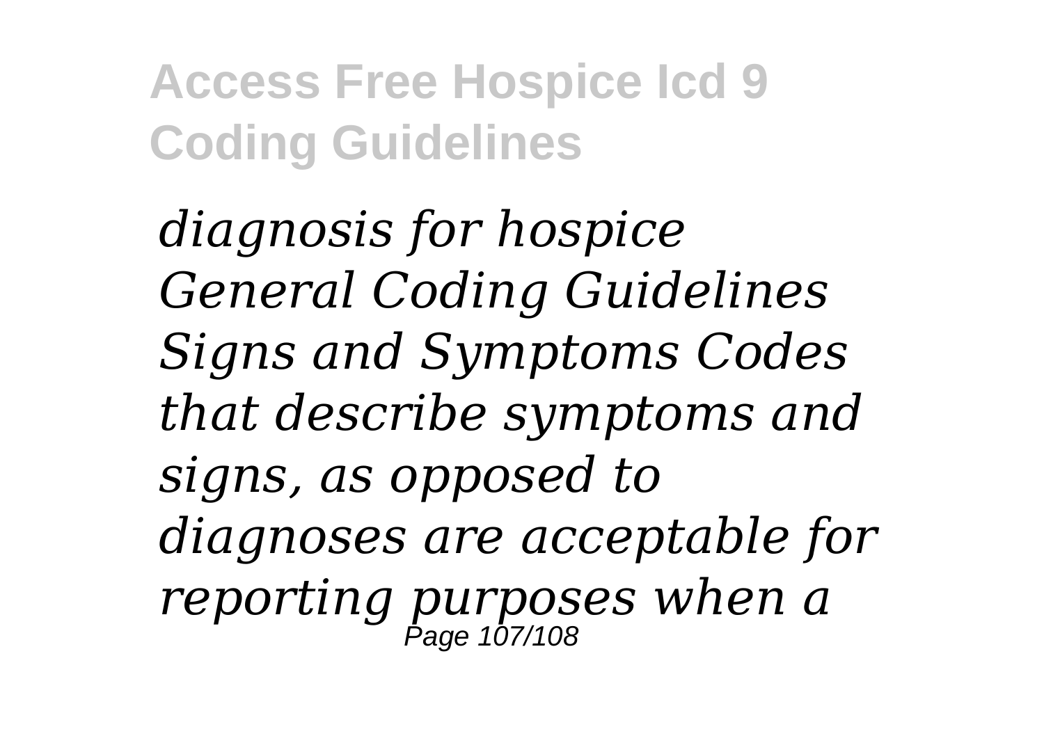*diagnosis for hospice General Coding Guidelines Signs and Symptoms Codes that describe symptoms and signs, as opposed to diagnoses are acceptable for reporting purposes when a*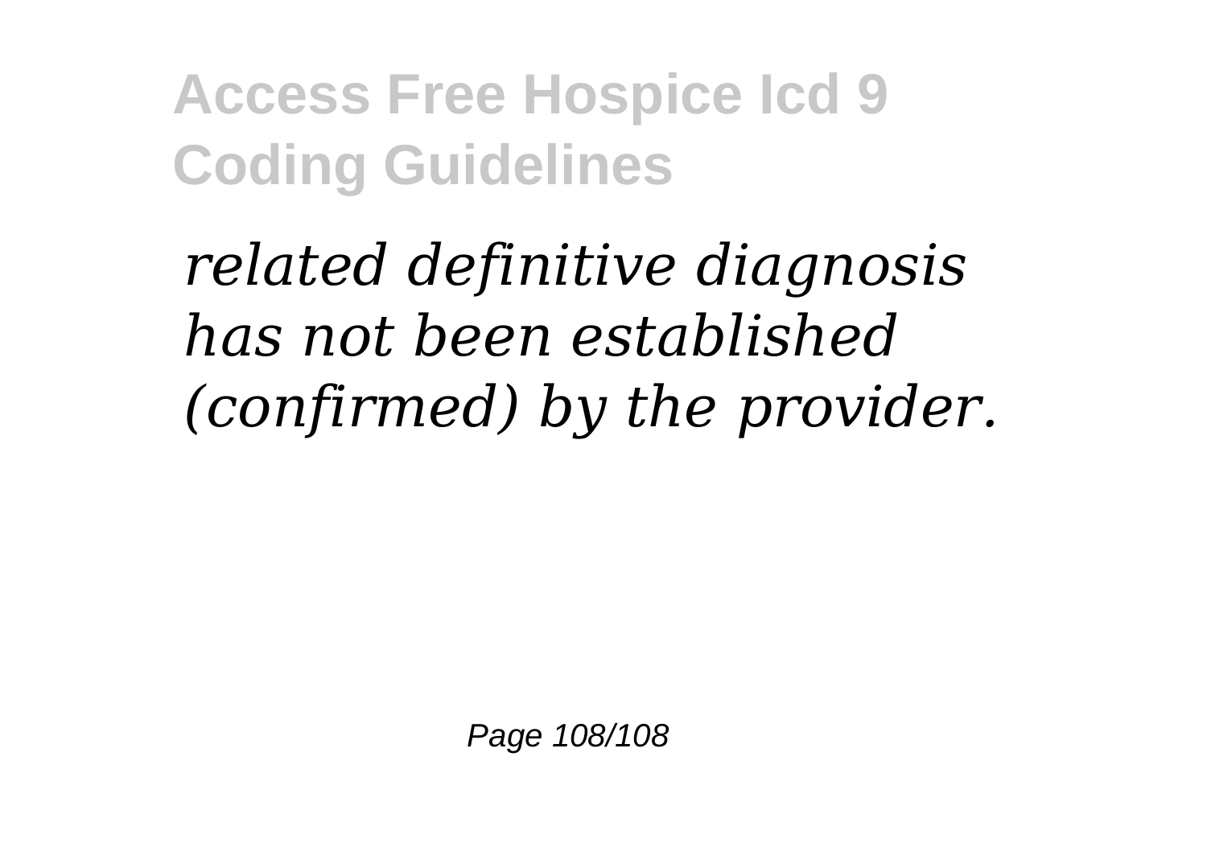*related definitive diagnosis has not been established (confirmed) by the provider.*